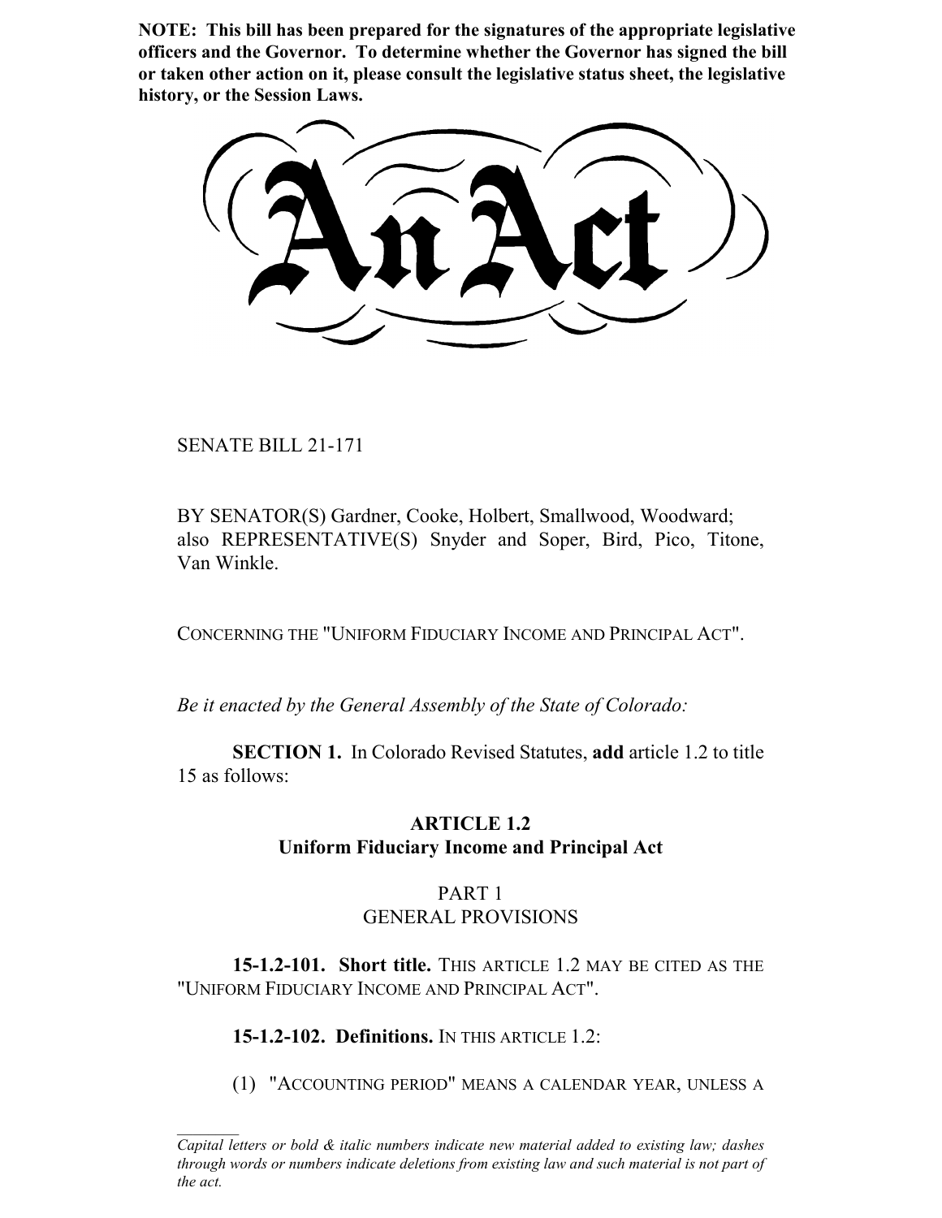**NOTE: This bill has been prepared for the signatures of the appropriate legislative officers and the Governor. To determine whether the Governor has signed the bill or taken other action on it, please consult the legislative status sheet, the legislative history, or the Session Laws.**

# An Act

SENATE BILL 21-171

BY SENATOR(S) Gardner, Cooke, Holbert, Smallwood, Woodward; also REPRESENTATIVE(S) Snyder and Soper, Bird, Pico, Titone, Van Winkle.

CONCERNING THE "UNIFORM FIDUCIARY INCOME AND PRINCIPAL ACT".

*Be it enacted by the General Assembly of the State of Colorado:*

**SECTION 1.** In Colorado Revised Statutes, **add** article 1.2 to title 15 as follows:

## ARTICLE 1.2
## Uniform Fiduciary Income and Principal Act

### PART 1
### GENERAL PROVISIONS

**15-1.2-101. Short title.** THIS ARTICLE 1.2 MAY BE CITED AS THE "UNIFORM FIDUCIARY INCOME AND PRINCIPAL ACT".

**15-1.2-102. Definitions.** IN THIS ARTICLE 1.2:

(1) "ACCOUNTING PERIOD" MEANS A CALENDAR YEAR, UNLESS A

---

*Capital letters or bold & italic numbers indicate new material added to existing law; dashes through words or numbers indicate deletions from existing law and such material is not part of the act.*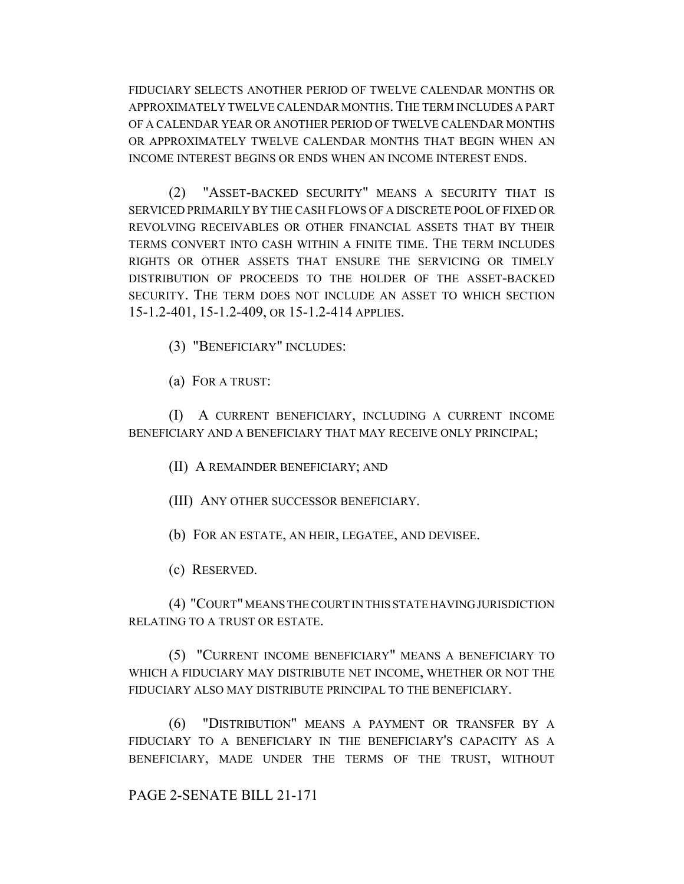FIDUCIARY SELECTS ANOTHER PERIOD OF TWELVE CALENDAR MONTHS OR APPROXIMATELY TWELVE CALENDAR MONTHS. THE TERM INCLUDES A PART OF A CALENDAR YEAR OR ANOTHER PERIOD OF TWELVE CALENDAR MONTHS OR APPROXIMATELY TWELVE CALENDAR MONTHS THAT BEGIN WHEN AN INCOME INTEREST BEGINS OR ENDS WHEN AN INCOME INTEREST ENDS.

(2) "ASSET-BACKED SECURITY" MEANS A SECURITY THAT IS SERVICED PRIMARILY BY THE CASH FLOWS OF A DISCRETE POOL OF FIXED OR REVOLVING RECEIVABLES OR OTHER FINANCIAL ASSETS THAT BY THEIR TERMS CONVERT INTO CASH WITHIN A FINITE TIME. THE TERM INCLUDES RIGHTS OR OTHER ASSETS THAT ENSURE THE SERVICING OR TIMELY DISTRIBUTION OF PROCEEDS TO THE HOLDER OF THE ASSET-BACKED SECURITY. THE TERM DOES NOT INCLUDE AN ASSET TO WHICH SECTION 15-1.2-401, 15-1.2-409, OR 15-1.2-414 APPLIES.

(3) "BENEFICIARY" INCLUDES:

(a) FOR A TRUST:

(I) A CURRENT BENEFICIARY, INCLUDING A CURRENT INCOME BENEFICIARY AND A BENEFICIARY THAT MAY RECEIVE ONLY PRINCIPAL;

(II) A REMAINDER BENEFICIARY; AND

(III) ANY OTHER SUCCESSOR BENEFICIARY.

(b) FOR AN ESTATE, AN HEIR, LEGATEE, AND DEVISEE.

(c) RESERVED.

(4) "COURT" MEANS THE COURT IN THIS STATE HAVING JURISDICTION RELATING TO A TRUST OR ESTATE.

(5) "CURRENT INCOME BENEFICIARY" MEANS A BENEFICIARY TO WHICH A FIDUCIARY MAY DISTRIBUTE NET INCOME, WHETHER OR NOT THE FIDUCIARY ALSO MAY DISTRIBUTE PRINCIPAL TO THE BENEFICIARY.

(6) "DISTRIBUTION" MEANS A PAYMENT OR TRANSFER BY A FIDUCIARY TO A BENEFICIARY IN THE BENEFICIARY'S CAPACITY AS A BENEFICIARY, MADE UNDER THE TERMS OF THE TRUST, WITHOUT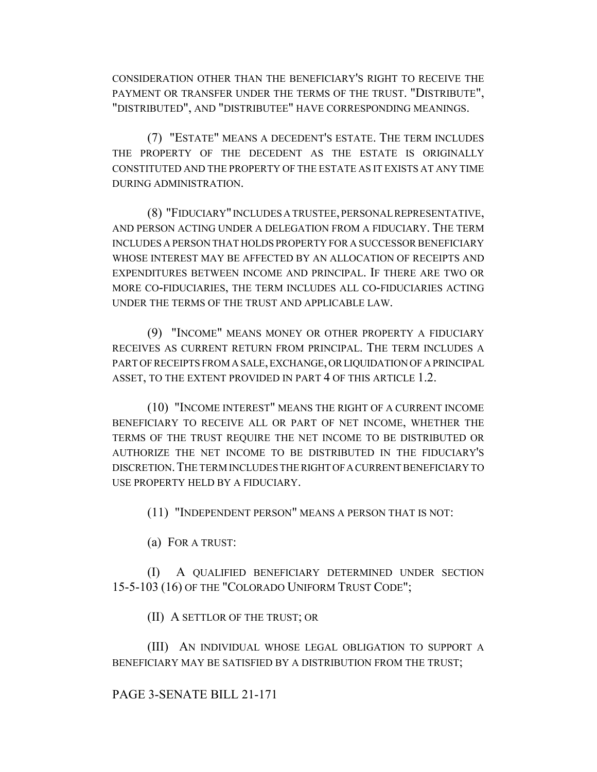CONSIDERATION OTHER THAN THE BENEFICIARY'S RIGHT TO RECEIVE THE PAYMENT OR TRANSFER UNDER THE TERMS OF THE TRUST. "DISTRIBUTE", "DISTRIBUTED", AND "DISTRIBUTEE" HAVE CORRESPONDING MEANINGS.

(7) "ESTATE" MEANS A DECEDENT'S ESTATE. THE TERM INCLUDES THE PROPERTY OF THE DECEDENT AS THE ESTATE IS ORIGINALLY CONSTITUTED AND THE PROPERTY OF THE ESTATE AS IT EXISTS AT ANY TIME DURING ADMINISTRATION.

(8) "FIDUCIARY" INCLUDES A TRUSTEE, PERSONAL REPRESENTATIVE, AND PERSON ACTING UNDER A DELEGATION FROM A FIDUCIARY. THE TERM INCLUDES A PERSON THAT HOLDS PROPERTY FOR A SUCCESSOR BENEFICIARY WHOSE INTEREST MAY BE AFFECTED BY AN ALLOCATION OF RECEIPTS AND EXPENDITURES BETWEEN INCOME AND PRINCIPAL. IF THERE ARE TWO OR MORE CO-FIDUCIARIES, THE TERM INCLUDES ALL CO-FIDUCIARIES ACTING UNDER THE TERMS OF THE TRUST AND APPLICABLE LAW.

(9) "INCOME" MEANS MONEY OR OTHER PROPERTY A FIDUCIARY RECEIVES AS CURRENT RETURN FROM PRINCIPAL. THE TERM INCLUDES A PART OF RECEIPTS FROM A SALE, EXCHANGE, OR LIQUIDATION OF A PRINCIPAL ASSET, TO THE EXTENT PROVIDED IN PART 4 OF THIS ARTICLE 1.2.

(10) "INCOME INTEREST" MEANS THE RIGHT OF A CURRENT INCOME BENEFICIARY TO RECEIVE ALL OR PART OF NET INCOME, WHETHER THE TERMS OF THE TRUST REQUIRE THE NET INCOME TO BE DISTRIBUTED OR AUTHORIZE THE NET INCOME TO BE DISTRIBUTED IN THE FIDUCIARY'S DISCRETION. THE TERM INCLUDES THE RIGHT OF A CURRENT BENEFICIARY TO USE PROPERTY HELD BY A FIDUCIARY.

(11) "INDEPENDENT PERSON" MEANS A PERSON THAT IS NOT:

(a) FOR A TRUST:

(I) A QUALIFIED BENEFICIARY DETERMINED UNDER SECTION 15-5-103 (16) OF THE "COLORADO UNIFORM TRUST CODE";

(II) A SETTLOR OF THE TRUST; OR

(III) AN INDIVIDUAL WHOSE LEGAL OBLIGATION TO SUPPORT A BENEFICIARY MAY BE SATISFIED BY A DISTRIBUTION FROM THE TRUST;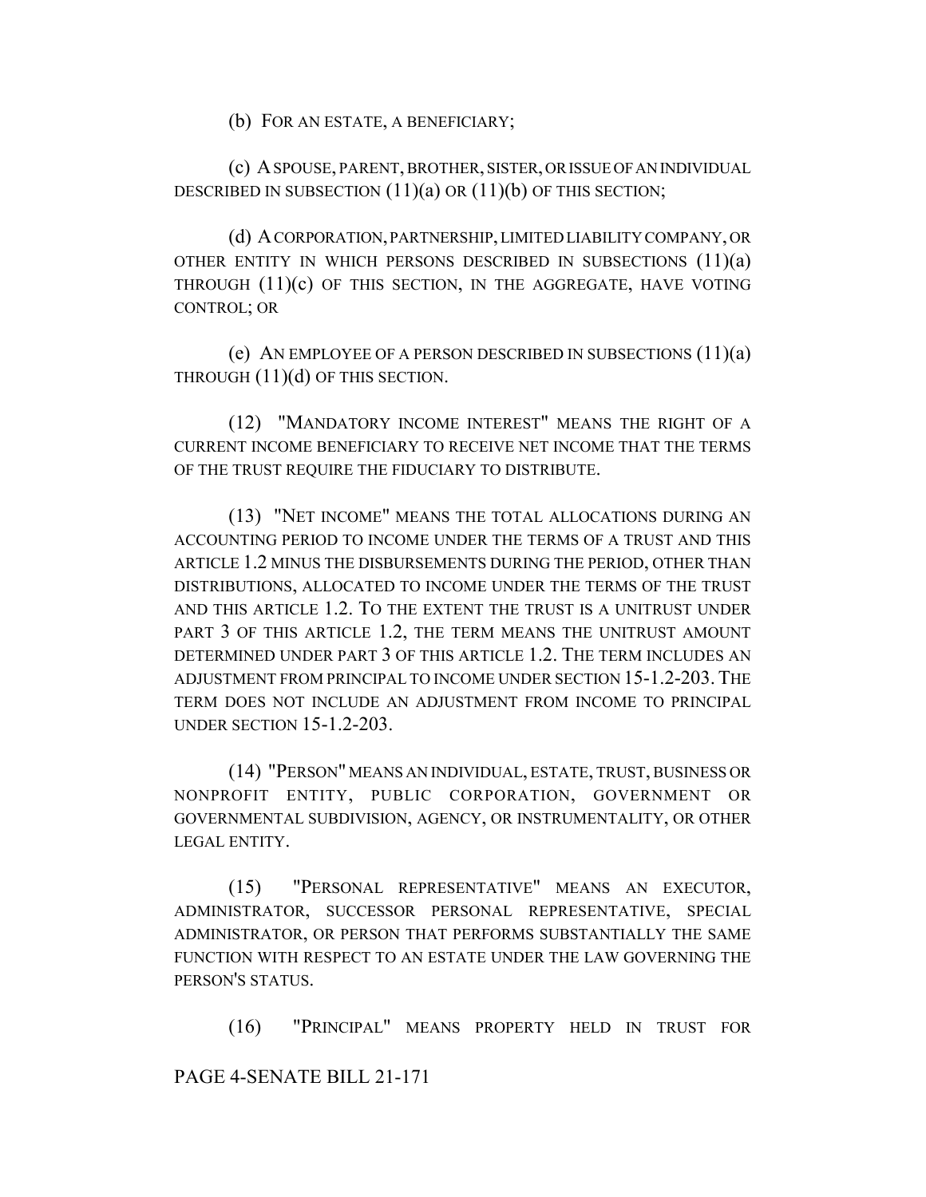(b) FOR AN ESTATE, A BENEFICIARY;

(c) A SPOUSE, PARENT, BROTHER, SISTER, OR ISSUE OF AN INDIVIDUAL DESCRIBED IN SUBSECTION (11)(a) OR (11)(b) OF THIS SECTION;

(d) A CORPORATION, PARTNERSHIP, LIMITED LIABILITY COMPANY, OR OTHER ENTITY IN WHICH PERSONS DESCRIBED IN SUBSECTIONS (11)(a) THROUGH (11)(c) OF THIS SECTION, IN THE AGGREGATE, HAVE VOTING CONTROL; OR

(e) AN EMPLOYEE OF A PERSON DESCRIBED IN SUBSECTIONS (11)(a) THROUGH (11)(d) OF THIS SECTION.

(12) "MANDATORY INCOME INTEREST" MEANS THE RIGHT OF A CURRENT INCOME BENEFICIARY TO RECEIVE NET INCOME THAT THE TERMS OF THE TRUST REQUIRE THE FIDUCIARY TO DISTRIBUTE.

(13) "NET INCOME" MEANS THE TOTAL ALLOCATIONS DURING AN ACCOUNTING PERIOD TO INCOME UNDER THE TERMS OF A TRUST AND THIS ARTICLE 1.2 MINUS THE DISBURSEMENTS DURING THE PERIOD, OTHER THAN DISTRIBUTIONS, ALLOCATED TO INCOME UNDER THE TERMS OF THE TRUST AND THIS ARTICLE 1.2. TO THE EXTENT THE TRUST IS A UNITRUST UNDER PART 3 OF THIS ARTICLE 1.2, THE TERM MEANS THE UNITRUST AMOUNT DETERMINED UNDER PART 3 OF THIS ARTICLE 1.2. THE TERM INCLUDES AN ADJUSTMENT FROM PRINCIPAL TO INCOME UNDER SECTION 15-1.2-203. THE TERM DOES NOT INCLUDE AN ADJUSTMENT FROM INCOME TO PRINCIPAL UNDER SECTION 15-1.2-203.

(14) "PERSON" MEANS AN INDIVIDUAL, ESTATE, TRUST, BUSINESS OR NONPROFIT ENTITY, PUBLIC CORPORATION, GOVERNMENT OR GOVERNMENTAL SUBDIVISION, AGENCY, OR INSTRUMENTALITY, OR OTHER LEGAL ENTITY.

(15) "PERSONAL REPRESENTATIVE" MEANS AN EXECUTOR, ADMINISTRATOR, SUCCESSOR PERSONAL REPRESENTATIVE, SPECIAL ADMINISTRATOR, OR PERSON THAT PERFORMS SUBSTANTIALLY THE SAME FUNCTION WITH RESPECT TO AN ESTATE UNDER THE LAW GOVERNING THE PERSON'S STATUS.

(16) "PRINCIPAL" MEANS PROPERTY HELD IN TRUST FOR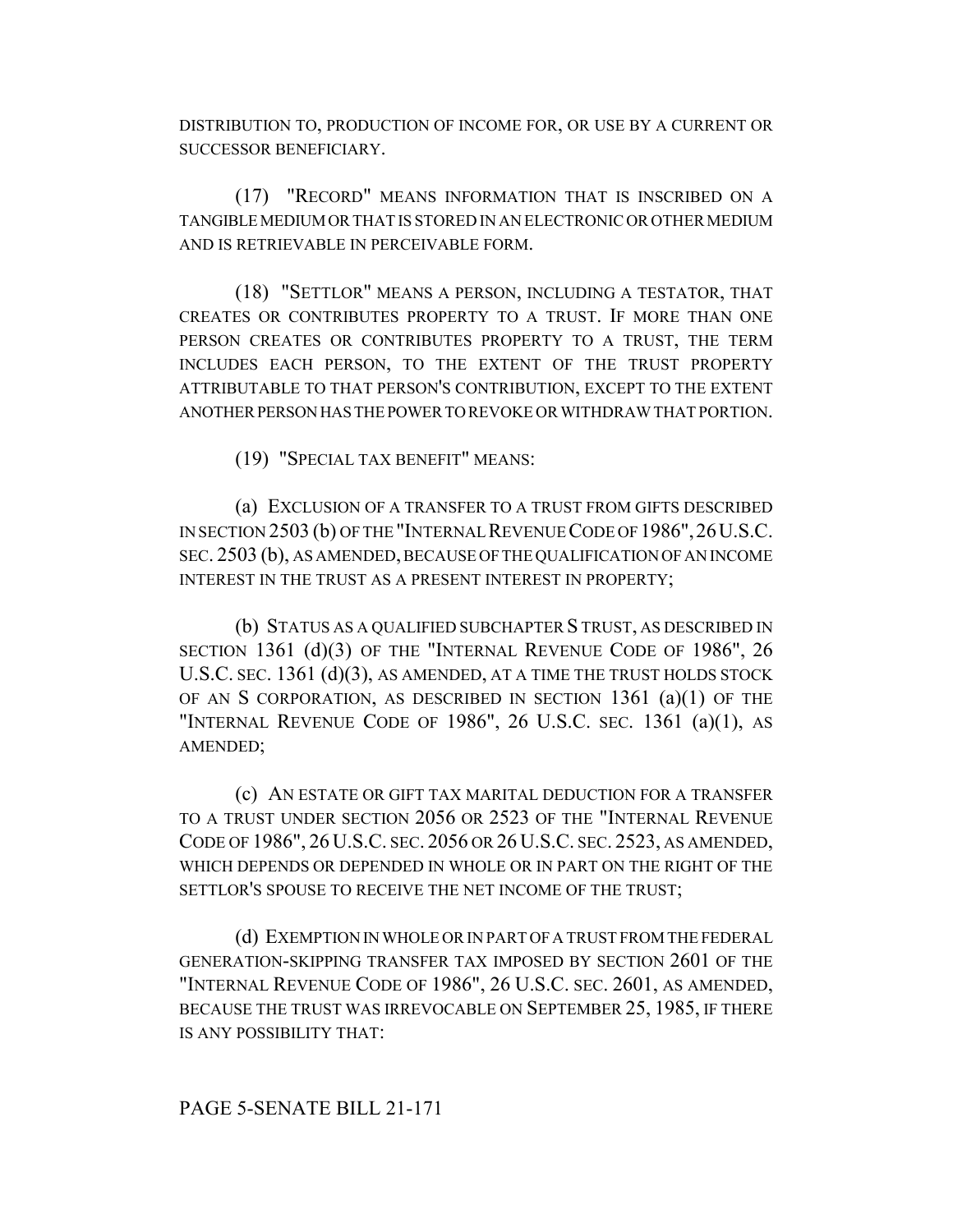DISTRIBUTION TO, PRODUCTION OF INCOME FOR, OR USE BY A CURRENT OR SUCCESSOR BENEFICIARY.

(17) "RECORD" MEANS INFORMATION THAT IS INSCRIBED ON A TANGIBLE MEDIUM OR THAT IS STORED IN AN ELECTRONIC OR OTHER MEDIUM AND IS RETRIEVABLE IN PERCEIVABLE FORM.

(18) "SETTLOR" MEANS A PERSON, INCLUDING A TESTATOR, THAT CREATES OR CONTRIBUTES PROPERTY TO A TRUST. IF MORE THAN ONE PERSON CREATES OR CONTRIBUTES PROPERTY TO A TRUST, THE TERM INCLUDES EACH PERSON, TO THE EXTENT OF THE TRUST PROPERTY ATTRIBUTABLE TO THAT PERSON'S CONTRIBUTION, EXCEPT TO THE EXTENT ANOTHER PERSON HAS THE POWER TO REVOKE OR WITHDRAW THAT PORTION.

(19) "SPECIAL TAX BENEFIT" MEANS:

(a) EXCLUSION OF A TRANSFER TO A TRUST FROM GIFTS DESCRIBED IN SECTION 2503 (b) OF THE "INTERNAL REVENUE CODE OF 1986", 26 U.S.C. SEC. 2503 (b), AS AMENDED, BECAUSE OF THE QUALIFICATION OF AN INCOME INTEREST IN THE TRUST AS A PRESENT INTEREST IN PROPERTY;

(b) STATUS AS A QUALIFIED SUBCHAPTER S TRUST, AS DESCRIBED IN SECTION 1361 (d)(3) OF THE "INTERNAL REVENUE CODE OF 1986", 26 U.S.C. SEC. 1361 (d)(3), AS AMENDED, AT A TIME THE TRUST HOLDS STOCK OF AN S CORPORATION, AS DESCRIBED IN SECTION 1361 (a)(1) OF THE "INTERNAL REVENUE CODE OF 1986", 26 U.S.C. SEC. 1361 (a)(1), AS AMENDED;

(c) AN ESTATE OR GIFT TAX MARITAL DEDUCTION FOR A TRANSFER TO A TRUST UNDER SECTION 2056 OR 2523 OF THE "INTERNAL REVENUE CODE OF 1986", 26 U.S.C. SEC. 2056 OR 26 U.S.C. SEC. 2523, AS AMENDED, WHICH DEPENDS OR DEPENDED IN WHOLE OR IN PART ON THE RIGHT OF THE SETTLOR'S SPOUSE TO RECEIVE THE NET INCOME OF THE TRUST;

(d) EXEMPTION IN WHOLE OR IN PART OF A TRUST FROM THE FEDERAL GENERATION-SKIPPING TRANSFER TAX IMPOSED BY SECTION 2601 OF THE "INTERNAL REVENUE CODE OF 1986", 26 U.S.C. SEC. 2601, AS AMENDED, BECAUSE THE TRUST WAS IRREVOCABLE ON SEPTEMBER 25, 1985, IF THERE IS ANY POSSIBILITY THAT: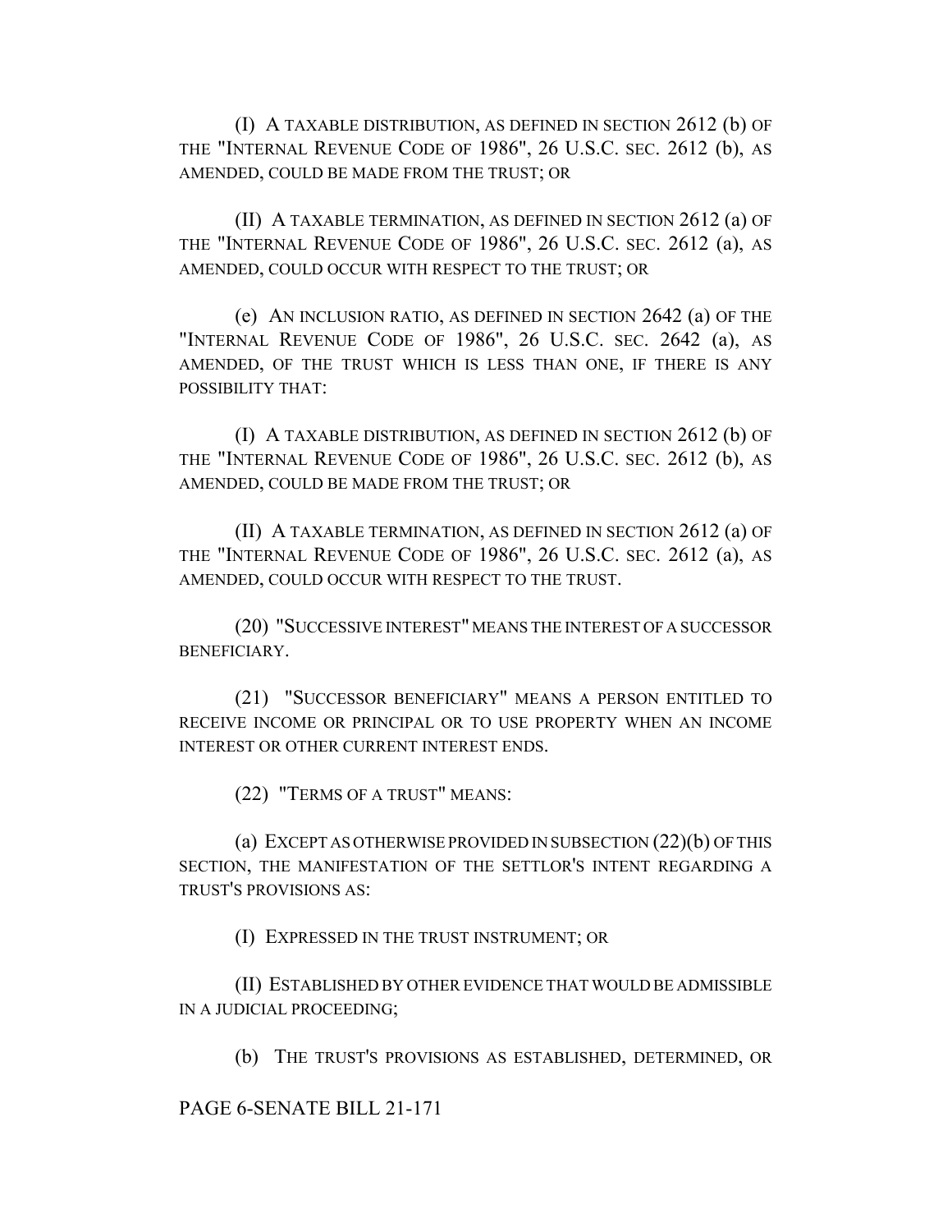(I) A TAXABLE DISTRIBUTION, AS DEFINED IN SECTION 2612 (b) OF THE "INTERNAL REVENUE CODE OF 1986", 26 U.S.C. SEC. 2612 (b), AS AMENDED, COULD BE MADE FROM THE TRUST; OR

(II) A TAXABLE TERMINATION, AS DEFINED IN SECTION 2612 (a) OF THE "INTERNAL REVENUE CODE OF 1986", 26 U.S.C. SEC. 2612 (a), AS AMENDED, COULD OCCUR WITH RESPECT TO THE TRUST; OR

(e) AN INCLUSION RATIO, AS DEFINED IN SECTION 2642 (a) OF THE "INTERNAL REVENUE CODE OF 1986", 26 U.S.C. SEC. 2642 (a), AS AMENDED, OF THE TRUST WHICH IS LESS THAN ONE, IF THERE IS ANY POSSIBILITY THAT:

(I) A TAXABLE DISTRIBUTION, AS DEFINED IN SECTION 2612 (b) OF THE "INTERNAL REVENUE CODE OF 1986", 26 U.S.C. SEC. 2612 (b), AS AMENDED, COULD BE MADE FROM THE TRUST; OR

(II) A TAXABLE TERMINATION, AS DEFINED IN SECTION 2612 (a) OF THE "INTERNAL REVENUE CODE OF 1986", 26 U.S.C. SEC. 2612 (a), AS AMENDED, COULD OCCUR WITH RESPECT TO THE TRUST.

(20) "SUCCESSIVE INTEREST" MEANS THE INTEREST OF A SUCCESSOR BENEFICIARY.

(21) "SUCCESSOR BENEFICIARY" MEANS A PERSON ENTITLED TO RECEIVE INCOME OR PRINCIPAL OR TO USE PROPERTY WHEN AN INCOME INTEREST OR OTHER CURRENT INTEREST ENDS.

(22) "TERMS OF A TRUST" MEANS:

(a) EXCEPT AS OTHERWISE PROVIDED IN SUBSECTION (22)(b) OF THIS SECTION, THE MANIFESTATION OF THE SETTLOR'S INTENT REGARDING A TRUST'S PROVISIONS AS:

(I) EXPRESSED IN THE TRUST INSTRUMENT; OR

(II) ESTABLISHED BY OTHER EVIDENCE THAT WOULD BE ADMISSIBLE IN A JUDICIAL PROCEEDING;

(b) THE TRUST'S PROVISIONS AS ESTABLISHED, DETERMINED, OR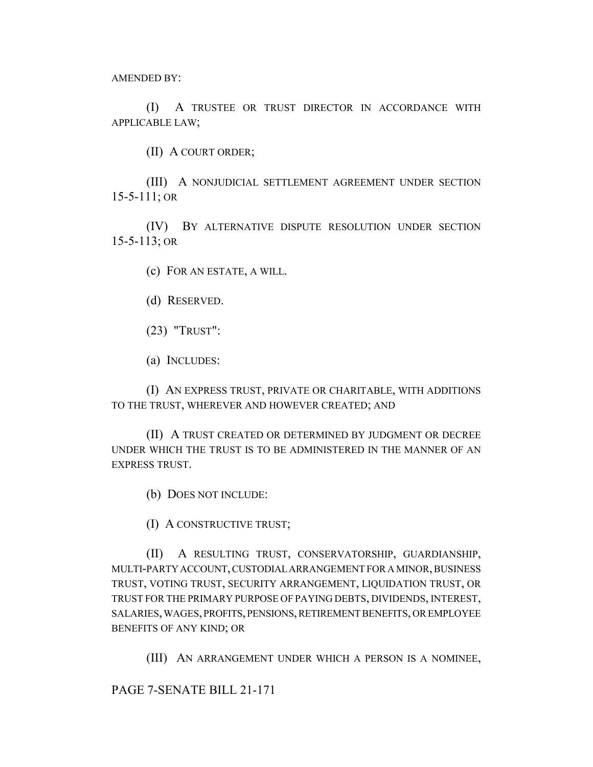AMENDED BY:

(I) A TRUSTEE OR TRUST DIRECTOR IN ACCORDANCE WITH APPLICABLE LAW;

(II) A COURT ORDER;

(III) A NONJUDICIAL SETTLEMENT AGREEMENT UNDER SECTION 15-5-111; OR

(IV) BY ALTERNATIVE DISPUTE RESOLUTION UNDER SECTION 15-5-113; OR

(c) FOR AN ESTATE, A WILL.

(d) RESERVED.

(23) "TRUST":

(a) INCLUDES:

(I) AN EXPRESS TRUST, PRIVATE OR CHARITABLE, WITH ADDITIONS TO THE TRUST, WHEREVER AND HOWEVER CREATED; AND

(II) A TRUST CREATED OR DETERMINED BY JUDGMENT OR DECREE UNDER WHICH THE TRUST IS TO BE ADMINISTERED IN THE MANNER OF AN EXPRESS TRUST.

(b) DOES NOT INCLUDE:

(I) A CONSTRUCTIVE TRUST;

(II) A RESULTING TRUST, CONSERVATORSHIP, GUARDIANSHIP, MULTI-PARTY ACCOUNT, CUSTODIAL ARRANGEMENT FOR A MINOR, BUSINESS TRUST, VOTING TRUST, SECURITY ARRANGEMENT, LIQUIDATION TRUST, OR TRUST FOR THE PRIMARY PURPOSE OF PAYING DEBTS, DIVIDENDS, INTEREST, SALARIES, WAGES, PROFITS, PENSIONS, RETIREMENT BENEFITS, OR EMPLOYEE BENEFITS OF ANY KIND; OR

(III) AN ARRANGEMENT UNDER WHICH A PERSON IS A NOMINEE,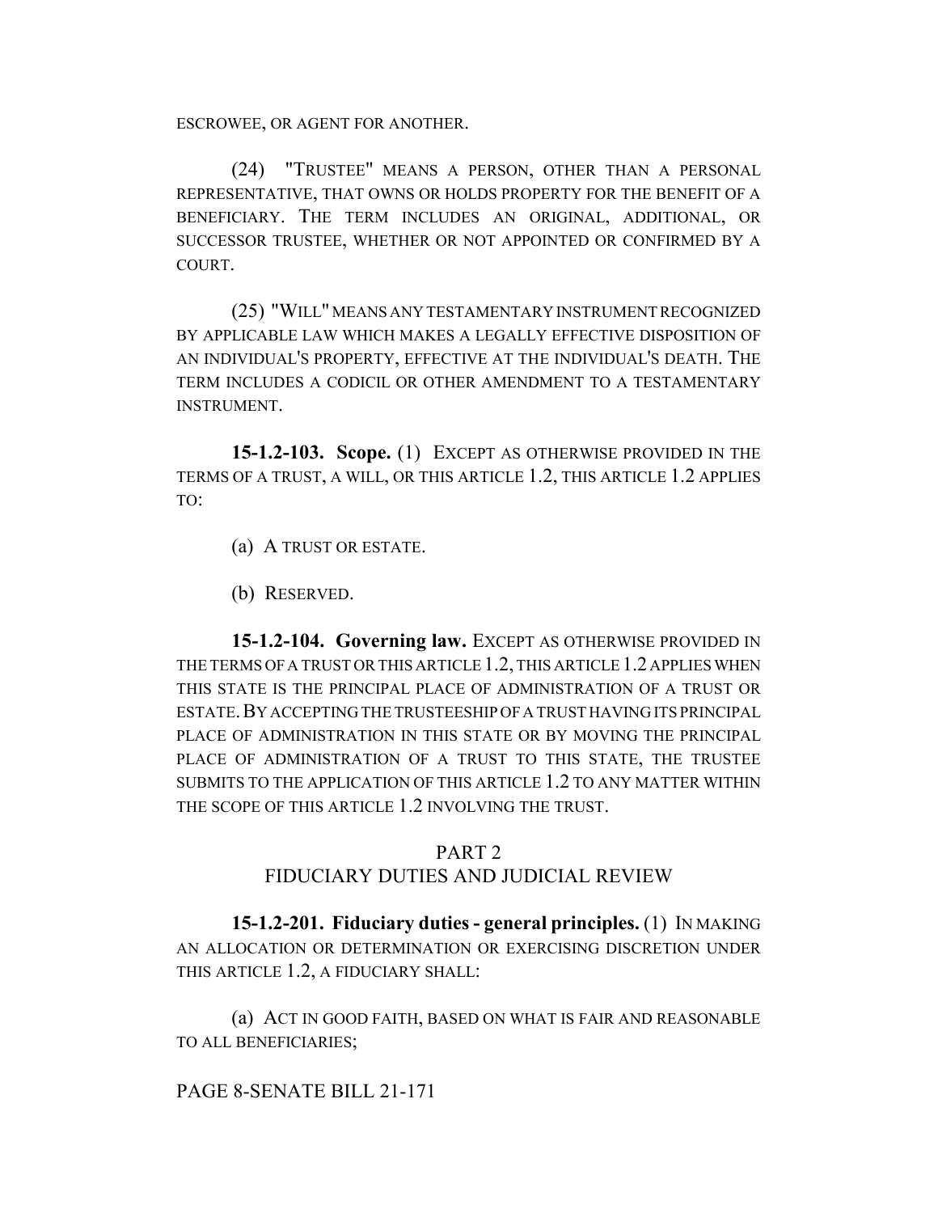ESCROWEE, OR AGENT FOR ANOTHER.

(24) "TRUSTEE" MEANS A PERSON, OTHER THAN A PERSONAL REPRESENTATIVE, THAT OWNS OR HOLDS PROPERTY FOR THE BENEFIT OF A BENEFICIARY. THE TERM INCLUDES AN ORIGINAL, ADDITIONAL, OR SUCCESSOR TRUSTEE, WHETHER OR NOT APPOINTED OR CONFIRMED BY A COURT.

(25) "WILL" MEANS ANY TESTAMENTARY INSTRUMENT RECOGNIZED BY APPLICABLE LAW WHICH MAKES A LEGALLY EFFECTIVE DISPOSITION OF AN INDIVIDUAL'S PROPERTY, EFFECTIVE AT THE INDIVIDUAL'S DEATH. THE TERM INCLUDES A CODICIL OR OTHER AMENDMENT TO A TESTAMENTARY INSTRUMENT.

**15-1.2-103. Scope.** (1) EXCEPT AS OTHERWISE PROVIDED IN THE TERMS OF A TRUST, A WILL, OR THIS ARTICLE 1.2, THIS ARTICLE 1.2 APPLIES TO:

(a) A TRUST OR ESTATE.

(b) RESERVED.

**15-1.2-104. Governing law.** EXCEPT AS OTHERWISE PROVIDED IN THE TERMS OF A TRUST OR THIS ARTICLE 1.2, THIS ARTICLE 1.2 APPLIES WHEN THIS STATE IS THE PRINCIPAL PLACE OF ADMINISTRATION OF A TRUST OR ESTATE. BY ACCEPTING THE TRUSTEESHIP OF A TRUST HAVING ITS PRINCIPAL PLACE OF ADMINISTRATION IN THIS STATE OR BY MOVING THE PRINCIPAL PLACE OF ADMINISTRATION OF A TRUST TO THIS STATE, THE TRUSTEE SUBMITS TO THE APPLICATION OF THIS ARTICLE 1.2 TO ANY MATTER WITHIN THE SCOPE OF THIS ARTICLE 1.2 INVOLVING THE TRUST.

## PART 2
## FIDUCIARY DUTIES AND JUDICIAL REVIEW

**15-1.2-201. Fiduciary duties - general principles.** (1) IN MAKING AN ALLOCATION OR DETERMINATION OR EXERCISING DISCRETION UNDER THIS ARTICLE 1.2, A FIDUCIARY SHALL:

(a) ACT IN GOOD FAITH, BASED ON WHAT IS FAIR AND REASONABLE TO ALL BENEFICIARIES;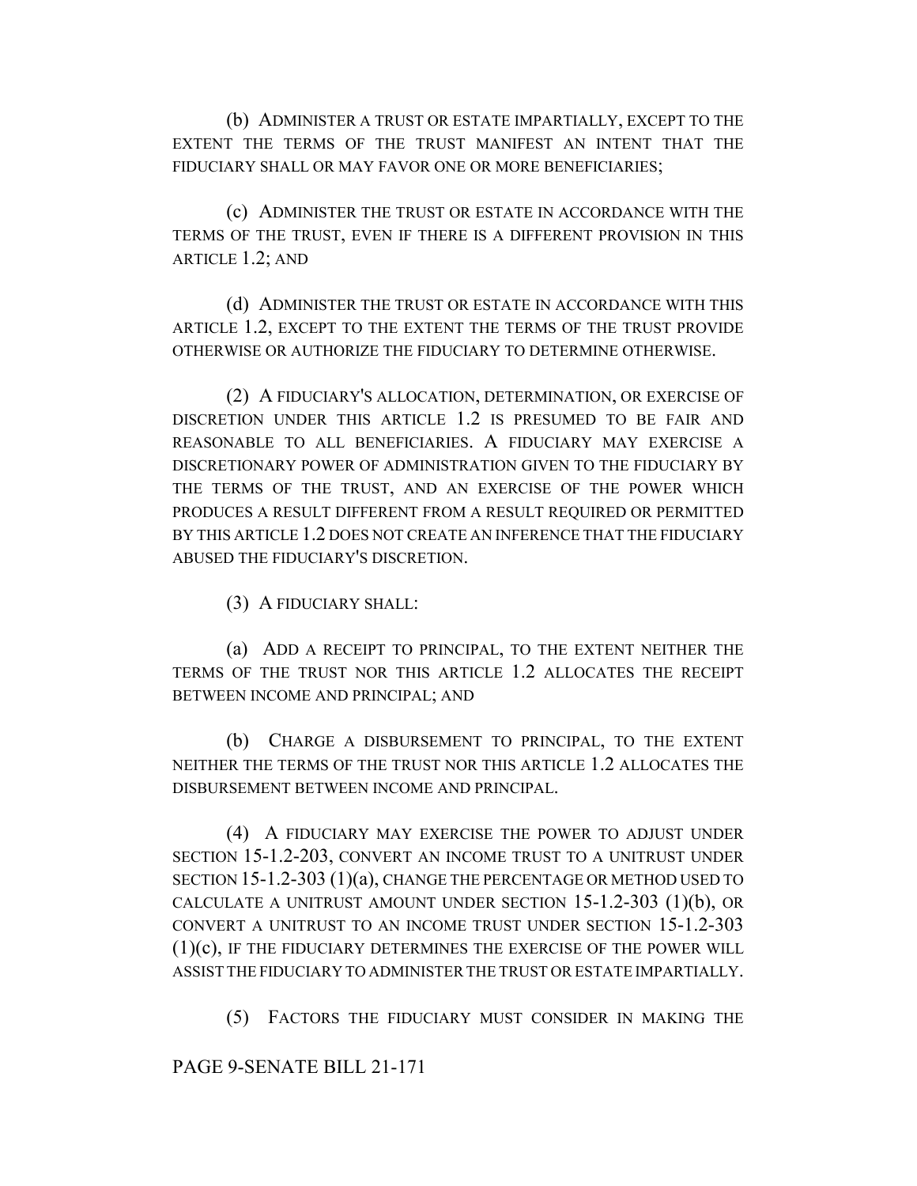(b) ADMINISTER A TRUST OR ESTATE IMPARTIALLY, EXCEPT TO THE EXTENT THE TERMS OF THE TRUST MANIFEST AN INTENT THAT THE FIDUCIARY SHALL OR MAY FAVOR ONE OR MORE BENEFICIARIES;

(c) ADMINISTER THE TRUST OR ESTATE IN ACCORDANCE WITH THE TERMS OF THE TRUST, EVEN IF THERE IS A DIFFERENT PROVISION IN THIS ARTICLE 1.2; AND

(d) ADMINISTER THE TRUST OR ESTATE IN ACCORDANCE WITH THIS ARTICLE 1.2, EXCEPT TO THE EXTENT THE TERMS OF THE TRUST PROVIDE OTHERWISE OR AUTHORIZE THE FIDUCIARY TO DETERMINE OTHERWISE.

(2) A FIDUCIARY'S ALLOCATION, DETERMINATION, OR EXERCISE OF DISCRETION UNDER THIS ARTICLE 1.2 IS PRESUMED TO BE FAIR AND REASONABLE TO ALL BENEFICIARIES. A FIDUCIARY MAY EXERCISE A DISCRETIONARY POWER OF ADMINISTRATION GIVEN TO THE FIDUCIARY BY THE TERMS OF THE TRUST, AND AN EXERCISE OF THE POWER WHICH PRODUCES A RESULT DIFFERENT FROM A RESULT REQUIRED OR PERMITTED BY THIS ARTICLE 1.2 DOES NOT CREATE AN INFERENCE THAT THE FIDUCIARY ABUSED THE FIDUCIARY'S DISCRETION.

(3) A FIDUCIARY SHALL:

(a) ADD A RECEIPT TO PRINCIPAL, TO THE EXTENT NEITHER THE TERMS OF THE TRUST NOR THIS ARTICLE 1.2 ALLOCATES THE RECEIPT BETWEEN INCOME AND PRINCIPAL; AND

(b) CHARGE A DISBURSEMENT TO PRINCIPAL, TO THE EXTENT NEITHER THE TERMS OF THE TRUST NOR THIS ARTICLE 1.2 ALLOCATES THE DISBURSEMENT BETWEEN INCOME AND PRINCIPAL.

(4) A FIDUCIARY MAY EXERCISE THE POWER TO ADJUST UNDER SECTION 15-1.2-203, CONVERT AN INCOME TRUST TO A UNITRUST UNDER SECTION 15-1.2-303 (1)(a), CHANGE THE PERCENTAGE OR METHOD USED TO CALCULATE A UNITRUST AMOUNT UNDER SECTION 15-1.2-303 (1)(b), OR CONVERT A UNITRUST TO AN INCOME TRUST UNDER SECTION 15-1.2-303 (1)(c), IF THE FIDUCIARY DETERMINES THE EXERCISE OF THE POWER WILL ASSIST THE FIDUCIARY TO ADMINISTER THE TRUST OR ESTATE IMPARTIALLY.

(5) FACTORS THE FIDUCIARY MUST CONSIDER IN MAKING THE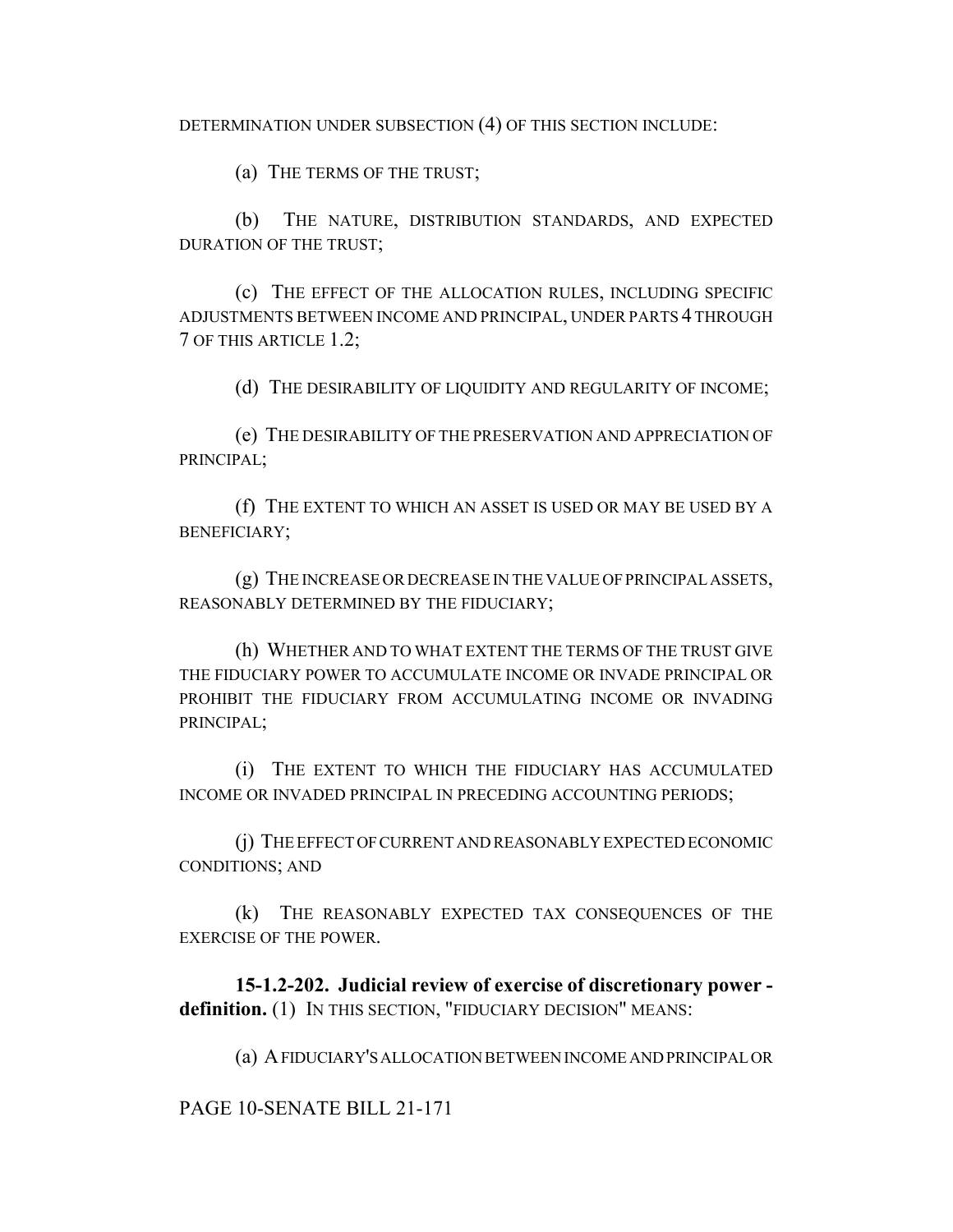DETERMINATION UNDER SUBSECTION (4) OF THIS SECTION INCLUDE:

(a) THE TERMS OF THE TRUST;

(b) THE NATURE, DISTRIBUTION STANDARDS, AND EXPECTED DURATION OF THE TRUST;

(c) THE EFFECT OF THE ALLOCATION RULES, INCLUDING SPECIFIC ADJUSTMENTS BETWEEN INCOME AND PRINCIPAL, UNDER PARTS 4 THROUGH 7 OF THIS ARTICLE 1.2;

(d) THE DESIRABILITY OF LIQUIDITY AND REGULARITY OF INCOME;

(e) THE DESIRABILITY OF THE PRESERVATION AND APPRECIATION OF PRINCIPAL;

(f) THE EXTENT TO WHICH AN ASSET IS USED OR MAY BE USED BY A BENEFICIARY;

(g) THE INCREASE OR DECREASE IN THE VALUE OF PRINCIPAL ASSETS, REASONABLY DETERMINED BY THE FIDUCIARY;

(h) WHETHER AND TO WHAT EXTENT THE TERMS OF THE TRUST GIVE THE FIDUCIARY POWER TO ACCUMULATE INCOME OR INVADE PRINCIPAL OR PROHIBIT THE FIDUCIARY FROM ACCUMULATING INCOME OR INVADING PRINCIPAL;

(i) THE EXTENT TO WHICH THE FIDUCIARY HAS ACCUMULATED INCOME OR INVADED PRINCIPAL IN PRECEDING ACCOUNTING PERIODS;

(j) THE EFFECT OF CURRENT AND REASONABLY EXPECTED ECONOMIC CONDITIONS; AND

(k) THE REASONABLY EXPECTED TAX CONSEQUENCES OF THE EXERCISE OF THE POWER.

**15-1.2-202. Judicial review of exercise of discretionary power - definition.** (1) IN THIS SECTION, "FIDUCIARY DECISION" MEANS:

(a) A FIDUCIARY'S ALLOCATION BETWEEN INCOME AND PRINCIPAL OR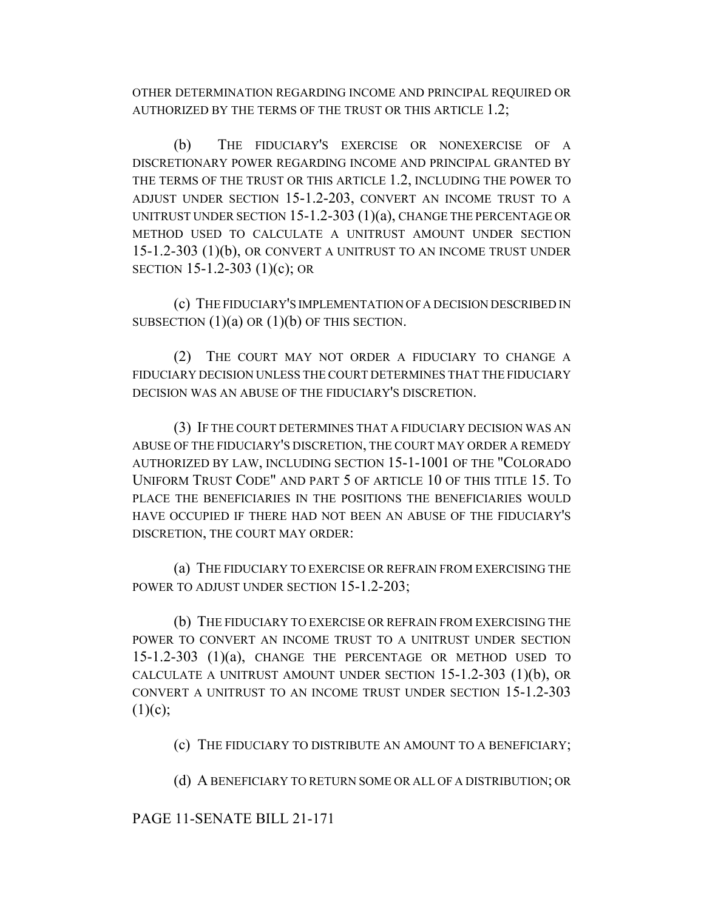OTHER DETERMINATION REGARDING INCOME AND PRINCIPAL REQUIRED OR AUTHORIZED BY THE TERMS OF THE TRUST OR THIS ARTICLE 1.2;

(b) THE FIDUCIARY'S EXERCISE OR NONEXERCISE OF A DISCRETIONARY POWER REGARDING INCOME AND PRINCIPAL GRANTED BY THE TERMS OF THE TRUST OR THIS ARTICLE 1.2, INCLUDING THE POWER TO ADJUST UNDER SECTION 15-1.2-203, CONVERT AN INCOME TRUST TO A UNITRUST UNDER SECTION 15-1.2-303 (1)(a), CHANGE THE PERCENTAGE OR METHOD USED TO CALCULATE A UNITRUST AMOUNT UNDER SECTION 15-1.2-303 (1)(b), OR CONVERT A UNITRUST TO AN INCOME TRUST UNDER SECTION 15-1.2-303 (1)(c); OR

(c) THE FIDUCIARY'S IMPLEMENTATION OF A DECISION DESCRIBED IN SUBSECTION (1)(a) OR (1)(b) OF THIS SECTION.

(2) THE COURT MAY NOT ORDER A FIDUCIARY TO CHANGE A FIDUCIARY DECISION UNLESS THE COURT DETERMINES THAT THE FIDUCIARY DECISION WAS AN ABUSE OF THE FIDUCIARY'S DISCRETION.

(3) IF THE COURT DETERMINES THAT A FIDUCIARY DECISION WAS AN ABUSE OF THE FIDUCIARY'S DISCRETION, THE COURT MAY ORDER A REMEDY AUTHORIZED BY LAW, INCLUDING SECTION 15-1-1001 OF THE "COLORADO UNIFORM TRUST CODE" AND PART 5 OF ARTICLE 10 OF THIS TITLE 15. TO PLACE THE BENEFICIARIES IN THE POSITIONS THE BENEFICIARIES WOULD HAVE OCCUPIED IF THERE HAD NOT BEEN AN ABUSE OF THE FIDUCIARY'S DISCRETION, THE COURT MAY ORDER:

(a) THE FIDUCIARY TO EXERCISE OR REFRAIN FROM EXERCISING THE POWER TO ADJUST UNDER SECTION 15-1.2-203;

(b) THE FIDUCIARY TO EXERCISE OR REFRAIN FROM EXERCISING THE POWER TO CONVERT AN INCOME TRUST TO A UNITRUST UNDER SECTION 15-1.2-303 (1)(a), CHANGE THE PERCENTAGE OR METHOD USED TO CALCULATE A UNITRUST AMOUNT UNDER SECTION 15-1.2-303 (1)(b), OR CONVERT A UNITRUST TO AN INCOME TRUST UNDER SECTION 15-1.2-303 (1)(c);

(c) THE FIDUCIARY TO DISTRIBUTE AN AMOUNT TO A BENEFICIARY;

(d) A BENEFICIARY TO RETURN SOME OR ALL OF A DISTRIBUTION; OR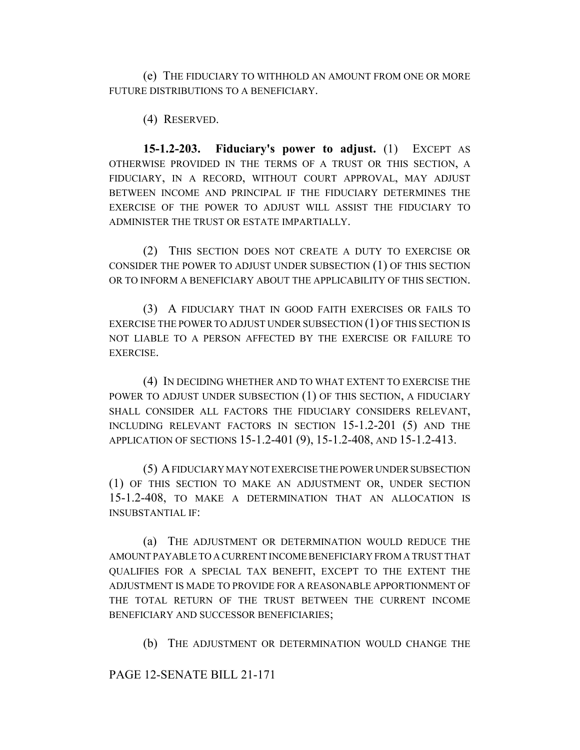(e) THE FIDUCIARY TO WITHHOLD AN AMOUNT FROM ONE OR MORE FUTURE DISTRIBUTIONS TO A BENEFICIARY.

(4) RESERVED.

**15-1.2-203. Fiduciary's power to adjust.** (1) EXCEPT AS OTHERWISE PROVIDED IN THE TERMS OF A TRUST OR THIS SECTION, A FIDUCIARY, IN A RECORD, WITHOUT COURT APPROVAL, MAY ADJUST BETWEEN INCOME AND PRINCIPAL IF THE FIDUCIARY DETERMINES THE EXERCISE OF THE POWER TO ADJUST WILL ASSIST THE FIDUCIARY TO ADMINISTER THE TRUST OR ESTATE IMPARTIALLY.

(2) THIS SECTION DOES NOT CREATE A DUTY TO EXERCISE OR CONSIDER THE POWER TO ADJUST UNDER SUBSECTION (1) OF THIS SECTION OR TO INFORM A BENEFICIARY ABOUT THE APPLICABILITY OF THIS SECTION.

(3) A FIDUCIARY THAT IN GOOD FAITH EXERCISES OR FAILS TO EXERCISE THE POWER TO ADJUST UNDER SUBSECTION (1) OF THIS SECTION IS NOT LIABLE TO A PERSON AFFECTED BY THE EXERCISE OR FAILURE TO EXERCISE.

(4) IN DECIDING WHETHER AND TO WHAT EXTENT TO EXERCISE THE POWER TO ADJUST UNDER SUBSECTION (1) OF THIS SECTION, A FIDUCIARY SHALL CONSIDER ALL FACTORS THE FIDUCIARY CONSIDERS RELEVANT, INCLUDING RELEVANT FACTORS IN SECTION 15-1.2-201 (5) AND THE APPLICATION OF SECTIONS 15-1.2-401 (9), 15-1.2-408, AND 15-1.2-413.

(5) A FIDUCIARY MAY NOT EXERCISE THE POWER UNDER SUBSECTION (1) OF THIS SECTION TO MAKE AN ADJUSTMENT OR, UNDER SECTION 15-1.2-408, TO MAKE A DETERMINATION THAT AN ALLOCATION IS INSUBSTANTIAL IF:

(a) THE ADJUSTMENT OR DETERMINATION WOULD REDUCE THE AMOUNT PAYABLE TO A CURRENT INCOME BENEFICIARY FROM A TRUST THAT QUALIFIES FOR A SPECIAL TAX BENEFIT, EXCEPT TO THE EXTENT THE ADJUSTMENT IS MADE TO PROVIDE FOR A REASONABLE APPORTIONMENT OF THE TOTAL RETURN OF THE TRUST BETWEEN THE CURRENT INCOME BENEFICIARY AND SUCCESSOR BENEFICIARIES;

(b) THE ADJUSTMENT OR DETERMINATION WOULD CHANGE THE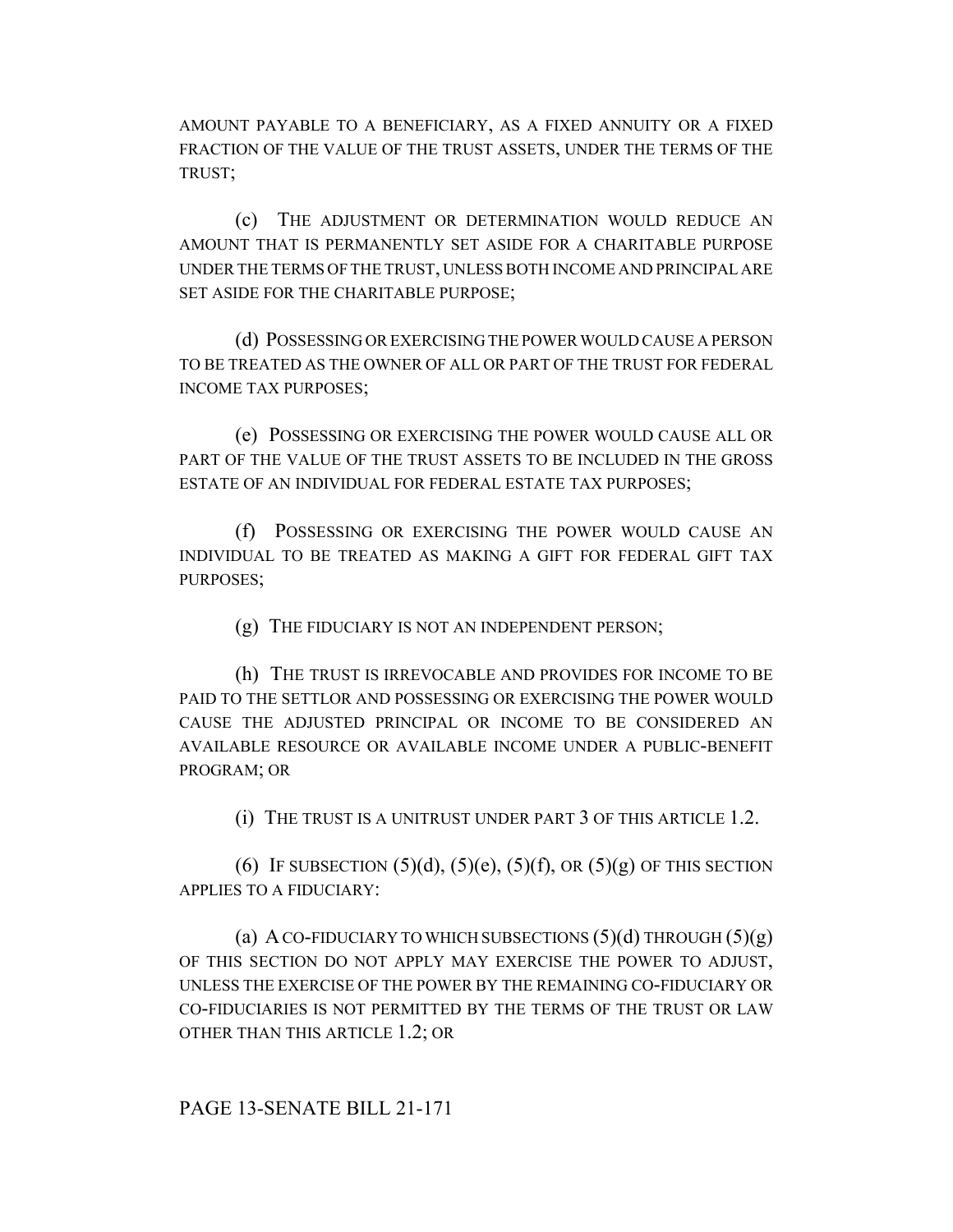AMOUNT PAYABLE TO A BENEFICIARY, AS A FIXED ANNUITY OR A FIXED FRACTION OF THE VALUE OF THE TRUST ASSETS, UNDER THE TERMS OF THE TRUST;

(c) THE ADJUSTMENT OR DETERMINATION WOULD REDUCE AN AMOUNT THAT IS PERMANENTLY SET ASIDE FOR A CHARITABLE PURPOSE UNDER THE TERMS OF THE TRUST, UNLESS BOTH INCOME AND PRINCIPAL ARE SET ASIDE FOR THE CHARITABLE PURPOSE;

(d) POSSESSING OR EXERCISING THE POWER WOULD CAUSE A PERSON TO BE TREATED AS THE OWNER OF ALL OR PART OF THE TRUST FOR FEDERAL INCOME TAX PURPOSES;

(e) POSSESSING OR EXERCISING THE POWER WOULD CAUSE ALL OR PART OF THE VALUE OF THE TRUST ASSETS TO BE INCLUDED IN THE GROSS ESTATE OF AN INDIVIDUAL FOR FEDERAL ESTATE TAX PURPOSES;

(f) POSSESSING OR EXERCISING THE POWER WOULD CAUSE AN INDIVIDUAL TO BE TREATED AS MAKING A GIFT FOR FEDERAL GIFT TAX PURPOSES;

(g) THE FIDUCIARY IS NOT AN INDEPENDENT PERSON;

(h) THE TRUST IS IRREVOCABLE AND PROVIDES FOR INCOME TO BE PAID TO THE SETTLOR AND POSSESSING OR EXERCISING THE POWER WOULD CAUSE THE ADJUSTED PRINCIPAL OR INCOME TO BE CONSIDERED AN AVAILABLE RESOURCE OR AVAILABLE INCOME UNDER A PUBLIC-BENEFIT PROGRAM; OR

(i) THE TRUST IS A UNITRUST UNDER PART 3 OF THIS ARTICLE 1.2.

(6) IF SUBSECTION (5)(d), (5)(e), (5)(f), OR (5)(g) OF THIS SECTION APPLIES TO A FIDUCIARY:

(a) A CO-FIDUCIARY TO WHICH SUBSECTIONS (5)(d) THROUGH (5)(g) OF THIS SECTION DO NOT APPLY MAY EXERCISE THE POWER TO ADJUST, UNLESS THE EXERCISE OF THE POWER BY THE REMAINING CO-FIDUCIARY OR CO-FIDUCIARIES IS NOT PERMITTED BY THE TERMS OF THE TRUST OR LAW OTHER THAN THIS ARTICLE 1.2; OR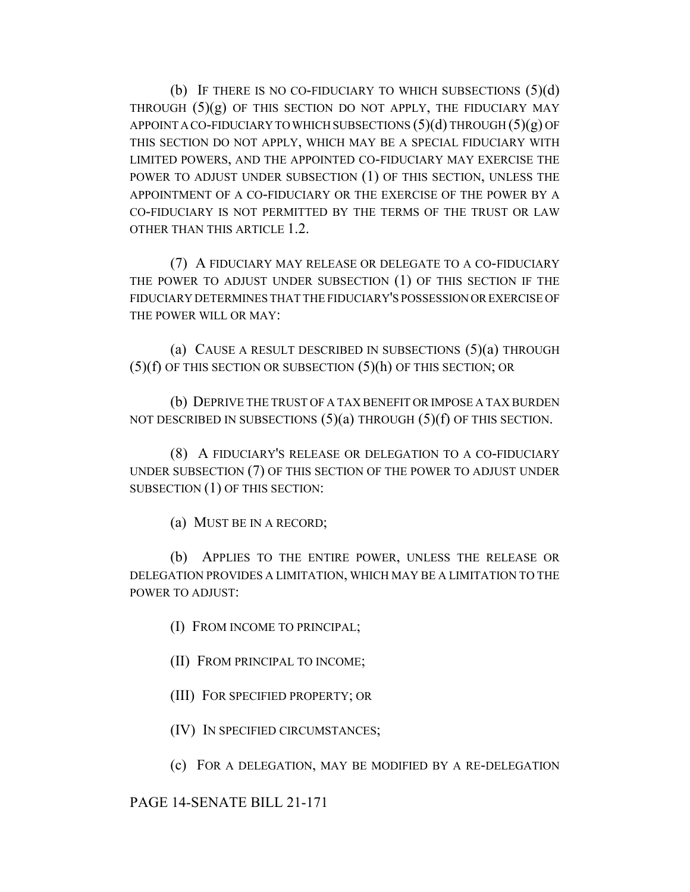(b) IF THERE IS NO CO-FIDUCIARY TO WHICH SUBSECTIONS (5)(d) THROUGH (5)(g) OF THIS SECTION DO NOT APPLY, THE FIDUCIARY MAY APPOINT A CO-FIDUCIARY TO WHICH SUBSECTIONS (5)(d) THROUGH (5)(g) OF THIS SECTION DO NOT APPLY, WHICH MAY BE A SPECIAL FIDUCIARY WITH LIMITED POWERS, AND THE APPOINTED CO-FIDUCIARY MAY EXERCISE THE POWER TO ADJUST UNDER SUBSECTION (1) OF THIS SECTION, UNLESS THE APPOINTMENT OF A CO-FIDUCIARY OR THE EXERCISE OF THE POWER BY A CO-FIDUCIARY IS NOT PERMITTED BY THE TERMS OF THE TRUST OR LAW OTHER THAN THIS ARTICLE 1.2.

(7) A FIDUCIARY MAY RELEASE OR DELEGATE TO A CO-FIDUCIARY THE POWER TO ADJUST UNDER SUBSECTION (1) OF THIS SECTION IF THE FIDUCIARY DETERMINES THAT THE FIDUCIARY'S POSSESSION OR EXERCISE OF THE POWER WILL OR MAY:

(a) CAUSE A RESULT DESCRIBED IN SUBSECTIONS (5)(a) THROUGH (5)(f) OF THIS SECTION OR SUBSECTION (5)(h) OF THIS SECTION; OR

(b) DEPRIVE THE TRUST OF A TAX BENEFIT OR IMPOSE A TAX BURDEN NOT DESCRIBED IN SUBSECTIONS (5)(a) THROUGH (5)(f) OF THIS SECTION.

(8) A FIDUCIARY'S RELEASE OR DELEGATION TO A CO-FIDUCIARY UNDER SUBSECTION (7) OF THIS SECTION OF THE POWER TO ADJUST UNDER SUBSECTION (1) OF THIS SECTION:

(a) MUST BE IN A RECORD;

(b) APPLIES TO THE ENTIRE POWER, UNLESS THE RELEASE OR DELEGATION PROVIDES A LIMITATION, WHICH MAY BE A LIMITATION TO THE POWER TO ADJUST:

(I) FROM INCOME TO PRINCIPAL;

(II) FROM PRINCIPAL TO INCOME;

(III) FOR SPECIFIED PROPERTY; OR

(IV) IN SPECIFIED CIRCUMSTANCES;

(c) FOR A DELEGATION, MAY BE MODIFIED BY A RE-DELEGATION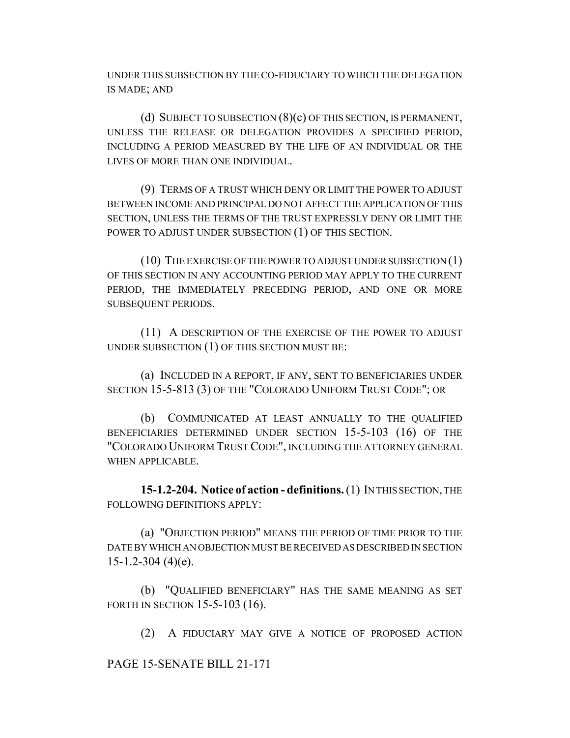UNDER THIS SUBSECTION BY THE CO-FIDUCIARY TO WHICH THE DELEGATION IS MADE; AND

(d) SUBJECT TO SUBSECTION (8)(c) OF THIS SECTION, IS PERMANENT, UNLESS THE RELEASE OR DELEGATION PROVIDES A SPECIFIED PERIOD, INCLUDING A PERIOD MEASURED BY THE LIFE OF AN INDIVIDUAL OR THE LIVES OF MORE THAN ONE INDIVIDUAL.

(9) TERMS OF A TRUST WHICH DENY OR LIMIT THE POWER TO ADJUST BETWEEN INCOME AND PRINCIPAL DO NOT AFFECT THE APPLICATION OF THIS SECTION, UNLESS THE TERMS OF THE TRUST EXPRESSLY DENY OR LIMIT THE POWER TO ADJUST UNDER SUBSECTION (1) OF THIS SECTION.

(10) THE EXERCISE OF THE POWER TO ADJUST UNDER SUBSECTION (1) OF THIS SECTION IN ANY ACCOUNTING PERIOD MAY APPLY TO THE CURRENT PERIOD, THE IMMEDIATELY PRECEDING PERIOD, AND ONE OR MORE SUBSEQUENT PERIODS.

(11) A DESCRIPTION OF THE EXERCISE OF THE POWER TO ADJUST UNDER SUBSECTION (1) OF THIS SECTION MUST BE:

(a) INCLUDED IN A REPORT, IF ANY, SENT TO BENEFICIARIES UNDER SECTION 15-5-813 (3) OF THE "COLORADO UNIFORM TRUST CODE"; OR

(b) COMMUNICATED AT LEAST ANNUALLY TO THE QUALIFIED BENEFICIARIES DETERMINED UNDER SECTION 15-5-103 (16) OF THE "COLORADO UNIFORM TRUST CODE", INCLUDING THE ATTORNEY GENERAL WHEN APPLICABLE.

**15-1.2-204. Notice of action - definitions.** (1) IN THIS SECTION, THE FOLLOWING DEFINITIONS APPLY:

(a) "OBJECTION PERIOD" MEANS THE PERIOD OF TIME PRIOR TO THE DATE BY WHICH AN OBJECTION MUST BE RECEIVED AS DESCRIBED IN SECTION 15-1.2-304 (4)(e).

(b) "QUALIFIED BENEFICIARY" HAS THE SAME MEANING AS SET FORTH IN SECTION 15-5-103 (16).

(2) A FIDUCIARY MAY GIVE A NOTICE OF PROPOSED ACTION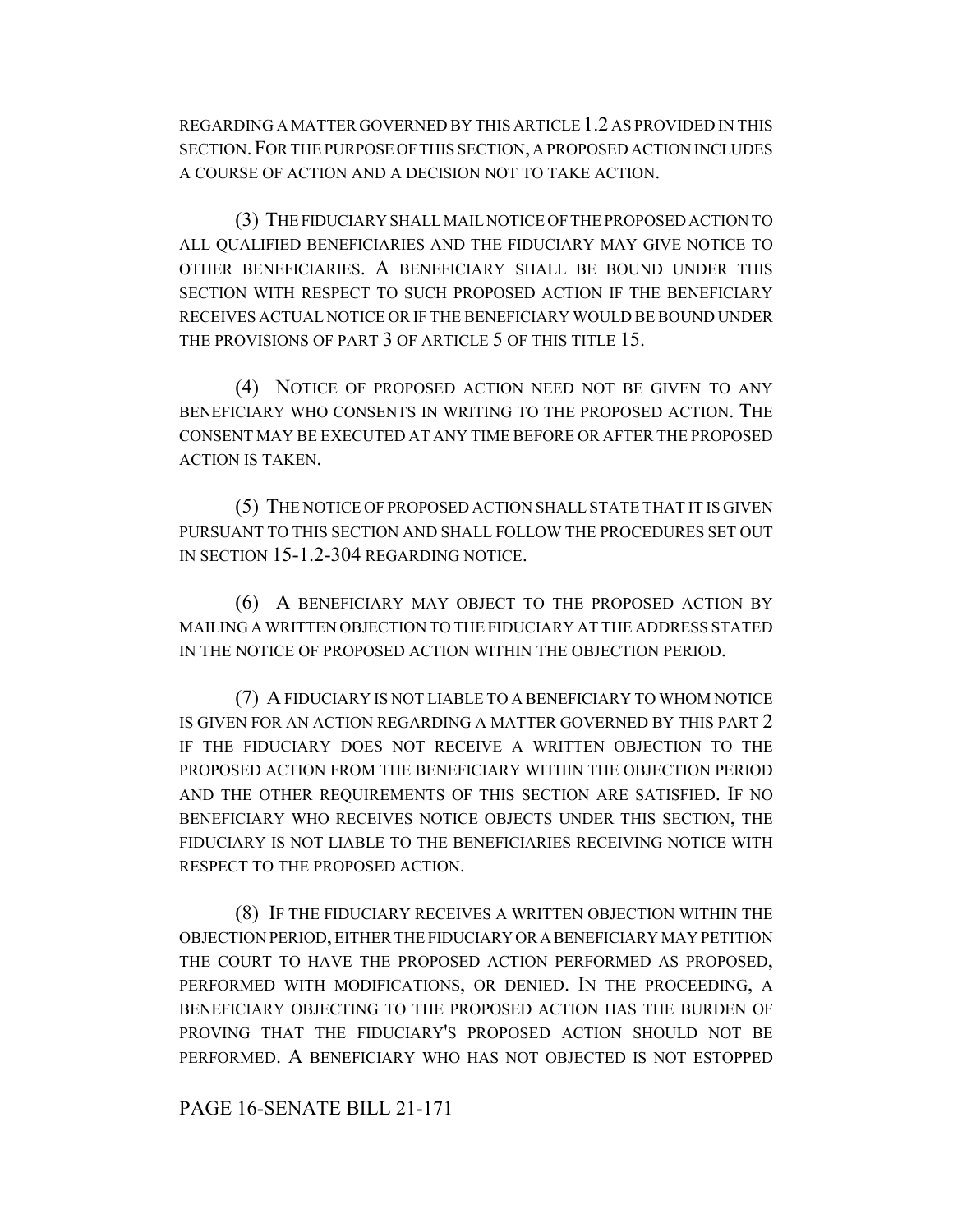REGARDING A MATTER GOVERNED BY THIS ARTICLE 1.2 AS PROVIDED IN THIS SECTION. FOR THE PURPOSE OF THIS SECTION, A PROPOSED ACTION INCLUDES A COURSE OF ACTION AND A DECISION NOT TO TAKE ACTION.

(3) THE FIDUCIARY SHALL MAIL NOTICE OF THE PROPOSED ACTION TO ALL QUALIFIED BENEFICIARIES AND THE FIDUCIARY MAY GIVE NOTICE TO OTHER BENEFICIARIES. A BENEFICIARY SHALL BE BOUND UNDER THIS SECTION WITH RESPECT TO SUCH PROPOSED ACTION IF THE BENEFICIARY RECEIVES ACTUAL NOTICE OR IF THE BENEFICIARY WOULD BE BOUND UNDER THE PROVISIONS OF PART 3 OF ARTICLE 5 OF THIS TITLE 15.

(4) NOTICE OF PROPOSED ACTION NEED NOT BE GIVEN TO ANY BENEFICIARY WHO CONSENTS IN WRITING TO THE PROPOSED ACTION. THE CONSENT MAY BE EXECUTED AT ANY TIME BEFORE OR AFTER THE PROPOSED ACTION IS TAKEN.

(5) THE NOTICE OF PROPOSED ACTION SHALL STATE THAT IT IS GIVEN PURSUANT TO THIS SECTION AND SHALL FOLLOW THE PROCEDURES SET OUT IN SECTION 15-1.2-304 REGARDING NOTICE.

(6) A BENEFICIARY MAY OBJECT TO THE PROPOSED ACTION BY MAILING A WRITTEN OBJECTION TO THE FIDUCIARY AT THE ADDRESS STATED IN THE NOTICE OF PROPOSED ACTION WITHIN THE OBJECTION PERIOD.

(7) A FIDUCIARY IS NOT LIABLE TO A BENEFICIARY TO WHOM NOTICE IS GIVEN FOR AN ACTION REGARDING A MATTER GOVERNED BY THIS PART 2 IF THE FIDUCIARY DOES NOT RECEIVE A WRITTEN OBJECTION TO THE PROPOSED ACTION FROM THE BENEFICIARY WITHIN THE OBJECTION PERIOD AND THE OTHER REQUIREMENTS OF THIS SECTION ARE SATISFIED. IF NO BENEFICIARY WHO RECEIVES NOTICE OBJECTS UNDER THIS SECTION, THE FIDUCIARY IS NOT LIABLE TO THE BENEFICIARIES RECEIVING NOTICE WITH RESPECT TO THE PROPOSED ACTION.

(8) IF THE FIDUCIARY RECEIVES A WRITTEN OBJECTION WITHIN THE OBJECTION PERIOD, EITHER THE FIDUCIARY OR A BENEFICIARY MAY PETITION THE COURT TO HAVE THE PROPOSED ACTION PERFORMED AS PROPOSED, PERFORMED WITH MODIFICATIONS, OR DENIED. IN THE PROCEEDING, A BENEFICIARY OBJECTING TO THE PROPOSED ACTION HAS THE BURDEN OF PROVING THAT THE FIDUCIARY'S PROPOSED ACTION SHOULD NOT BE PERFORMED. A BENEFICIARY WHO HAS NOT OBJECTED IS NOT ESTOPPED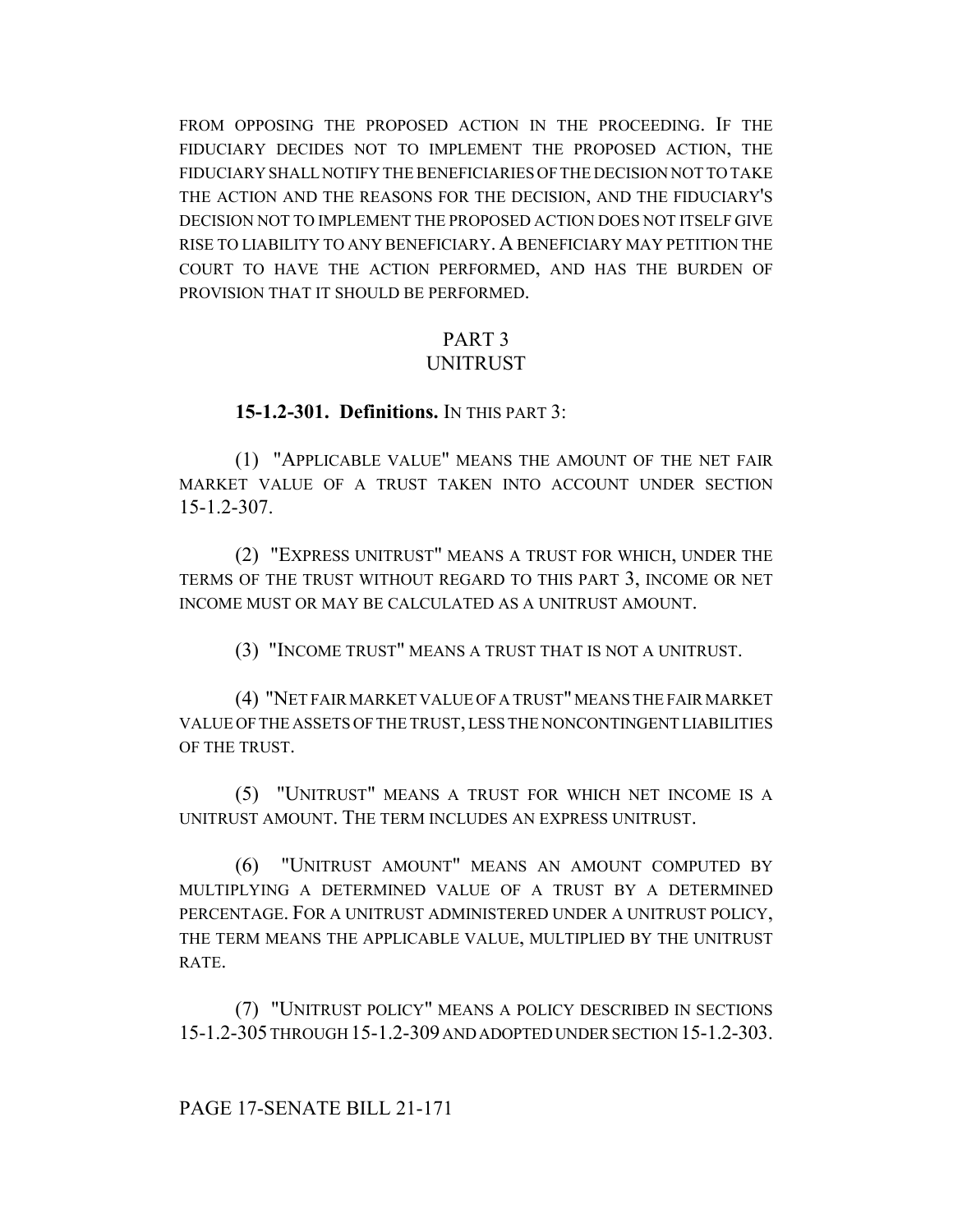FROM OPPOSING THE PROPOSED ACTION IN THE PROCEEDING. IF THE FIDUCIARY DECIDES NOT TO IMPLEMENT THE PROPOSED ACTION, THE FIDUCIARY SHALL NOTIFY THE BENEFICIARIES OF THE DECISION NOT TO TAKE THE ACTION AND THE REASONS FOR THE DECISION, AND THE FIDUCIARY'S DECISION NOT TO IMPLEMENT THE PROPOSED ACTION DOES NOT ITSELF GIVE RISE TO LIABILITY TO ANY BENEFICIARY. A BENEFICIARY MAY PETITION THE COURT TO HAVE THE ACTION PERFORMED, AND HAS THE BURDEN OF PROVISION THAT IT SHOULD BE PERFORMED.

## PART 3
## UNITRUST

**15-1.2-301. Definitions.** IN THIS PART 3:

(1) "APPLICABLE VALUE" MEANS THE AMOUNT OF THE NET FAIR MARKET VALUE OF A TRUST TAKEN INTO ACCOUNT UNDER SECTION 15-1.2-307.

(2) "EXPRESS UNITRUST" MEANS A TRUST FOR WHICH, UNDER THE TERMS OF THE TRUST WITHOUT REGARD TO THIS PART 3, INCOME OR NET INCOME MUST OR MAY BE CALCULATED AS A UNITRUST AMOUNT.

(3) "INCOME TRUST" MEANS A TRUST THAT IS NOT A UNITRUST.

(4) "NET FAIR MARKET VALUE OF A TRUST" MEANS THE FAIR MARKET VALUE OF THE ASSETS OF THE TRUST, LESS THE NONCONTINGENT LIABILITIES OF THE TRUST.

(5) "UNITRUST" MEANS A TRUST FOR WHICH NET INCOME IS A UNITRUST AMOUNT. THE TERM INCLUDES AN EXPRESS UNITRUST.

(6) "UNITRUST AMOUNT" MEANS AN AMOUNT COMPUTED BY MULTIPLYING A DETERMINED VALUE OF A TRUST BY A DETERMINED PERCENTAGE. FOR A UNITRUST ADMINISTERED UNDER A UNITRUST POLICY, THE TERM MEANS THE APPLICABLE VALUE, MULTIPLIED BY THE UNITRUST RATE.

(7) "UNITRUST POLICY" MEANS A POLICY DESCRIBED IN SECTIONS 15-1.2-305 THROUGH 15-1.2-309 AND ADOPTED UNDER SECTION 15-1.2-303.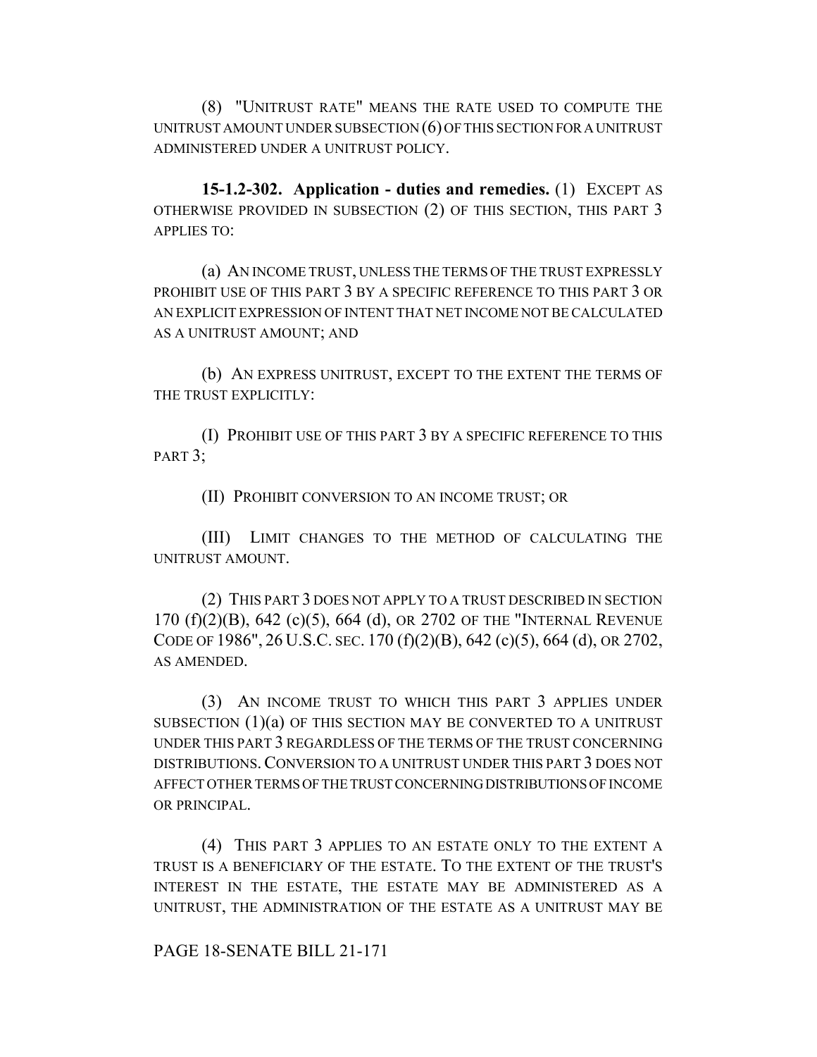(8) "UNITRUST RATE" MEANS THE RATE USED TO COMPUTE THE UNITRUST AMOUNT UNDER SUBSECTION (6) OF THIS SECTION FOR A UNITRUST ADMINISTERED UNDER A UNITRUST POLICY.

**15-1.2-302. Application - duties and remedies.** (1) EXCEPT AS OTHERWISE PROVIDED IN SUBSECTION (2) OF THIS SECTION, THIS PART 3 APPLIES TO:

(a) AN INCOME TRUST, UNLESS THE TERMS OF THE TRUST EXPRESSLY PROHIBIT USE OF THIS PART 3 BY A SPECIFIC REFERENCE TO THIS PART 3 OR AN EXPLICIT EXPRESSION OF INTENT THAT NET INCOME NOT BE CALCULATED AS A UNITRUST AMOUNT; AND

(b) AN EXPRESS UNITRUST, EXCEPT TO THE EXTENT THE TERMS OF THE TRUST EXPLICITLY:

(I) PROHIBIT USE OF THIS PART 3 BY A SPECIFIC REFERENCE TO THIS PART 3;

(II) PROHIBIT CONVERSION TO AN INCOME TRUST; OR

(III) LIMIT CHANGES TO THE METHOD OF CALCULATING THE UNITRUST AMOUNT.

(2) THIS PART 3 DOES NOT APPLY TO A TRUST DESCRIBED IN SECTION 170 (f)(2)(B), 642 (c)(5), 664 (d), OR 2702 OF THE "INTERNAL REVENUE CODE OF 1986", 26 U.S.C. SEC. 170 (f)(2)(B), 642 (c)(5), 664 (d), OR 2702, AS AMENDED.

(3) AN INCOME TRUST TO WHICH THIS PART 3 APPLIES UNDER SUBSECTION (1)(a) OF THIS SECTION MAY BE CONVERTED TO A UNITRUST UNDER THIS PART 3 REGARDLESS OF THE TERMS OF THE TRUST CONCERNING DISTRIBUTIONS. CONVERSION TO A UNITRUST UNDER THIS PART 3 DOES NOT AFFECT OTHER TERMS OF THE TRUST CONCERNING DISTRIBUTIONS OF INCOME OR PRINCIPAL.

(4) THIS PART 3 APPLIES TO AN ESTATE ONLY TO THE EXTENT A TRUST IS A BENEFICIARY OF THE ESTATE. TO THE EXTENT OF THE TRUST'S INTEREST IN THE ESTATE, THE ESTATE MAY BE ADMINISTERED AS A UNITRUST, THE ADMINISTRATION OF THE ESTATE AS A UNITRUST MAY BE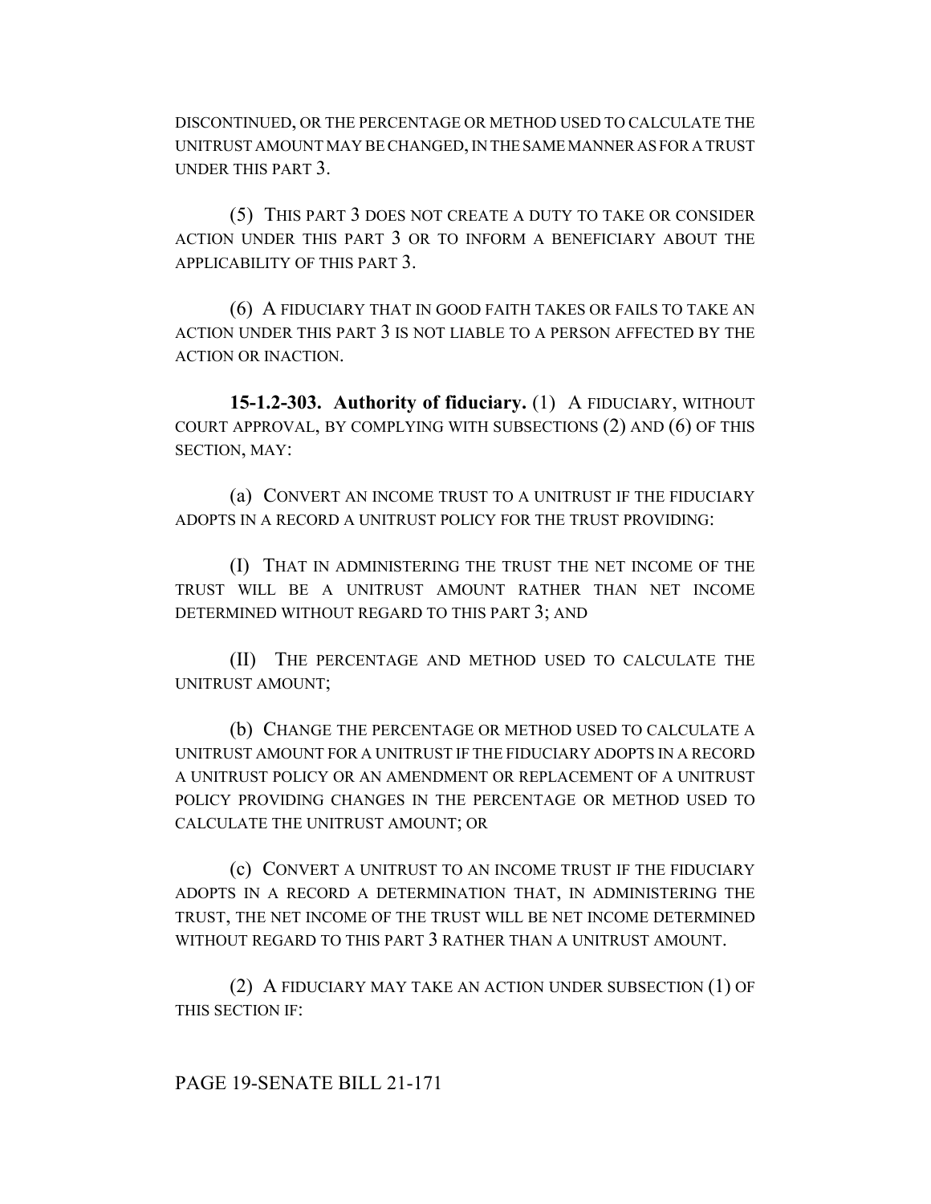DISCONTINUED, OR THE PERCENTAGE OR METHOD USED TO CALCULATE THE UNITRUST AMOUNT MAY BE CHANGED, IN THE SAME MANNER AS FOR A TRUST UNDER THIS PART 3.

(5) THIS PART 3 DOES NOT CREATE A DUTY TO TAKE OR CONSIDER ACTION UNDER THIS PART 3 OR TO INFORM A BENEFICIARY ABOUT THE APPLICABILITY OF THIS PART 3.

(6) A FIDUCIARY THAT IN GOOD FAITH TAKES OR FAILS TO TAKE AN ACTION UNDER THIS PART 3 IS NOT LIABLE TO A PERSON AFFECTED BY THE ACTION OR INACTION.

**15-1.2-303. Authority of fiduciary.** (1) A FIDUCIARY, WITHOUT COURT APPROVAL, BY COMPLYING WITH SUBSECTIONS (2) AND (6) OF THIS SECTION, MAY:

(a) CONVERT AN INCOME TRUST TO A UNITRUST IF THE FIDUCIARY ADOPTS IN A RECORD A UNITRUST POLICY FOR THE TRUST PROVIDING:

(I) THAT IN ADMINISTERING THE TRUST THE NET INCOME OF THE TRUST WILL BE A UNITRUST AMOUNT RATHER THAN NET INCOME DETERMINED WITHOUT REGARD TO THIS PART 3; AND

(II) THE PERCENTAGE AND METHOD USED TO CALCULATE THE UNITRUST AMOUNT;

(b) CHANGE THE PERCENTAGE OR METHOD USED TO CALCULATE A UNITRUST AMOUNT FOR A UNITRUST IF THE FIDUCIARY ADOPTS IN A RECORD A UNITRUST POLICY OR AN AMENDMENT OR REPLACEMENT OF A UNITRUST POLICY PROVIDING CHANGES IN THE PERCENTAGE OR METHOD USED TO CALCULATE THE UNITRUST AMOUNT; OR

(c) CONVERT A UNITRUST TO AN INCOME TRUST IF THE FIDUCIARY ADOPTS IN A RECORD A DETERMINATION THAT, IN ADMINISTERING THE TRUST, THE NET INCOME OF THE TRUST WILL BE NET INCOME DETERMINED WITHOUT REGARD TO THIS PART 3 RATHER THAN A UNITRUST AMOUNT.

(2) A FIDUCIARY MAY TAKE AN ACTION UNDER SUBSECTION (1) OF THIS SECTION IF: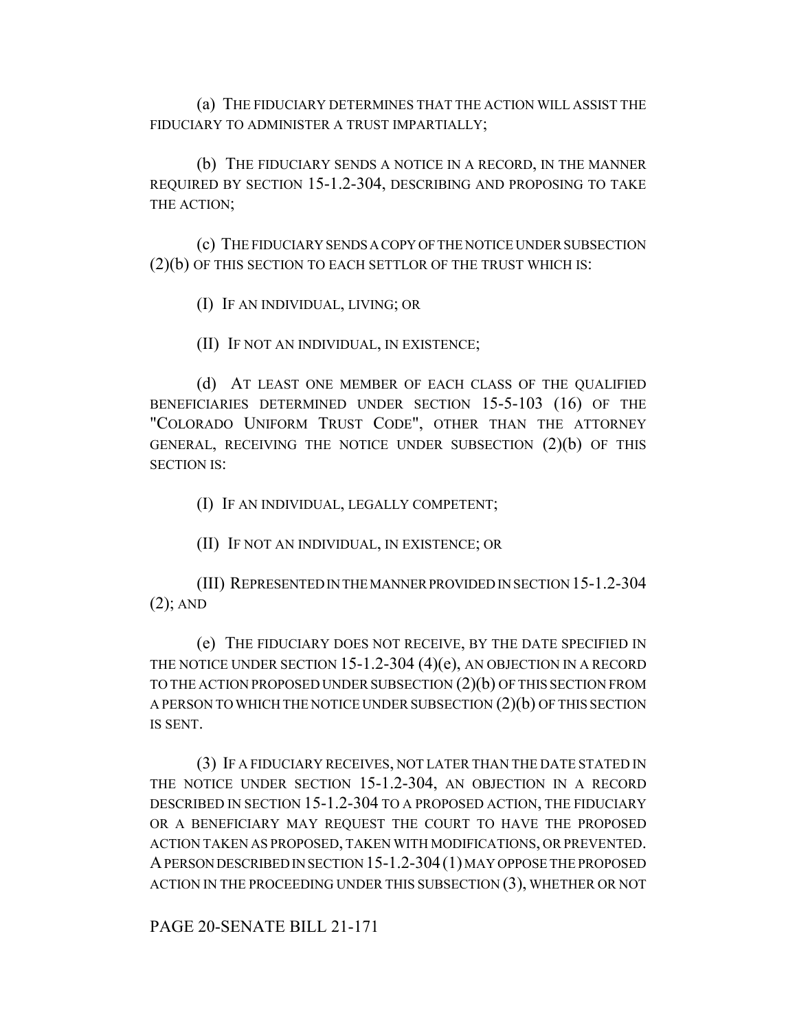(a) THE FIDUCIARY DETERMINES THAT THE ACTION WILL ASSIST THE FIDUCIARY TO ADMINISTER A TRUST IMPARTIALLY;

(b) THE FIDUCIARY SENDS A NOTICE IN A RECORD, IN THE MANNER REQUIRED BY SECTION 15-1.2-304, DESCRIBING AND PROPOSING TO TAKE THE ACTION;

(c) THE FIDUCIARY SENDS A COPY OF THE NOTICE UNDER SUBSECTION (2)(b) OF THIS SECTION TO EACH SETTLOR OF THE TRUST WHICH IS:

(I) IF AN INDIVIDUAL, LIVING; OR

(II) IF NOT AN INDIVIDUAL, IN EXISTENCE;

(d) AT LEAST ONE MEMBER OF EACH CLASS OF THE QUALIFIED BENEFICIARIES DETERMINED UNDER SECTION 15-5-103 (16) OF THE "COLORADO UNIFORM TRUST CODE", OTHER THAN THE ATTORNEY GENERAL, RECEIVING THE NOTICE UNDER SUBSECTION (2)(b) OF THIS SECTION IS:

(I) IF AN INDIVIDUAL, LEGALLY COMPETENT;

(II) IF NOT AN INDIVIDUAL, IN EXISTENCE; OR

(III) REPRESENTED IN THE MANNER PROVIDED IN SECTION 15-1.2-304 (2); AND

(e) THE FIDUCIARY DOES NOT RECEIVE, BY THE DATE SPECIFIED IN THE NOTICE UNDER SECTION 15-1.2-304 (4)(e), AN OBJECTION IN A RECORD TO THE ACTION PROPOSED UNDER SUBSECTION (2)(b) OF THIS SECTION FROM A PERSON TO WHICH THE NOTICE UNDER SUBSECTION (2)(b) OF THIS SECTION IS SENT.

(3) IF A FIDUCIARY RECEIVES, NOT LATER THAN THE DATE STATED IN THE NOTICE UNDER SECTION 15-1.2-304, AN OBJECTION IN A RECORD DESCRIBED IN SECTION 15-1.2-304 TO A PROPOSED ACTION, THE FIDUCIARY OR A BENEFICIARY MAY REQUEST THE COURT TO HAVE THE PROPOSED ACTION TAKEN AS PROPOSED, TAKEN WITH MODIFICATIONS, OR PREVENTED. A PERSON DESCRIBED IN SECTION 15-1.2-304 (1) MAY OPPOSE THE PROPOSED ACTION IN THE PROCEEDING UNDER THIS SUBSECTION (3), WHETHER OR NOT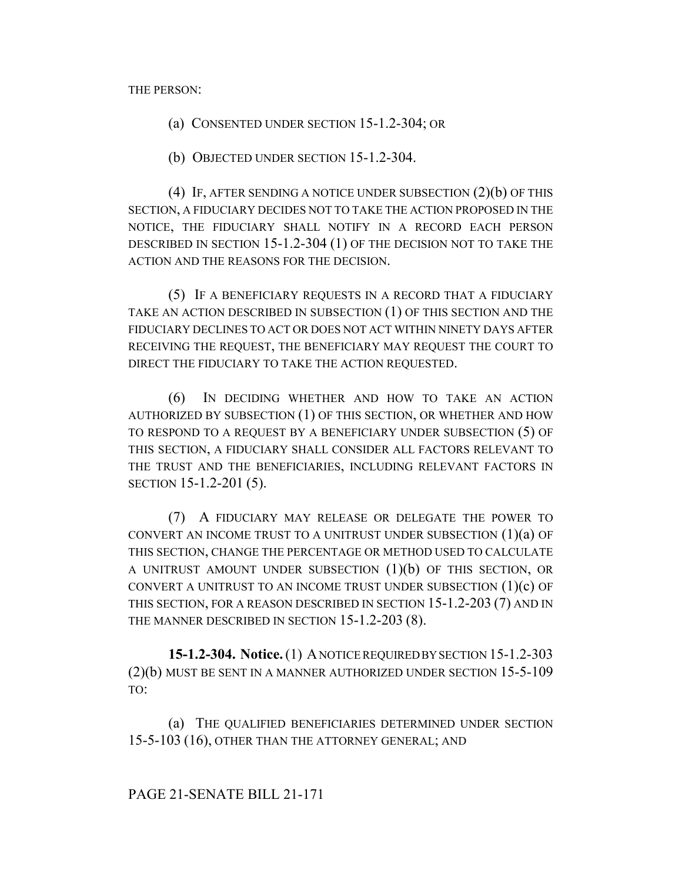THE PERSON:

(a) CONSENTED UNDER SECTION 15-1.2-304; OR

(b) OBJECTED UNDER SECTION 15-1.2-304.

(4) IF, AFTER SENDING A NOTICE UNDER SUBSECTION (2)(b) OF THIS SECTION, A FIDUCIARY DECIDES NOT TO TAKE THE ACTION PROPOSED IN THE NOTICE, THE FIDUCIARY SHALL NOTIFY IN A RECORD EACH PERSON DESCRIBED IN SECTION 15-1.2-304 (1) OF THE DECISION NOT TO TAKE THE ACTION AND THE REASONS FOR THE DECISION.

(5) IF A BENEFICIARY REQUESTS IN A RECORD THAT A FIDUCIARY TAKE AN ACTION DESCRIBED IN SUBSECTION (1) OF THIS SECTION AND THE FIDUCIARY DECLINES TO ACT OR DOES NOT ACT WITHIN NINETY DAYS AFTER RECEIVING THE REQUEST, THE BENEFICIARY MAY REQUEST THE COURT TO DIRECT THE FIDUCIARY TO TAKE THE ACTION REQUESTED.

(6) IN DECIDING WHETHER AND HOW TO TAKE AN ACTION AUTHORIZED BY SUBSECTION (1) OF THIS SECTION, OR WHETHER AND HOW TO RESPOND TO A REQUEST BY A BENEFICIARY UNDER SUBSECTION (5) OF THIS SECTION, A FIDUCIARY SHALL CONSIDER ALL FACTORS RELEVANT TO THE TRUST AND THE BENEFICIARIES, INCLUDING RELEVANT FACTORS IN SECTION 15-1.2-201 (5).

(7) A FIDUCIARY MAY RELEASE OR DELEGATE THE POWER TO CONVERT AN INCOME TRUST TO A UNITRUST UNDER SUBSECTION (1)(a) OF THIS SECTION, CHANGE THE PERCENTAGE OR METHOD USED TO CALCULATE A UNITRUST AMOUNT UNDER SUBSECTION (1)(b) OF THIS SECTION, OR CONVERT A UNITRUST TO AN INCOME TRUST UNDER SUBSECTION (1)(c) OF THIS SECTION, FOR A REASON DESCRIBED IN SECTION 15-1.2-203 (7) AND IN THE MANNER DESCRIBED IN SECTION 15-1.2-203 (8).

**15-1.2-304. Notice.** (1) A NOTICE REQUIRED BY SECTION 15-1.2-303 (2)(b) MUST BE SENT IN A MANNER AUTHORIZED UNDER SECTION 15-5-109 TO:

(a) THE QUALIFIED BENEFICIARIES DETERMINED UNDER SECTION 15-5-103 (16), OTHER THAN THE ATTORNEY GENERAL; AND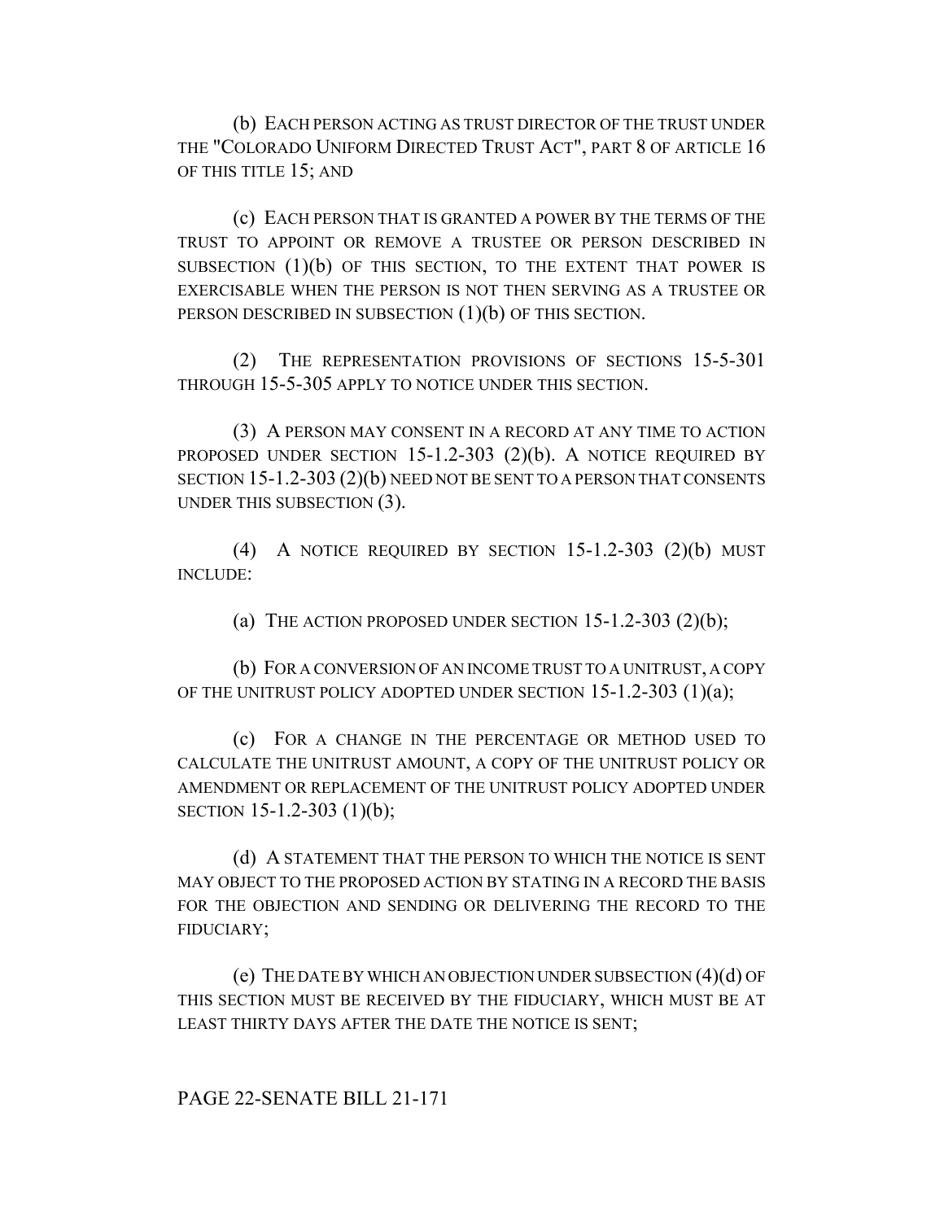(b) EACH PERSON ACTING AS TRUST DIRECTOR OF THE TRUST UNDER THE "COLORADO UNIFORM DIRECTED TRUST ACT", PART 8 OF ARTICLE 16 OF THIS TITLE 15; AND

(c) EACH PERSON THAT IS GRANTED A POWER BY THE TERMS OF THE TRUST TO APPOINT OR REMOVE A TRUSTEE OR PERSON DESCRIBED IN SUBSECTION (1)(b) OF THIS SECTION, TO THE EXTENT THAT POWER IS EXERCISABLE WHEN THE PERSON IS NOT THEN SERVING AS A TRUSTEE OR PERSON DESCRIBED IN SUBSECTION (1)(b) OF THIS SECTION.

(2) THE REPRESENTATION PROVISIONS OF SECTIONS 15-5-301 THROUGH 15-5-305 APPLY TO NOTICE UNDER THIS SECTION.

(3) A PERSON MAY CONSENT IN A RECORD AT ANY TIME TO ACTION PROPOSED UNDER SECTION 15-1.2-303 (2)(b). A NOTICE REQUIRED BY SECTION 15-1.2-303 (2)(b) NEED NOT BE SENT TO A PERSON THAT CONSENTS UNDER THIS SUBSECTION (3).

(4) A NOTICE REQUIRED BY SECTION 15-1.2-303 (2)(b) MUST INCLUDE:

(a) THE ACTION PROPOSED UNDER SECTION 15-1.2-303 (2)(b);

(b) FOR A CONVERSION OF AN INCOME TRUST TO A UNITRUST, A COPY OF THE UNITRUST POLICY ADOPTED UNDER SECTION 15-1.2-303 (1)(a);

(c) FOR A CHANGE IN THE PERCENTAGE OR METHOD USED TO CALCULATE THE UNITRUST AMOUNT, A COPY OF THE UNITRUST POLICY OR AMENDMENT OR REPLACEMENT OF THE UNITRUST POLICY ADOPTED UNDER SECTION 15-1.2-303 (1)(b);

(d) A STATEMENT THAT THE PERSON TO WHICH THE NOTICE IS SENT MAY OBJECT TO THE PROPOSED ACTION BY STATING IN A RECORD THE BASIS FOR THE OBJECTION AND SENDING OR DELIVERING THE RECORD TO THE FIDUCIARY;

(e) THE DATE BY WHICH AN OBJECTION UNDER SUBSECTION (4)(d) OF THIS SECTION MUST BE RECEIVED BY THE FIDUCIARY, WHICH MUST BE AT LEAST THIRTY DAYS AFTER THE DATE THE NOTICE IS SENT;

PAGE 22-SENATE BILL 21-171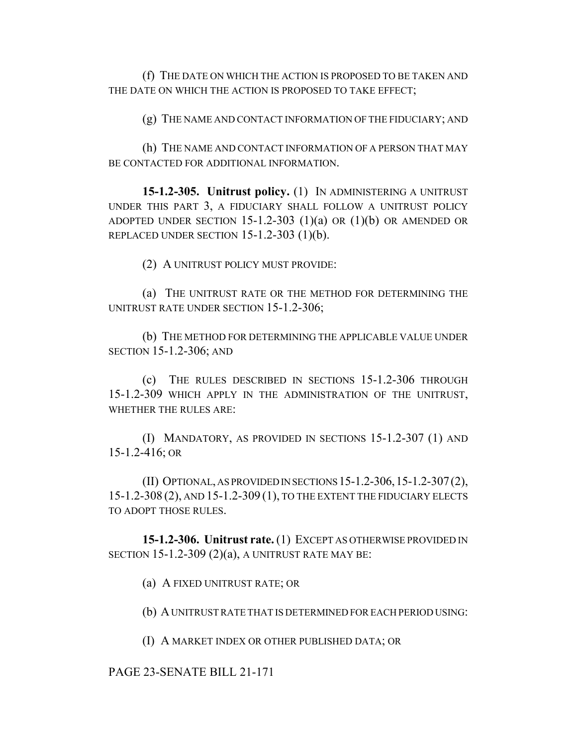(f) THE DATE ON WHICH THE ACTION IS PROPOSED TO BE TAKEN AND THE DATE ON WHICH THE ACTION IS PROPOSED TO TAKE EFFECT;

(g) THE NAME AND CONTACT INFORMATION OF THE FIDUCIARY; AND

(h) THE NAME AND CONTACT INFORMATION OF A PERSON THAT MAY BE CONTACTED FOR ADDITIONAL INFORMATION.

**15-1.2-305. Unitrust policy.** (1) IN ADMINISTERING A UNITRUST UNDER THIS PART 3, A FIDUCIARY SHALL FOLLOW A UNITRUST POLICY ADOPTED UNDER SECTION 15-1.2-303 (1)(a) OR (1)(b) OR AMENDED OR REPLACED UNDER SECTION 15-1.2-303 (1)(b).

(2) A UNITRUST POLICY MUST PROVIDE:

(a) THE UNITRUST RATE OR THE METHOD FOR DETERMINING THE UNITRUST RATE UNDER SECTION 15-1.2-306;

(b) THE METHOD FOR DETERMINING THE APPLICABLE VALUE UNDER SECTION 15-1.2-306; AND

(c) THE RULES DESCRIBED IN SECTIONS 15-1.2-306 THROUGH 15-1.2-309 WHICH APPLY IN THE ADMINISTRATION OF THE UNITRUST, WHETHER THE RULES ARE:

(I) MANDATORY, AS PROVIDED IN SECTIONS 15-1.2-307 (1) AND 15-1.2-416; OR

(II) OPTIONAL, AS PROVIDED IN SECTIONS 15-1.2-306, 15-1.2-307 (2), 15-1.2-308 (2), AND 15-1.2-309 (1), TO THE EXTENT THE FIDUCIARY ELECTS TO ADOPT THOSE RULES.

**15-1.2-306. Unitrust rate.** (1) EXCEPT AS OTHERWISE PROVIDED IN SECTION 15-1.2-309 (2)(a), A UNITRUST RATE MAY BE:

(a) A FIXED UNITRUST RATE; OR

(b) A UNITRUST RATE THAT IS DETERMINED FOR EACH PERIOD USING:

(I) A MARKET INDEX OR OTHER PUBLISHED DATA; OR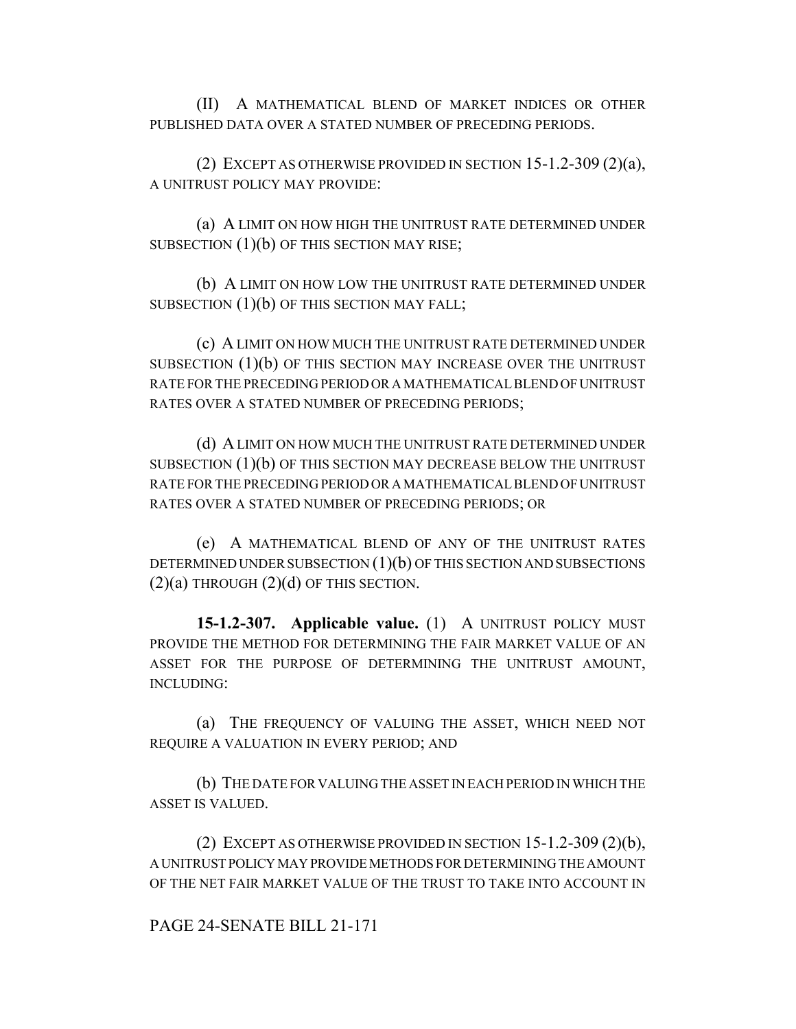(II) A MATHEMATICAL BLEND OF MARKET INDICES OR OTHER PUBLISHED DATA OVER A STATED NUMBER OF PRECEDING PERIODS.

(2) EXCEPT AS OTHERWISE PROVIDED IN SECTION 15-1.2-309 (2)(a), A UNITRUST POLICY MAY PROVIDE:

(a) A LIMIT ON HOW HIGH THE UNITRUST RATE DETERMINED UNDER SUBSECTION (1)(b) OF THIS SECTION MAY RISE;

(b) A LIMIT ON HOW LOW THE UNITRUST RATE DETERMINED UNDER SUBSECTION (1)(b) OF THIS SECTION MAY FALL;

(c) A LIMIT ON HOW MUCH THE UNITRUST RATE DETERMINED UNDER SUBSECTION (1)(b) OF THIS SECTION MAY INCREASE OVER THE UNITRUST RATE FOR THE PRECEDING PERIOD OR A MATHEMATICAL BLEND OF UNITRUST RATES OVER A STATED NUMBER OF PRECEDING PERIODS;

(d) A LIMIT ON HOW MUCH THE UNITRUST RATE DETERMINED UNDER SUBSECTION (1)(b) OF THIS SECTION MAY DECREASE BELOW THE UNITRUST RATE FOR THE PRECEDING PERIOD OR A MATHEMATICAL BLEND OF UNITRUST RATES OVER A STATED NUMBER OF PRECEDING PERIODS; OR

(e) A MATHEMATICAL BLEND OF ANY OF THE UNITRUST RATES DETERMINED UNDER SUBSECTION (1)(b) OF THIS SECTION AND SUBSECTIONS (2)(a) THROUGH (2)(d) OF THIS SECTION.

**15-1.2-307. Applicable value.** (1) A UNITRUST POLICY MUST PROVIDE THE METHOD FOR DETERMINING THE FAIR MARKET VALUE OF AN ASSET FOR THE PURPOSE OF DETERMINING THE UNITRUST AMOUNT, INCLUDING:

(a) THE FREQUENCY OF VALUING THE ASSET, WHICH NEED NOT REQUIRE A VALUATION IN EVERY PERIOD; AND

(b) THE DATE FOR VALUING THE ASSET IN EACH PERIOD IN WHICH THE ASSET IS VALUED.

(2) EXCEPT AS OTHERWISE PROVIDED IN SECTION 15-1.2-309 (2)(b), A UNITRUST POLICY MAY PROVIDE METHODS FOR DETERMINING THE AMOUNT OF THE NET FAIR MARKET VALUE OF THE TRUST TO TAKE INTO ACCOUNT IN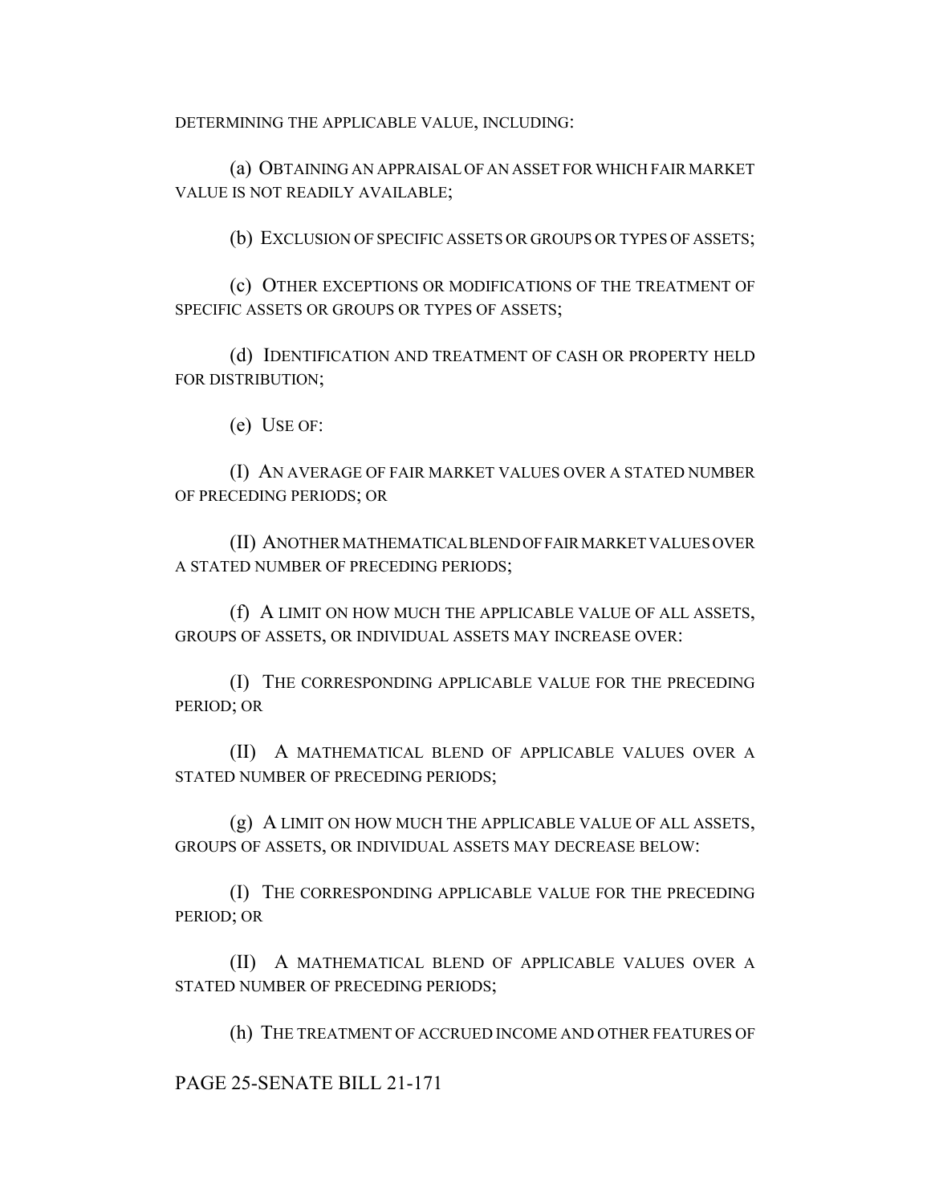DETERMINING THE APPLICABLE VALUE, INCLUDING:

(a) OBTAINING AN APPRAISAL OF AN ASSET FOR WHICH FAIR MARKET VALUE IS NOT READILY AVAILABLE;

(b) EXCLUSION OF SPECIFIC ASSETS OR GROUPS OR TYPES OF ASSETS;

(c) OTHER EXCEPTIONS OR MODIFICATIONS OF THE TREATMENT OF SPECIFIC ASSETS OR GROUPS OR TYPES OF ASSETS;

(d) IDENTIFICATION AND TREATMENT OF CASH OR PROPERTY HELD FOR DISTRIBUTION;

(e) USE OF:

(I) AN AVERAGE OF FAIR MARKET VALUES OVER A STATED NUMBER OF PRECEDING PERIODS; OR

(II) ANOTHER MATHEMATICAL BLEND OF FAIR MARKET VALUES OVER A STATED NUMBER OF PRECEDING PERIODS;

(f) A LIMIT ON HOW MUCH THE APPLICABLE VALUE OF ALL ASSETS, GROUPS OF ASSETS, OR INDIVIDUAL ASSETS MAY INCREASE OVER:

(I) THE CORRESPONDING APPLICABLE VALUE FOR THE PRECEDING PERIOD; OR

(II) A MATHEMATICAL BLEND OF APPLICABLE VALUES OVER A STATED NUMBER OF PRECEDING PERIODS;

(g) A LIMIT ON HOW MUCH THE APPLICABLE VALUE OF ALL ASSETS, GROUPS OF ASSETS, OR INDIVIDUAL ASSETS MAY DECREASE BELOW:

(I) THE CORRESPONDING APPLICABLE VALUE FOR THE PRECEDING PERIOD; OR

(II) A MATHEMATICAL BLEND OF APPLICABLE VALUES OVER A STATED NUMBER OF PRECEDING PERIODS;

(h) THE TREATMENT OF ACCRUED INCOME AND OTHER FEATURES OF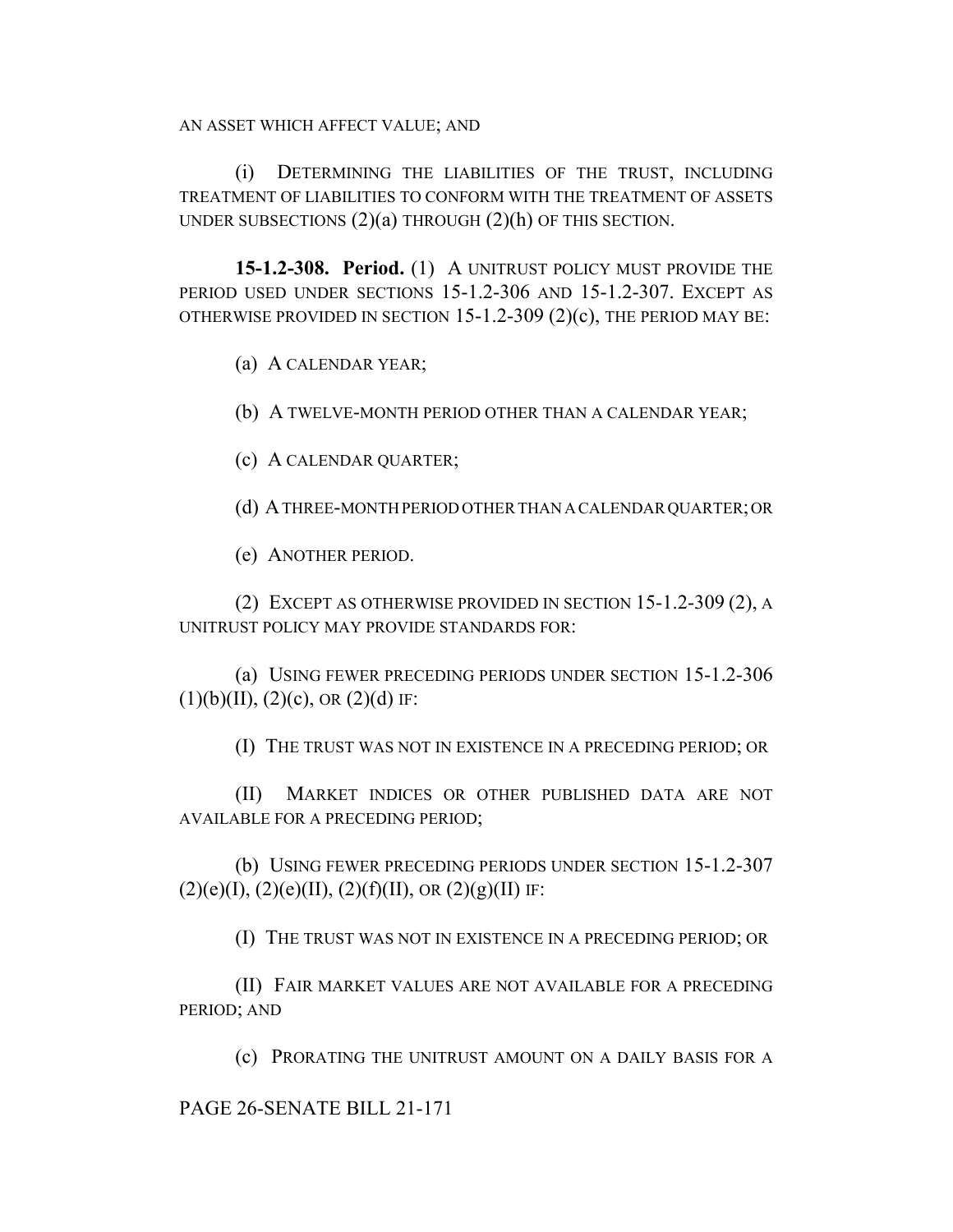AN ASSET WHICH AFFECT VALUE; AND

(i) DETERMINING THE LIABILITIES OF THE TRUST, INCLUDING TREATMENT OF LIABILITIES TO CONFORM WITH THE TREATMENT OF ASSETS UNDER SUBSECTIONS (2)(a) THROUGH (2)(h) OF THIS SECTION.

**15-1.2-308. Period.** (1) A UNITRUST POLICY MUST PROVIDE THE PERIOD USED UNDER SECTIONS 15-1.2-306 AND 15-1.2-307. EXCEPT AS OTHERWISE PROVIDED IN SECTION 15-1.2-309 (2)(c), THE PERIOD MAY BE:

(a) A CALENDAR YEAR;

(b) A TWELVE-MONTH PERIOD OTHER THAN A CALENDAR YEAR;

(c) A CALENDAR QUARTER;

(d) A THREE-MONTH PERIOD OTHER THAN A CALENDAR QUARTER; OR

(e) ANOTHER PERIOD.

(2) EXCEPT AS OTHERWISE PROVIDED IN SECTION 15-1.2-309 (2), A UNITRUST POLICY MAY PROVIDE STANDARDS FOR:

(a) USING FEWER PRECEDING PERIODS UNDER SECTION 15-1.2-306 (1)(b)(II), (2)(c), OR (2)(d) IF:

(I) THE TRUST WAS NOT IN EXISTENCE IN A PRECEDING PERIOD; OR

(II) MARKET INDICES OR OTHER PUBLISHED DATA ARE NOT AVAILABLE FOR A PRECEDING PERIOD;

(b) USING FEWER PRECEDING PERIODS UNDER SECTION 15-1.2-307 (2)(e)(I), (2)(e)(II), (2)(f)(II), OR (2)(g)(II) IF:

(I) THE TRUST WAS NOT IN EXISTENCE IN A PRECEDING PERIOD; OR

(II) FAIR MARKET VALUES ARE NOT AVAILABLE FOR A PRECEDING PERIOD; AND

(c) PRORATING THE UNITRUST AMOUNT ON A DAILY BASIS FOR A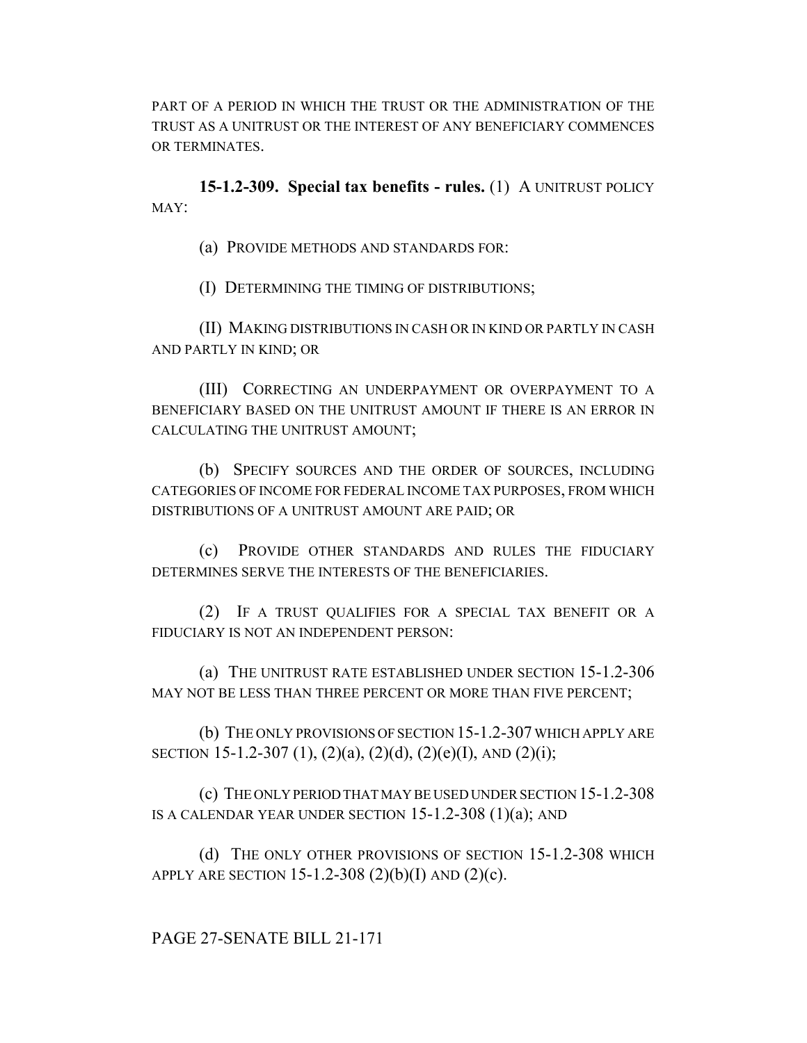PART OF A PERIOD IN WHICH THE TRUST OR THE ADMINISTRATION OF THE TRUST AS A UNITRUST OR THE INTEREST OF ANY BENEFICIARY COMMENCES OR TERMINATES.

**15-1.2-309. Special tax benefits - rules.** (1) A UNITRUST POLICY MAY:

(a) PROVIDE METHODS AND STANDARDS FOR:

(I) DETERMINING THE TIMING OF DISTRIBUTIONS;

(II) MAKING DISTRIBUTIONS IN CASH OR IN KIND OR PARTLY IN CASH AND PARTLY IN KIND; OR

(III) CORRECTING AN UNDERPAYMENT OR OVERPAYMENT TO A BENEFICIARY BASED ON THE UNITRUST AMOUNT IF THERE IS AN ERROR IN CALCULATING THE UNITRUST AMOUNT;

(b) SPECIFY SOURCES AND THE ORDER OF SOURCES, INCLUDING CATEGORIES OF INCOME FOR FEDERAL INCOME TAX PURPOSES, FROM WHICH DISTRIBUTIONS OF A UNITRUST AMOUNT ARE PAID; OR

(c) PROVIDE OTHER STANDARDS AND RULES THE FIDUCIARY DETERMINES SERVE THE INTERESTS OF THE BENEFICIARIES.

(2) IF A TRUST QUALIFIES FOR A SPECIAL TAX BENEFIT OR A FIDUCIARY IS NOT AN INDEPENDENT PERSON:

(a) THE UNITRUST RATE ESTABLISHED UNDER SECTION 15-1.2-306 MAY NOT BE LESS THAN THREE PERCENT OR MORE THAN FIVE PERCENT;

(b) THE ONLY PROVISIONS OF SECTION 15-1.2-307 WHICH APPLY ARE SECTION 15-1.2-307 (1), (2)(a), (2)(d), (2)(e)(I), AND (2)(i);

(c) THE ONLY PERIOD THAT MAY BE USED UNDER SECTION 15-1.2-308 IS A CALENDAR YEAR UNDER SECTION 15-1.2-308 (1)(a); AND

(d) THE ONLY OTHER PROVISIONS OF SECTION 15-1.2-308 WHICH APPLY ARE SECTION 15-1.2-308 (2)(b)(I) AND (2)(c).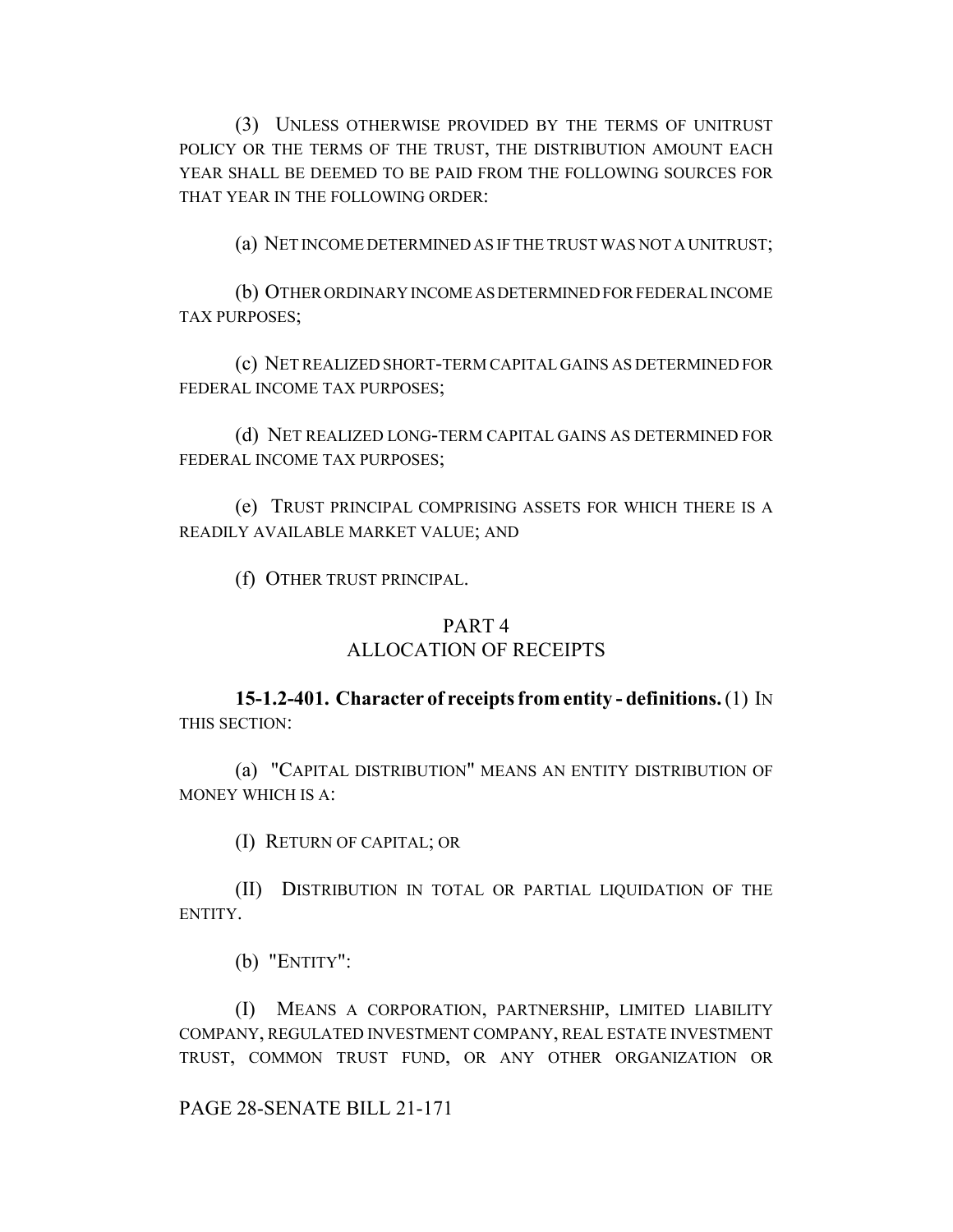(3) UNLESS OTHERWISE PROVIDED BY THE TERMS OF UNITRUST POLICY OR THE TERMS OF THE TRUST, THE DISTRIBUTION AMOUNT EACH YEAR SHALL BE DEEMED TO BE PAID FROM THE FOLLOWING SOURCES FOR THAT YEAR IN THE FOLLOWING ORDER:

(a) NET INCOME DETERMINED AS IF THE TRUST WAS NOT A UNITRUST;

(b) OTHER ORDINARY INCOME AS DETERMINED FOR FEDERAL INCOME TAX PURPOSES;

(c) NET REALIZED SHORT-TERM CAPITAL GAINS AS DETERMINED FOR FEDERAL INCOME TAX PURPOSES;

(d) NET REALIZED LONG-TERM CAPITAL GAINS AS DETERMINED FOR FEDERAL INCOME TAX PURPOSES;

(e) TRUST PRINCIPAL COMPRISING ASSETS FOR WHICH THERE IS A READILY AVAILABLE MARKET VALUE; AND

(f) OTHER TRUST PRINCIPAL.

## PART 4
## ALLOCATION OF RECEIPTS

**15-1.2-401. Character of receipts from entity - definitions.** (1) IN THIS SECTION:

(a) "CAPITAL DISTRIBUTION" MEANS AN ENTITY DISTRIBUTION OF MONEY WHICH IS A:

(I) RETURN OF CAPITAL; OR

(II) DISTRIBUTION IN TOTAL OR PARTIAL LIQUIDATION OF THE ENTITY.

(b) "ENTITY":

(I) MEANS A CORPORATION, PARTNERSHIP, LIMITED LIABILITY COMPANY, REGULATED INVESTMENT COMPANY, REAL ESTATE INVESTMENT TRUST, COMMON TRUST FUND, OR ANY OTHER ORGANIZATION OR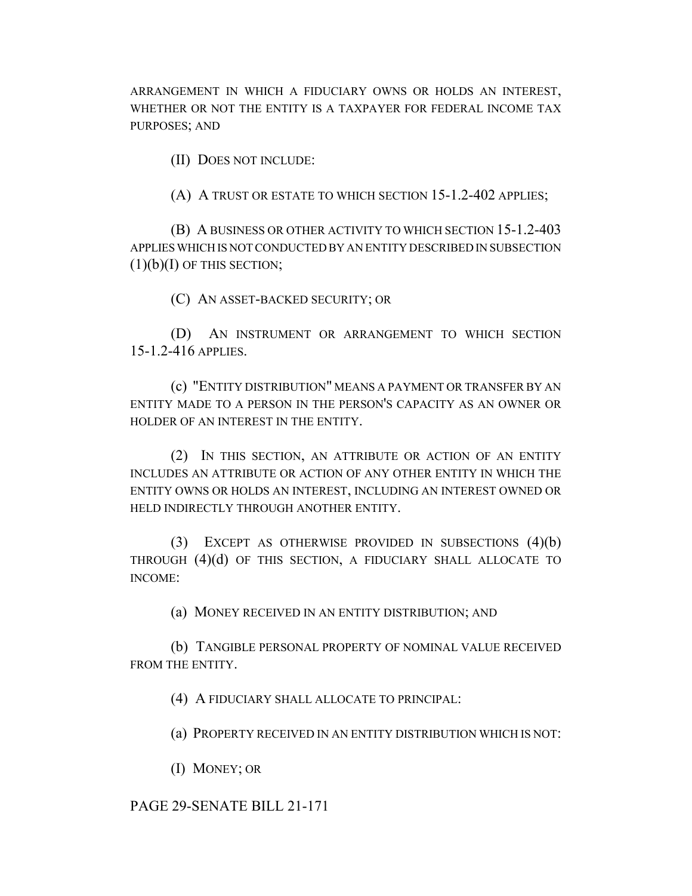ARRANGEMENT IN WHICH A FIDUCIARY OWNS OR HOLDS AN INTEREST, WHETHER OR NOT THE ENTITY IS A TAXPAYER FOR FEDERAL INCOME TAX PURPOSES; AND

(II) DOES NOT INCLUDE:

(A) A TRUST OR ESTATE TO WHICH SECTION 15-1.2-402 APPLIES;

(B) A BUSINESS OR OTHER ACTIVITY TO WHICH SECTION 15-1.2-403 APPLIES WHICH IS NOT CONDUCTED BY AN ENTITY DESCRIBED IN SUBSECTION (1)(b)(I) OF THIS SECTION;

(C) AN ASSET-BACKED SECURITY; OR

(D) AN INSTRUMENT OR ARRANGEMENT TO WHICH SECTION 15-1.2-416 APPLIES.

(c) "ENTITY DISTRIBUTION" MEANS A PAYMENT OR TRANSFER BY AN ENTITY MADE TO A PERSON IN THE PERSON'S CAPACITY AS AN OWNER OR HOLDER OF AN INTEREST IN THE ENTITY.

(2) IN THIS SECTION, AN ATTRIBUTE OR ACTION OF AN ENTITY INCLUDES AN ATTRIBUTE OR ACTION OF ANY OTHER ENTITY IN WHICH THE ENTITY OWNS OR HOLDS AN INTEREST, INCLUDING AN INTEREST OWNED OR HELD INDIRECTLY THROUGH ANOTHER ENTITY.

(3) EXCEPT AS OTHERWISE PROVIDED IN SUBSECTIONS (4)(b) THROUGH (4)(d) OF THIS SECTION, A FIDUCIARY SHALL ALLOCATE TO INCOME:

(a) MONEY RECEIVED IN AN ENTITY DISTRIBUTION; AND

(b) TANGIBLE PERSONAL PROPERTY OF NOMINAL VALUE RECEIVED FROM THE ENTITY.

(4) A FIDUCIARY SHALL ALLOCATE TO PRINCIPAL:

(a) PROPERTY RECEIVED IN AN ENTITY DISTRIBUTION WHICH IS NOT:

(I) MONEY; OR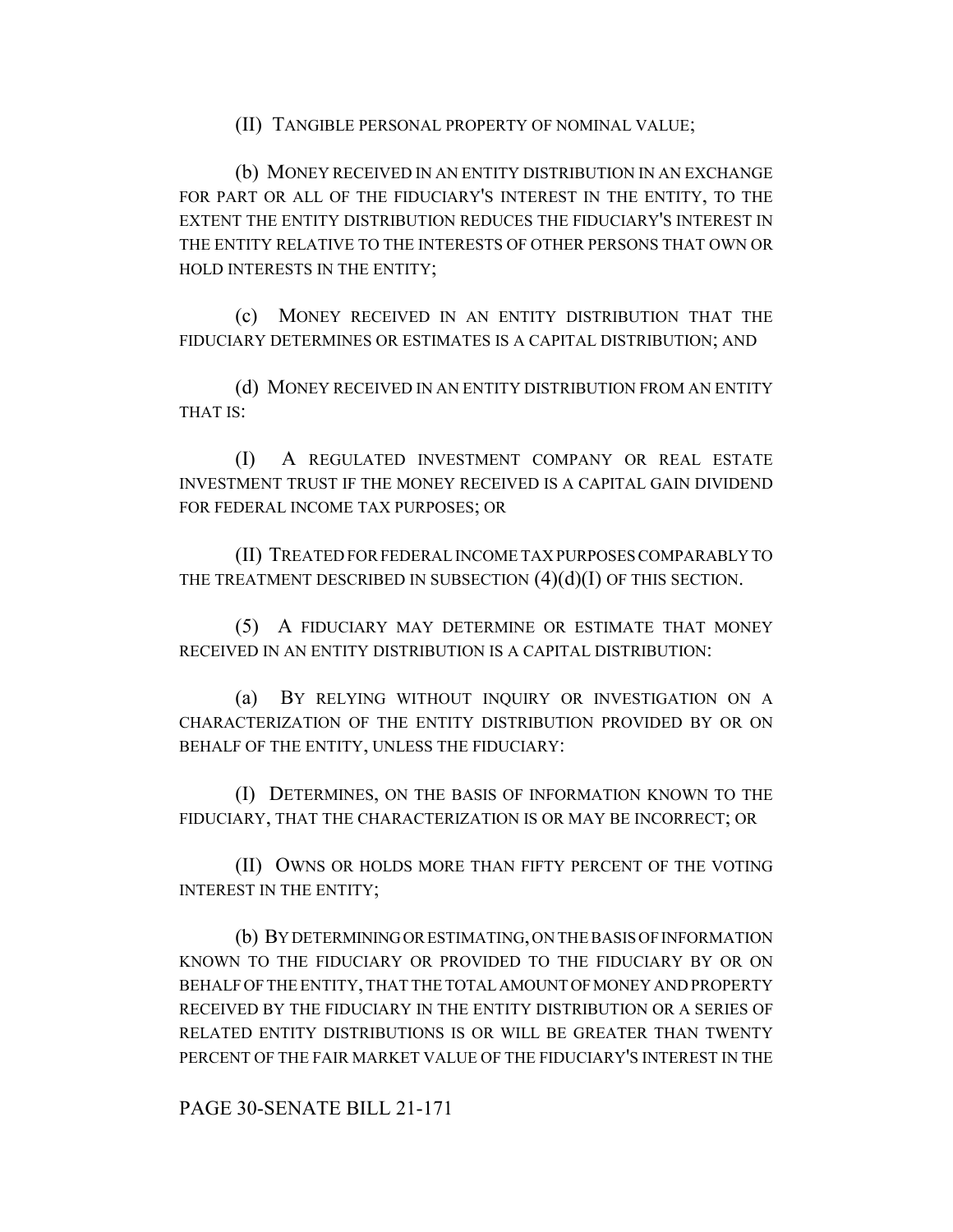(II) TANGIBLE PERSONAL PROPERTY OF NOMINAL VALUE;

(b) MONEY RECEIVED IN AN ENTITY DISTRIBUTION IN AN EXCHANGE FOR PART OR ALL OF THE FIDUCIARY'S INTEREST IN THE ENTITY, TO THE EXTENT THE ENTITY DISTRIBUTION REDUCES THE FIDUCIARY'S INTEREST IN THE ENTITY RELATIVE TO THE INTERESTS OF OTHER PERSONS THAT OWN OR HOLD INTERESTS IN THE ENTITY;

(c) MONEY RECEIVED IN AN ENTITY DISTRIBUTION THAT THE FIDUCIARY DETERMINES OR ESTIMATES IS A CAPITAL DISTRIBUTION; AND

(d) MONEY RECEIVED IN AN ENTITY DISTRIBUTION FROM AN ENTITY THAT IS:

(I) A REGULATED INVESTMENT COMPANY OR REAL ESTATE INVESTMENT TRUST IF THE MONEY RECEIVED IS A CAPITAL GAIN DIVIDEND FOR FEDERAL INCOME TAX PURPOSES; OR

(II) TREATED FOR FEDERAL INCOME TAX PURPOSES COMPARABLY TO THE TREATMENT DESCRIBED IN SUBSECTION (4)(d)(I) OF THIS SECTION.

(5) A FIDUCIARY MAY DETERMINE OR ESTIMATE THAT MONEY RECEIVED IN AN ENTITY DISTRIBUTION IS A CAPITAL DISTRIBUTION:

(a) BY RELYING WITHOUT INQUIRY OR INVESTIGATION ON A CHARACTERIZATION OF THE ENTITY DISTRIBUTION PROVIDED BY OR ON BEHALF OF THE ENTITY, UNLESS THE FIDUCIARY:

(I) DETERMINES, ON THE BASIS OF INFORMATION KNOWN TO THE FIDUCIARY, THAT THE CHARACTERIZATION IS OR MAY BE INCORRECT; OR

(II) OWNS OR HOLDS MORE THAN FIFTY PERCENT OF THE VOTING INTEREST IN THE ENTITY;

(b) BY DETERMINING OR ESTIMATING, ON THE BASIS OF INFORMATION KNOWN TO THE FIDUCIARY OR PROVIDED TO THE FIDUCIARY BY OR ON BEHALF OF THE ENTITY, THAT THE TOTAL AMOUNT OF MONEY AND PROPERTY RECEIVED BY THE FIDUCIARY IN THE ENTITY DISTRIBUTION OR A SERIES OF RELATED ENTITY DISTRIBUTIONS IS OR WILL BE GREATER THAN TWENTY PERCENT OF THE FAIR MARKET VALUE OF THE FIDUCIARY'S INTEREST IN THE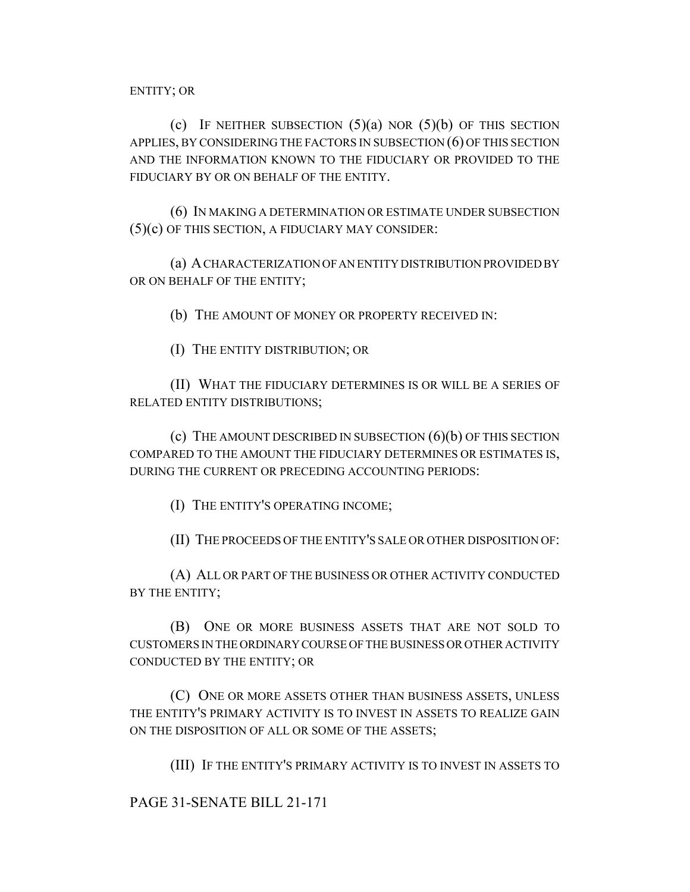ENTITY; OR

(c) IF NEITHER SUBSECTION (5)(a) NOR (5)(b) OF THIS SECTION APPLIES, BY CONSIDERING THE FACTORS IN SUBSECTION (6) OF THIS SECTION AND THE INFORMATION KNOWN TO THE FIDUCIARY OR PROVIDED TO THE FIDUCIARY BY OR ON BEHALF OF THE ENTITY.

(6) IN MAKING A DETERMINATION OR ESTIMATE UNDER SUBSECTION (5)(c) OF THIS SECTION, A FIDUCIARY MAY CONSIDER:

(a) A CHARACTERIZATION OF AN ENTITY DISTRIBUTION PROVIDED BY OR ON BEHALF OF THE ENTITY;

(b) THE AMOUNT OF MONEY OR PROPERTY RECEIVED IN:

(I) THE ENTITY DISTRIBUTION; OR

(II) WHAT THE FIDUCIARY DETERMINES IS OR WILL BE A SERIES OF RELATED ENTITY DISTRIBUTIONS;

(c) THE AMOUNT DESCRIBED IN SUBSECTION (6)(b) OF THIS SECTION COMPARED TO THE AMOUNT THE FIDUCIARY DETERMINES OR ESTIMATES IS, DURING THE CURRENT OR PRECEDING ACCOUNTING PERIODS:

(I) THE ENTITY'S OPERATING INCOME;

(II) THE PROCEEDS OF THE ENTITY'S SALE OR OTHER DISPOSITION OF:

(A) ALL OR PART OF THE BUSINESS OR OTHER ACTIVITY CONDUCTED BY THE ENTITY;

(B) ONE OR MORE BUSINESS ASSETS THAT ARE NOT SOLD TO CUSTOMERS IN THE ORDINARY COURSE OF THE BUSINESS OR OTHER ACTIVITY CONDUCTED BY THE ENTITY; OR

(C) ONE OR MORE ASSETS OTHER THAN BUSINESS ASSETS, UNLESS THE ENTITY'S PRIMARY ACTIVITY IS TO INVEST IN ASSETS TO REALIZE GAIN ON THE DISPOSITION OF ALL OR SOME OF THE ASSETS;

(III) IF THE ENTITY'S PRIMARY ACTIVITY IS TO INVEST IN ASSETS TO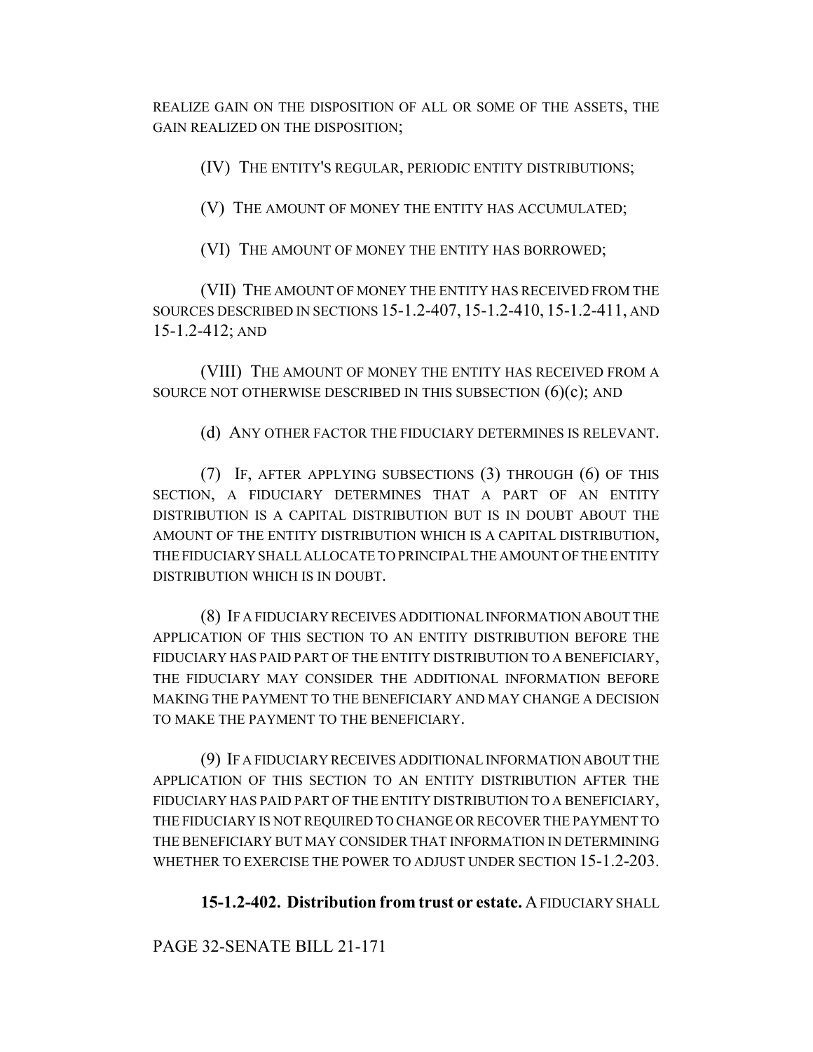REALIZE GAIN ON THE DISPOSITION OF ALL OR SOME OF THE ASSETS, THE GAIN REALIZED ON THE DISPOSITION;

(IV) THE ENTITY'S REGULAR, PERIODIC ENTITY DISTRIBUTIONS;

(V) THE AMOUNT OF MONEY THE ENTITY HAS ACCUMULATED;

(VI) THE AMOUNT OF MONEY THE ENTITY HAS BORROWED;

(VII) THE AMOUNT OF MONEY THE ENTITY HAS RECEIVED FROM THE SOURCES DESCRIBED IN SECTIONS 15-1.2-407, 15-1.2-410, 15-1.2-411, AND 15-1.2-412; AND

(VIII) THE AMOUNT OF MONEY THE ENTITY HAS RECEIVED FROM A SOURCE NOT OTHERWISE DESCRIBED IN THIS SUBSECTION (6)(c); AND

(d) ANY OTHER FACTOR THE FIDUCIARY DETERMINES IS RELEVANT.

(7) IF, AFTER APPLYING SUBSECTIONS (3) THROUGH (6) OF THIS SECTION, A FIDUCIARY DETERMINES THAT A PART OF AN ENTITY DISTRIBUTION IS A CAPITAL DISTRIBUTION BUT IS IN DOUBT ABOUT THE AMOUNT OF THE ENTITY DISTRIBUTION WHICH IS A CAPITAL DISTRIBUTION, THE FIDUCIARY SHALL ALLOCATE TO PRINCIPAL THE AMOUNT OF THE ENTITY DISTRIBUTION WHICH IS IN DOUBT.

(8) IF A FIDUCIARY RECEIVES ADDITIONAL INFORMATION ABOUT THE APPLICATION OF THIS SECTION TO AN ENTITY DISTRIBUTION BEFORE THE FIDUCIARY HAS PAID PART OF THE ENTITY DISTRIBUTION TO A BENEFICIARY, THE FIDUCIARY MAY CONSIDER THE ADDITIONAL INFORMATION BEFORE MAKING THE PAYMENT TO THE BENEFICIARY AND MAY CHANGE A DECISION TO MAKE THE PAYMENT TO THE BENEFICIARY.

(9) IF A FIDUCIARY RECEIVES ADDITIONAL INFORMATION ABOUT THE APPLICATION OF THIS SECTION TO AN ENTITY DISTRIBUTION AFTER THE FIDUCIARY HAS PAID PART OF THE ENTITY DISTRIBUTION TO A BENEFICIARY, THE FIDUCIARY IS NOT REQUIRED TO CHANGE OR RECOVER THE PAYMENT TO THE BENEFICIARY BUT MAY CONSIDER THAT INFORMATION IN DETERMINING WHETHER TO EXERCISE THE POWER TO ADJUST UNDER SECTION 15-1.2-203.

**15-1.2-402. Distribution from trust or estate.** A FIDUCIARY SHALL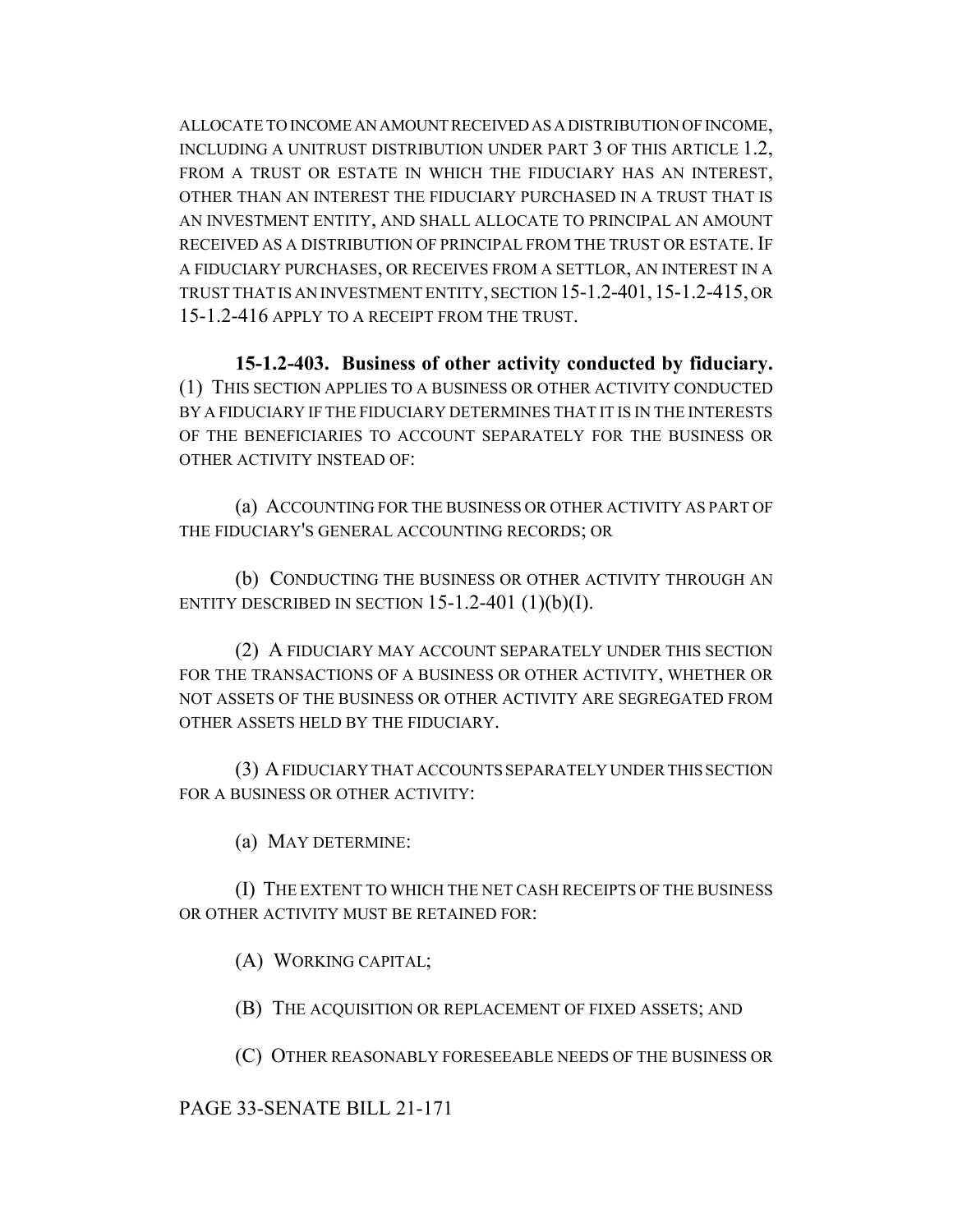ALLOCATE TO INCOME AN AMOUNT RECEIVED AS A DISTRIBUTION OF INCOME, INCLUDING A UNITRUST DISTRIBUTION UNDER PART 3 OF THIS ARTICLE 1.2, FROM A TRUST OR ESTATE IN WHICH THE FIDUCIARY HAS AN INTEREST, OTHER THAN AN INTEREST THE FIDUCIARY PURCHASED IN A TRUST THAT IS AN INVESTMENT ENTITY, AND SHALL ALLOCATE TO PRINCIPAL AN AMOUNT RECEIVED AS A DISTRIBUTION OF PRINCIPAL FROM THE TRUST OR ESTATE. IF A FIDUCIARY PURCHASES, OR RECEIVES FROM A SETTLOR, AN INTEREST IN A TRUST THAT IS AN INVESTMENT ENTITY, SECTION 15-1.2-401, 15-1.2-415, OR 15-1.2-416 APPLY TO A RECEIPT FROM THE TRUST.

**15-1.2-403. Business of other activity conducted by fiduciary.** (1) THIS SECTION APPLIES TO A BUSINESS OR OTHER ACTIVITY CONDUCTED BY A FIDUCIARY IF THE FIDUCIARY DETERMINES THAT IT IS IN THE INTERESTS OF THE BENEFICIARIES TO ACCOUNT SEPARATELY FOR THE BUSINESS OR OTHER ACTIVITY INSTEAD OF:

(a) ACCOUNTING FOR THE BUSINESS OR OTHER ACTIVITY AS PART OF THE FIDUCIARY'S GENERAL ACCOUNTING RECORDS; OR

(b) CONDUCTING THE BUSINESS OR OTHER ACTIVITY THROUGH AN ENTITY DESCRIBED IN SECTION 15-1.2-401 (1)(b)(I).

(2) A FIDUCIARY MAY ACCOUNT SEPARATELY UNDER THIS SECTION FOR THE TRANSACTIONS OF A BUSINESS OR OTHER ACTIVITY, WHETHER OR NOT ASSETS OF THE BUSINESS OR OTHER ACTIVITY ARE SEGREGATED FROM OTHER ASSETS HELD BY THE FIDUCIARY.

(3) A FIDUCIARY THAT ACCOUNTS SEPARATELY UNDER THIS SECTION FOR A BUSINESS OR OTHER ACTIVITY:

(a) MAY DETERMINE:

(I) THE EXTENT TO WHICH THE NET CASH RECEIPTS OF THE BUSINESS OR OTHER ACTIVITY MUST BE RETAINED FOR:

(A) WORKING CAPITAL;

(B) THE ACQUISITION OR REPLACEMENT OF FIXED ASSETS; AND

(C) OTHER REASONABLY FORESEEABLE NEEDS OF THE BUSINESS OR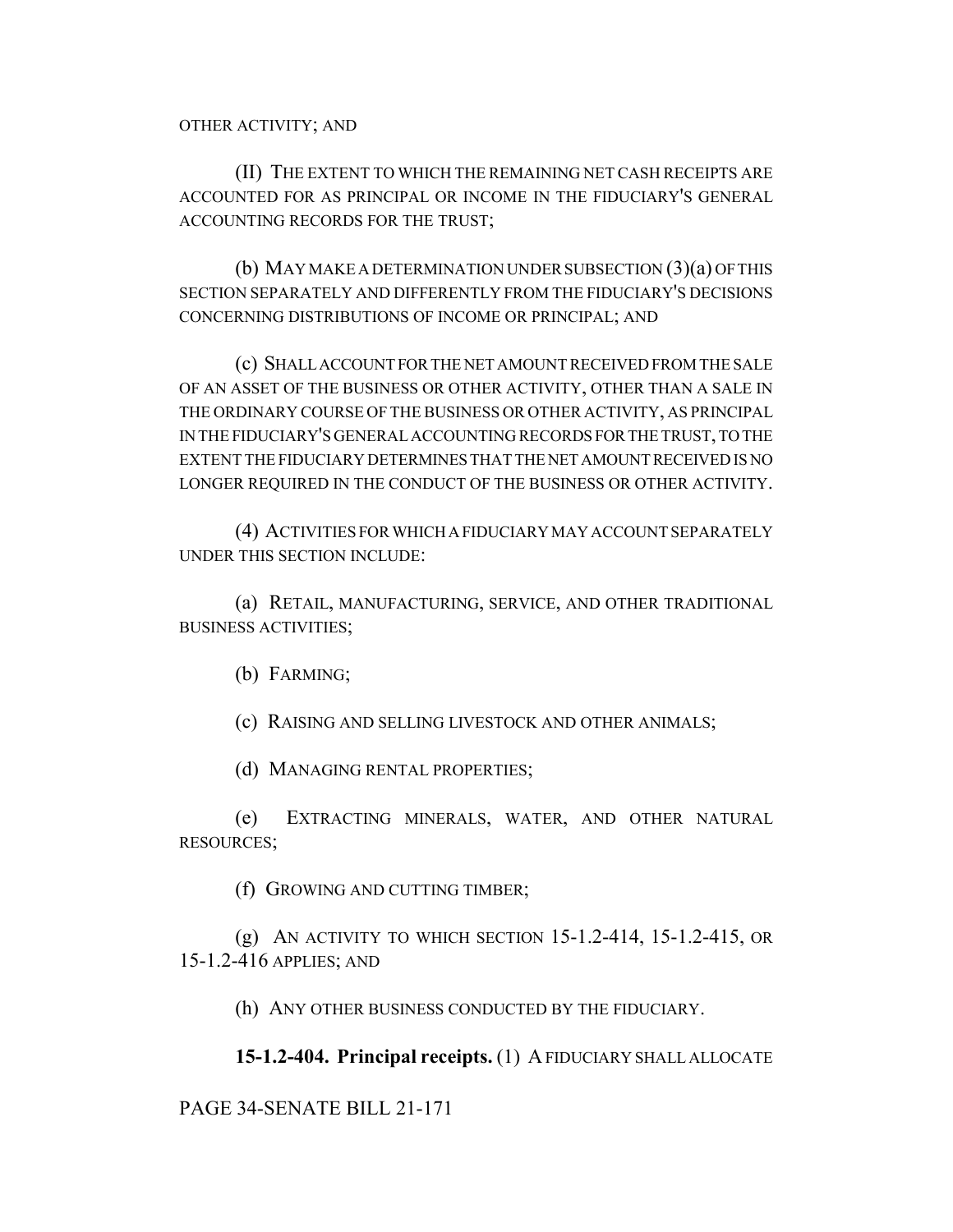OTHER ACTIVITY; AND

(II) THE EXTENT TO WHICH THE REMAINING NET CASH RECEIPTS ARE ACCOUNTED FOR AS PRINCIPAL OR INCOME IN THE FIDUCIARY'S GENERAL ACCOUNTING RECORDS FOR THE TRUST;

(b) MAY MAKE A DETERMINATION UNDER SUBSECTION (3)(a) OF THIS SECTION SEPARATELY AND DIFFERENTLY FROM THE FIDUCIARY'S DECISIONS CONCERNING DISTRIBUTIONS OF INCOME OR PRINCIPAL; AND

(c) SHALL ACCOUNT FOR THE NET AMOUNT RECEIVED FROM THE SALE OF AN ASSET OF THE BUSINESS OR OTHER ACTIVITY, OTHER THAN A SALE IN THE ORDINARY COURSE OF THE BUSINESS OR OTHER ACTIVITY, AS PRINCIPAL IN THE FIDUCIARY'S GENERAL ACCOUNTING RECORDS FOR THE TRUST, TO THE EXTENT THE FIDUCIARY DETERMINES THAT THE NET AMOUNT RECEIVED IS NO LONGER REQUIRED IN THE CONDUCT OF THE BUSINESS OR OTHER ACTIVITY.

(4) ACTIVITIES FOR WHICH A FIDUCIARY MAY ACCOUNT SEPARATELY UNDER THIS SECTION INCLUDE:

(a) RETAIL, MANUFACTURING, SERVICE, AND OTHER TRADITIONAL BUSINESS ACTIVITIES;

(b) FARMING;

(c) RAISING AND SELLING LIVESTOCK AND OTHER ANIMALS;

(d) MANAGING RENTAL PROPERTIES;

(e) EXTRACTING MINERALS, WATER, AND OTHER NATURAL RESOURCES;

(f) GROWING AND CUTTING TIMBER;

(g) AN ACTIVITY TO WHICH SECTION 15-1.2-414, 15-1.2-415, OR 15-1.2-416 APPLIES; AND

(h) ANY OTHER BUSINESS CONDUCTED BY THE FIDUCIARY.

**15-1.2-404. Principal receipts.** (1) A FIDUCIARY SHALL ALLOCATE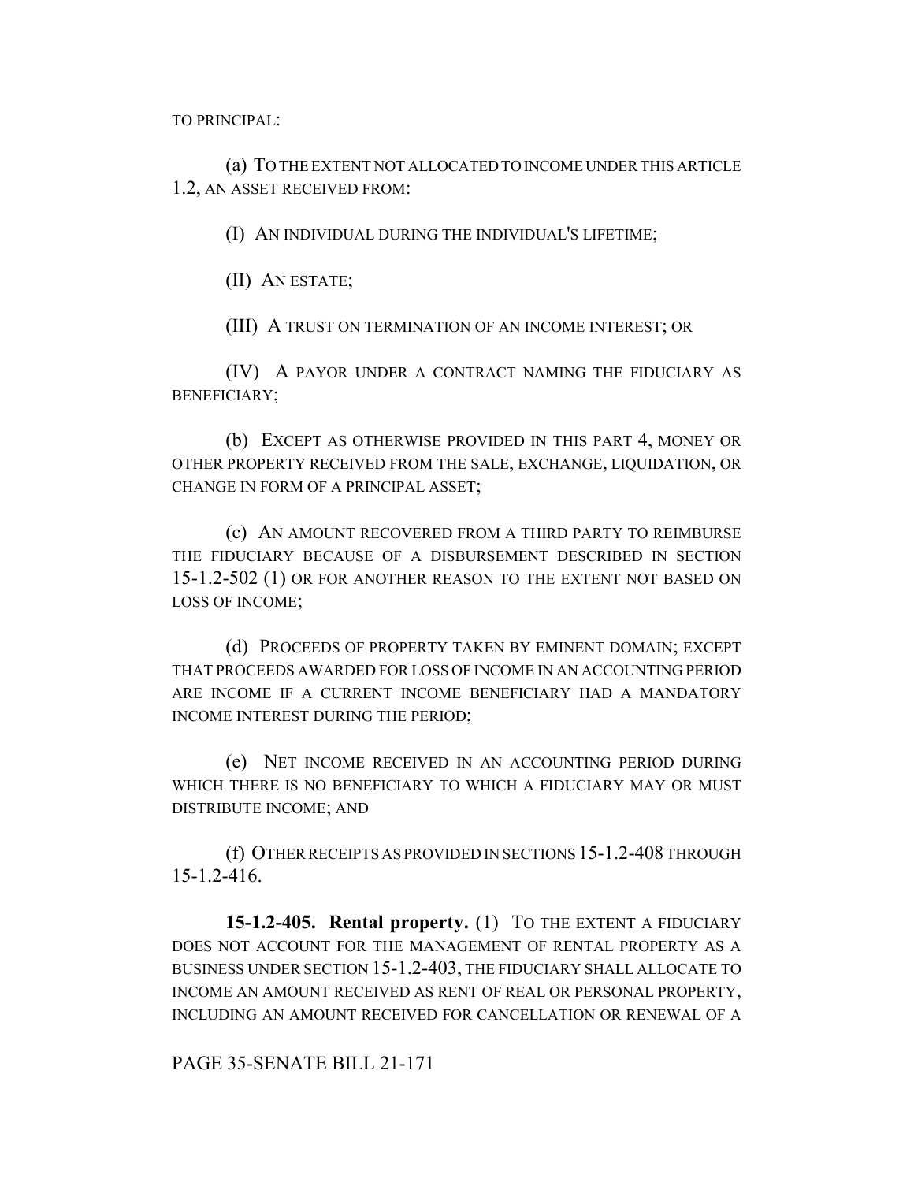TO PRINCIPAL:

(a) TO THE EXTENT NOT ALLOCATED TO INCOME UNDER THIS ARTICLE 1.2, AN ASSET RECEIVED FROM:

(I) AN INDIVIDUAL DURING THE INDIVIDUAL'S LIFETIME;

(II) AN ESTATE;

(III) A TRUST ON TERMINATION OF AN INCOME INTEREST; OR

(IV) A PAYOR UNDER A CONTRACT NAMING THE FIDUCIARY AS BENEFICIARY;

(b) EXCEPT AS OTHERWISE PROVIDED IN THIS PART 4, MONEY OR OTHER PROPERTY RECEIVED FROM THE SALE, EXCHANGE, LIQUIDATION, OR CHANGE IN FORM OF A PRINCIPAL ASSET;

(c) AN AMOUNT RECOVERED FROM A THIRD PARTY TO REIMBURSE THE FIDUCIARY BECAUSE OF A DISBURSEMENT DESCRIBED IN SECTION 15-1.2-502 (1) OR FOR ANOTHER REASON TO THE EXTENT NOT BASED ON LOSS OF INCOME;

(d) PROCEEDS OF PROPERTY TAKEN BY EMINENT DOMAIN; EXCEPT THAT PROCEEDS AWARDED FOR LOSS OF INCOME IN AN ACCOUNTING PERIOD ARE INCOME IF A CURRENT INCOME BENEFICIARY HAD A MANDATORY INCOME INTEREST DURING THE PERIOD;

(e) NET INCOME RECEIVED IN AN ACCOUNTING PERIOD DURING WHICH THERE IS NO BENEFICIARY TO WHICH A FIDUCIARY MAY OR MUST DISTRIBUTE INCOME; AND

(f) OTHER RECEIPTS AS PROVIDED IN SECTIONS 15-1.2-408 THROUGH 15-1.2-416.

**15-1.2-405. Rental property.** (1) TO THE EXTENT A FIDUCIARY DOES NOT ACCOUNT FOR THE MANAGEMENT OF RENTAL PROPERTY AS A BUSINESS UNDER SECTION 15-1.2-403, THE FIDUCIARY SHALL ALLOCATE TO INCOME AN AMOUNT RECEIVED AS RENT OF REAL OR PERSONAL PROPERTY, INCLUDING AN AMOUNT RECEIVED FOR CANCELLATION OR RENEWAL OF A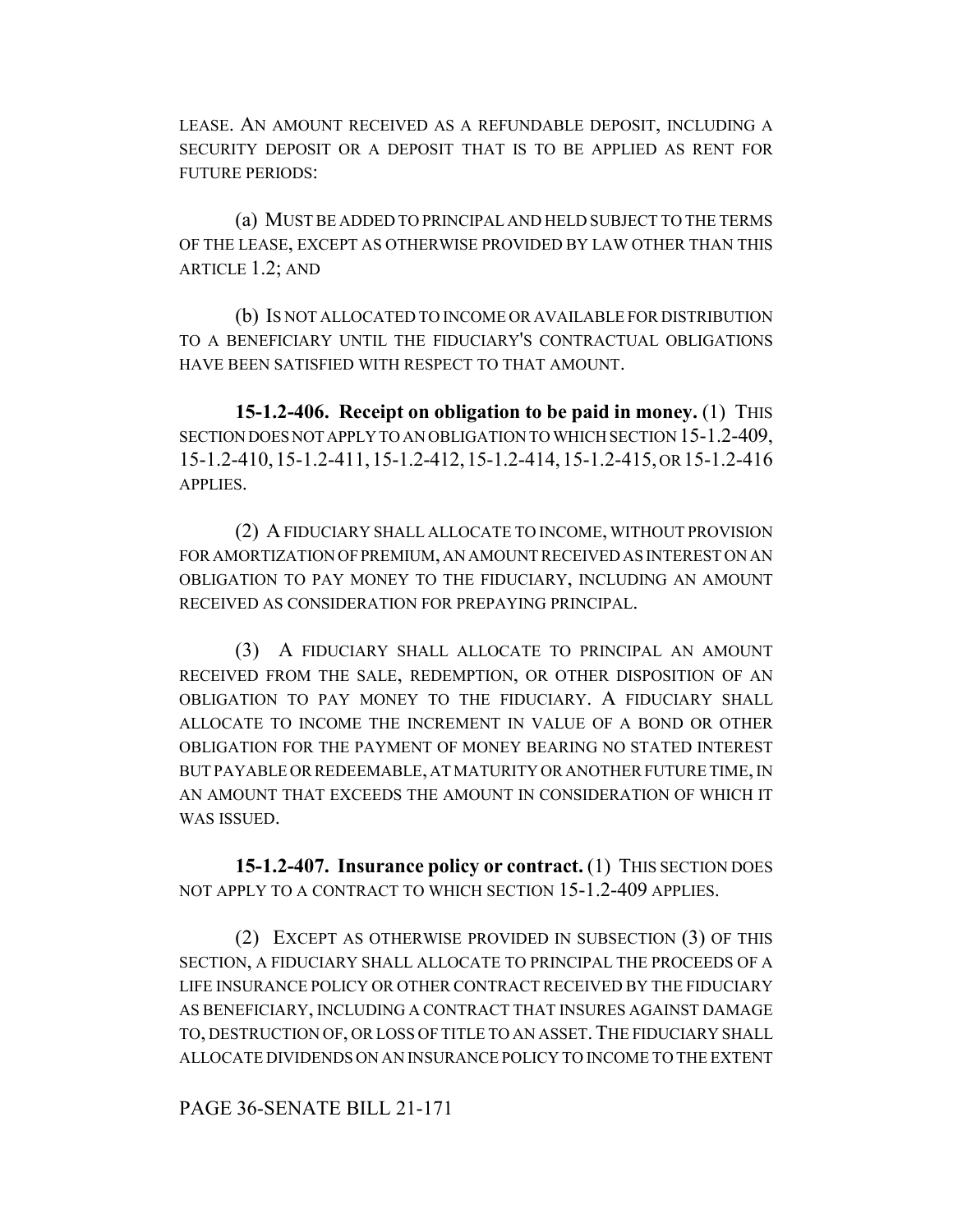LEASE. AN AMOUNT RECEIVED AS A REFUNDABLE DEPOSIT, INCLUDING A SECURITY DEPOSIT OR A DEPOSIT THAT IS TO BE APPLIED AS RENT FOR FUTURE PERIODS:

(a) MUST BE ADDED TO PRINCIPAL AND HELD SUBJECT TO THE TERMS OF THE LEASE, EXCEPT AS OTHERWISE PROVIDED BY LAW OTHER THAN THIS ARTICLE 1.2; AND

(b) IS NOT ALLOCATED TO INCOME OR AVAILABLE FOR DISTRIBUTION TO A BENEFICIARY UNTIL THE FIDUCIARY'S CONTRACTUAL OBLIGATIONS HAVE BEEN SATISFIED WITH RESPECT TO THAT AMOUNT.

**15-1.2-406. Receipt on obligation to be paid in money.** (1) THIS SECTION DOES NOT APPLY TO AN OBLIGATION TO WHICH SECTION 15-1.2-409, 15-1.2-410, 15-1.2-411, 15-1.2-412, 15-1.2-414, 15-1.2-415, OR 15-1.2-416 APPLIES.

(2) A FIDUCIARY SHALL ALLOCATE TO INCOME, WITHOUT PROVISION FOR AMORTIZATION OF PREMIUM, AN AMOUNT RECEIVED AS INTEREST ON AN OBLIGATION TO PAY MONEY TO THE FIDUCIARY, INCLUDING AN AMOUNT RECEIVED AS CONSIDERATION FOR PREPAYING PRINCIPAL.

(3) A FIDUCIARY SHALL ALLOCATE TO PRINCIPAL AN AMOUNT RECEIVED FROM THE SALE, REDEMPTION, OR OTHER DISPOSITION OF AN OBLIGATION TO PAY MONEY TO THE FIDUCIARY. A FIDUCIARY SHALL ALLOCATE TO INCOME THE INCREMENT IN VALUE OF A BOND OR OTHER OBLIGATION FOR THE PAYMENT OF MONEY BEARING NO STATED INTEREST BUT PAYABLE OR REDEEMABLE, AT MATURITY OR ANOTHER FUTURE TIME, IN AN AMOUNT THAT EXCEEDS THE AMOUNT IN CONSIDERATION OF WHICH IT WAS ISSUED.

**15-1.2-407. Insurance policy or contract.** (1) THIS SECTION DOES NOT APPLY TO A CONTRACT TO WHICH SECTION 15-1.2-409 APPLIES.

(2) EXCEPT AS OTHERWISE PROVIDED IN SUBSECTION (3) OF THIS SECTION, A FIDUCIARY SHALL ALLOCATE TO PRINCIPAL THE PROCEEDS OF A LIFE INSURANCE POLICY OR OTHER CONTRACT RECEIVED BY THE FIDUCIARY AS BENEFICIARY, INCLUDING A CONTRACT THAT INSURES AGAINST DAMAGE TO, DESTRUCTION OF, OR LOSS OF TITLE TO AN ASSET. THE FIDUCIARY SHALL ALLOCATE DIVIDENDS ON AN INSURANCE POLICY TO INCOME TO THE EXTENT

PAGE 36-SENATE BILL 21-171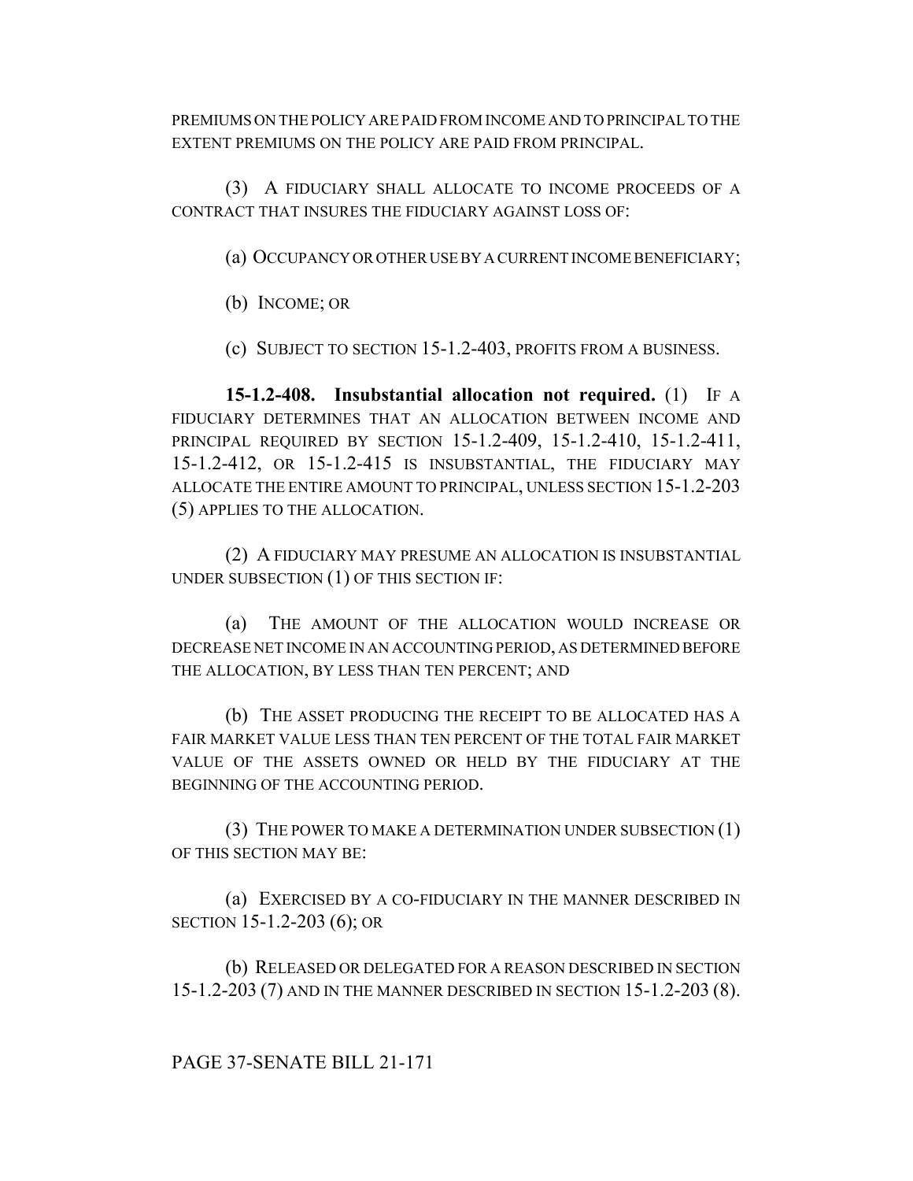PREMIUMS ON THE POLICY ARE PAID FROM INCOME AND TO PRINCIPAL TO THE EXTENT PREMIUMS ON THE POLICY ARE PAID FROM PRINCIPAL.

(3) A FIDUCIARY SHALL ALLOCATE TO INCOME PROCEEDS OF A CONTRACT THAT INSURES THE FIDUCIARY AGAINST LOSS OF:

(a) OCCUPANCY OR OTHER USE BY A CURRENT INCOME BENEFICIARY;

(b) INCOME; OR

(c) SUBJECT TO SECTION 15-1.2-403, PROFITS FROM A BUSINESS.

**15-1.2-408. Insubstantial allocation not required.** (1) IF A FIDUCIARY DETERMINES THAT AN ALLOCATION BETWEEN INCOME AND PRINCIPAL REQUIRED BY SECTION 15-1.2-409, 15-1.2-410, 15-1.2-411, 15-1.2-412, OR 15-1.2-415 IS INSUBSTANTIAL, THE FIDUCIARY MAY ALLOCATE THE ENTIRE AMOUNT TO PRINCIPAL, UNLESS SECTION 15-1.2-203 (5) APPLIES TO THE ALLOCATION.

(2) A FIDUCIARY MAY PRESUME AN ALLOCATION IS INSUBSTANTIAL UNDER SUBSECTION (1) OF THIS SECTION IF:

(a) THE AMOUNT OF THE ALLOCATION WOULD INCREASE OR DECREASE NET INCOME IN AN ACCOUNTING PERIOD, AS DETERMINED BEFORE THE ALLOCATION, BY LESS THAN TEN PERCENT; AND

(b) THE ASSET PRODUCING THE RECEIPT TO BE ALLOCATED HAS A FAIR MARKET VALUE LESS THAN TEN PERCENT OF THE TOTAL FAIR MARKET VALUE OF THE ASSETS OWNED OR HELD BY THE FIDUCIARY AT THE BEGINNING OF THE ACCOUNTING PERIOD.

(3) THE POWER TO MAKE A DETERMINATION UNDER SUBSECTION (1) OF THIS SECTION MAY BE:

(a) EXERCISED BY A CO-FIDUCIARY IN THE MANNER DESCRIBED IN SECTION 15-1.2-203 (6); OR

(b) RELEASED OR DELEGATED FOR A REASON DESCRIBED IN SECTION 15-1.2-203 (7) AND IN THE MANNER DESCRIBED IN SECTION 15-1.2-203 (8).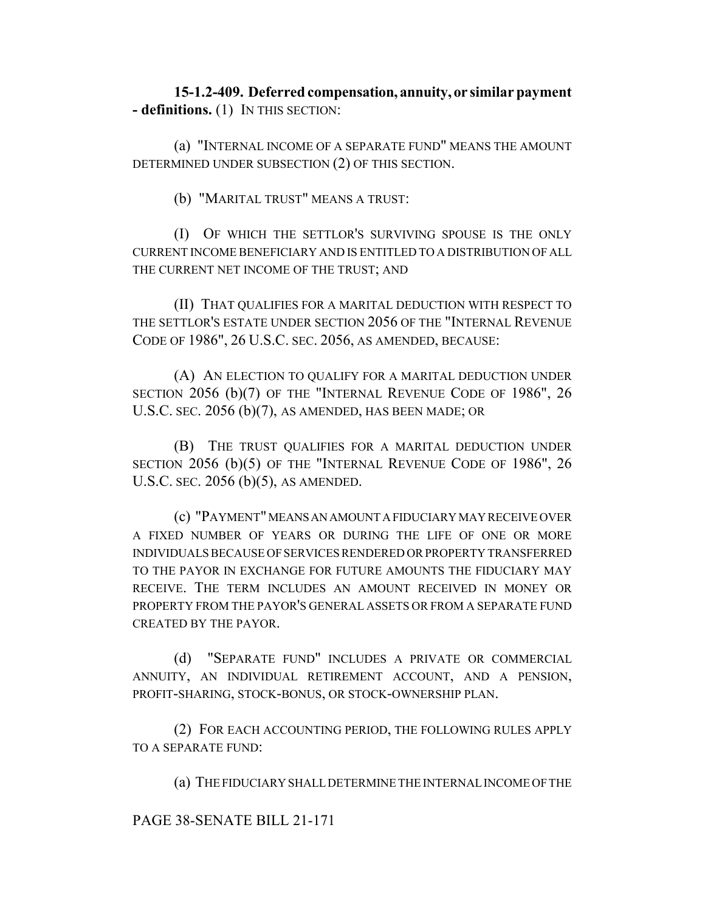**15-1.2-409. Deferred compensation, annuity, or similar payment - definitions.** (1) IN THIS SECTION:

(a) "INTERNAL INCOME OF A SEPARATE FUND" MEANS THE AMOUNT DETERMINED UNDER SUBSECTION (2) OF THIS SECTION.

(b) "MARITAL TRUST" MEANS A TRUST:

(I) OF WHICH THE SETTLOR'S SURVIVING SPOUSE IS THE ONLY CURRENT INCOME BENEFICIARY AND IS ENTITLED TO A DISTRIBUTION OF ALL THE CURRENT NET INCOME OF THE TRUST; AND

(II) THAT QUALIFIES FOR A MARITAL DEDUCTION WITH RESPECT TO THE SETTLOR'S ESTATE UNDER SECTION 2056 OF THE "INTERNAL REVENUE CODE OF 1986", 26 U.S.C. SEC. 2056, AS AMENDED, BECAUSE:

(A) AN ELECTION TO QUALIFY FOR A MARITAL DEDUCTION UNDER SECTION 2056 (b)(7) OF THE "INTERNAL REVENUE CODE OF 1986", 26 U.S.C. SEC. 2056 (b)(7), AS AMENDED, HAS BEEN MADE; OR

(B) THE TRUST QUALIFIES FOR A MARITAL DEDUCTION UNDER SECTION 2056 (b)(5) OF THE "INTERNAL REVENUE CODE OF 1986", 26 U.S.C. SEC. 2056 (b)(5), AS AMENDED.

(c) "PAYMENT" MEANS AN AMOUNT A FIDUCIARY MAY RECEIVE OVER A FIXED NUMBER OF YEARS OR DURING THE LIFE OF ONE OR MORE INDIVIDUALS BECAUSE OF SERVICES RENDERED OR PROPERTY TRANSFERRED TO THE PAYOR IN EXCHANGE FOR FUTURE AMOUNTS THE FIDUCIARY MAY RECEIVE. THE TERM INCLUDES AN AMOUNT RECEIVED IN MONEY OR PROPERTY FROM THE PAYOR'S GENERAL ASSETS OR FROM A SEPARATE FUND CREATED BY THE PAYOR.

(d) "SEPARATE FUND" INCLUDES A PRIVATE OR COMMERCIAL ANNUITY, AN INDIVIDUAL RETIREMENT ACCOUNT, AND A PENSION, PROFIT-SHARING, STOCK-BONUS, OR STOCK-OWNERSHIP PLAN.

(2) FOR EACH ACCOUNTING PERIOD, THE FOLLOWING RULES APPLY TO A SEPARATE FUND:

(a) THE FIDUCIARY SHALL DETERMINE THE INTERNAL INCOME OF THE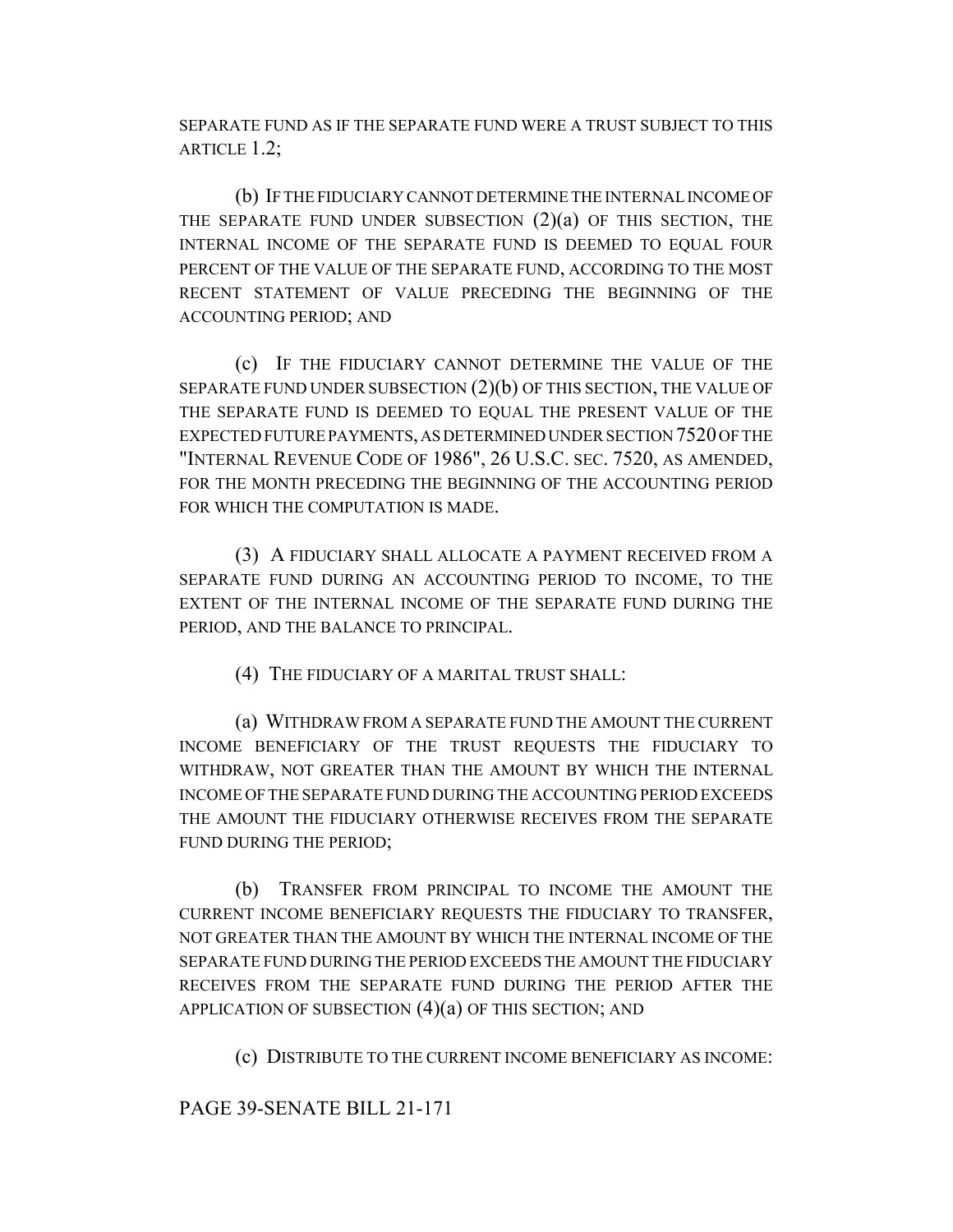SEPARATE FUND AS IF THE SEPARATE FUND WERE A TRUST SUBJECT TO THIS ARTICLE 1.2;

(b) IF THE FIDUCIARY CANNOT DETERMINE THE INTERNAL INCOME OF THE SEPARATE FUND UNDER SUBSECTION (2)(a) OF THIS SECTION, THE INTERNAL INCOME OF THE SEPARATE FUND IS DEEMED TO EQUAL FOUR PERCENT OF THE VALUE OF THE SEPARATE FUND, ACCORDING TO THE MOST RECENT STATEMENT OF VALUE PRECEDING THE BEGINNING OF THE ACCOUNTING PERIOD; AND

(c) IF THE FIDUCIARY CANNOT DETERMINE THE VALUE OF THE SEPARATE FUND UNDER SUBSECTION (2)(b) OF THIS SECTION, THE VALUE OF THE SEPARATE FUND IS DEEMED TO EQUAL THE PRESENT VALUE OF THE EXPECTED FUTURE PAYMENTS, AS DETERMINED UNDER SECTION 7520 OF THE "INTERNAL REVENUE CODE OF 1986", 26 U.S.C. SEC. 7520, AS AMENDED, FOR THE MONTH PRECEDING THE BEGINNING OF THE ACCOUNTING PERIOD FOR WHICH THE COMPUTATION IS MADE.

(3) A FIDUCIARY SHALL ALLOCATE A PAYMENT RECEIVED FROM A SEPARATE FUND DURING AN ACCOUNTING PERIOD TO INCOME, TO THE EXTENT OF THE INTERNAL INCOME OF THE SEPARATE FUND DURING THE PERIOD, AND THE BALANCE TO PRINCIPAL.

(4) THE FIDUCIARY OF A MARITAL TRUST SHALL:

(a) WITHDRAW FROM A SEPARATE FUND THE AMOUNT THE CURRENT INCOME BENEFICIARY OF THE TRUST REQUESTS THE FIDUCIARY TO WITHDRAW, NOT GREATER THAN THE AMOUNT BY WHICH THE INTERNAL INCOME OF THE SEPARATE FUND DURING THE ACCOUNTING PERIOD EXCEEDS THE AMOUNT THE FIDUCIARY OTHERWISE RECEIVES FROM THE SEPARATE FUND DURING THE PERIOD;

(b) TRANSFER FROM PRINCIPAL TO INCOME THE AMOUNT THE CURRENT INCOME BENEFICIARY REQUESTS THE FIDUCIARY TO TRANSFER, NOT GREATER THAN THE AMOUNT BY WHICH THE INTERNAL INCOME OF THE SEPARATE FUND DURING THE PERIOD EXCEEDS THE AMOUNT THE FIDUCIARY RECEIVES FROM THE SEPARATE FUND DURING THE PERIOD AFTER THE APPLICATION OF SUBSECTION (4)(a) OF THIS SECTION; AND

(c) DISTRIBUTE TO THE CURRENT INCOME BENEFICIARY AS INCOME: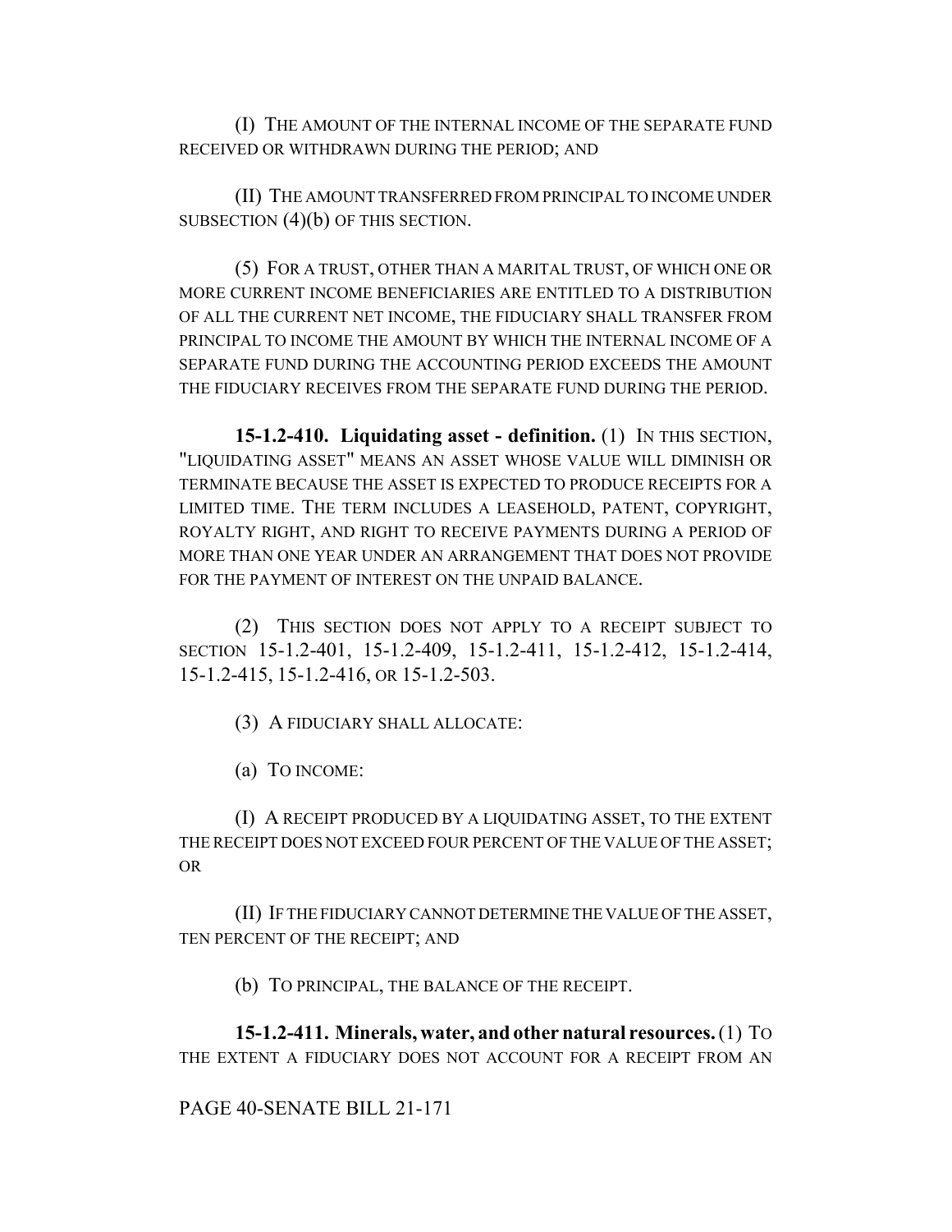(I) THE AMOUNT OF THE INTERNAL INCOME OF THE SEPARATE FUND RECEIVED OR WITHDRAWN DURING THE PERIOD; AND

(II) THE AMOUNT TRANSFERRED FROM PRINCIPAL TO INCOME UNDER SUBSECTION (4)(b) OF THIS SECTION.

(5) FOR A TRUST, OTHER THAN A MARITAL TRUST, OF WHICH ONE OR MORE CURRENT INCOME BENEFICIARIES ARE ENTITLED TO A DISTRIBUTION OF ALL THE CURRENT NET INCOME, THE FIDUCIARY SHALL TRANSFER FROM PRINCIPAL TO INCOME THE AMOUNT BY WHICH THE INTERNAL INCOME OF A SEPARATE FUND DURING THE ACCOUNTING PERIOD EXCEEDS THE AMOUNT THE FIDUCIARY RECEIVES FROM THE SEPARATE FUND DURING THE PERIOD.

**15-1.2-410. Liquidating asset - definition.** (1) IN THIS SECTION, "LIQUIDATING ASSET" MEANS AN ASSET WHOSE VALUE WILL DIMINISH OR TERMINATE BECAUSE THE ASSET IS EXPECTED TO PRODUCE RECEIPTS FOR A LIMITED TIME. THE TERM INCLUDES A LEASEHOLD, PATENT, COPYRIGHT, ROYALTY RIGHT, AND RIGHT TO RECEIVE PAYMENTS DURING A PERIOD OF MORE THAN ONE YEAR UNDER AN ARRANGEMENT THAT DOES NOT PROVIDE FOR THE PAYMENT OF INTEREST ON THE UNPAID BALANCE.

(2) THIS SECTION DOES NOT APPLY TO A RECEIPT SUBJECT TO SECTION 15-1.2-401, 15-1.2-409, 15-1.2-411, 15-1.2-412, 15-1.2-414, 15-1.2-415, 15-1.2-416, OR 15-1.2-503.

(3) A FIDUCIARY SHALL ALLOCATE:

(a) TO INCOME:

(I) A RECEIPT PRODUCED BY A LIQUIDATING ASSET, TO THE EXTENT THE RECEIPT DOES NOT EXCEED FOUR PERCENT OF THE VALUE OF THE ASSET; OR

(II) IF THE FIDUCIARY CANNOT DETERMINE THE VALUE OF THE ASSET, TEN PERCENT OF THE RECEIPT; AND

(b) TO PRINCIPAL, THE BALANCE OF THE RECEIPT.

**15-1.2-411. Minerals, water, and other natural resources.** (1) TO THE EXTENT A FIDUCIARY DOES NOT ACCOUNT FOR A RECEIPT FROM AN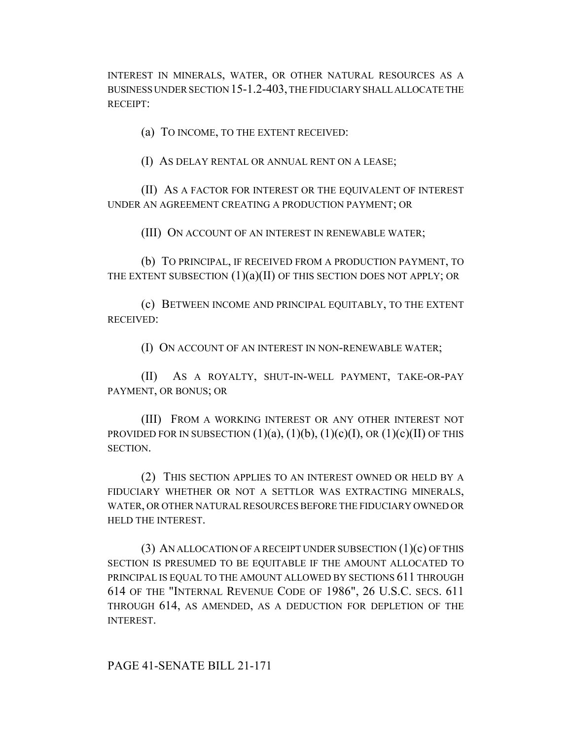INTEREST IN MINERALS, WATER, OR OTHER NATURAL RESOURCES AS A BUSINESS UNDER SECTION 15-1.2-403, THE FIDUCIARY SHALL ALLOCATE THE RECEIPT:

(a) TO INCOME, TO THE EXTENT RECEIVED:

(I) AS DELAY RENTAL OR ANNUAL RENT ON A LEASE;

(II) AS A FACTOR FOR INTEREST OR THE EQUIVALENT OF INTEREST UNDER AN AGREEMENT CREATING A PRODUCTION PAYMENT; OR

(III) ON ACCOUNT OF AN INTEREST IN RENEWABLE WATER;

(b) TO PRINCIPAL, IF RECEIVED FROM A PRODUCTION PAYMENT, TO THE EXTENT SUBSECTION (1)(a)(II) OF THIS SECTION DOES NOT APPLY; OR

(c) BETWEEN INCOME AND PRINCIPAL EQUITABLY, TO THE EXTENT RECEIVED:

(I) ON ACCOUNT OF AN INTEREST IN NON-RENEWABLE WATER;

(II) AS A ROYALTY, SHUT-IN-WELL PAYMENT, TAKE-OR-PAY PAYMENT, OR BONUS; OR

(III) FROM A WORKING INTEREST OR ANY OTHER INTEREST NOT PROVIDED FOR IN SUBSECTION (1)(a), (1)(b), (1)(c)(I), OR (1)(c)(II) OF THIS SECTION.

(2) THIS SECTION APPLIES TO AN INTEREST OWNED OR HELD BY A FIDUCIARY WHETHER OR NOT A SETTLOR WAS EXTRACTING MINERALS, WATER, OR OTHER NATURAL RESOURCES BEFORE THE FIDUCIARY OWNED OR HELD THE INTEREST.

(3) AN ALLOCATION OF A RECEIPT UNDER SUBSECTION (1)(c) OF THIS SECTION IS PRESUMED TO BE EQUITABLE IF THE AMOUNT ALLOCATED TO PRINCIPAL IS EQUAL TO THE AMOUNT ALLOWED BY SECTIONS 611 THROUGH 614 OF THE "INTERNAL REVENUE CODE OF 1986", 26 U.S.C. SECS. 611 THROUGH 614, AS AMENDED, AS A DEDUCTION FOR DEPLETION OF THE INTEREST.

PAGE 41-SENATE BILL 21-171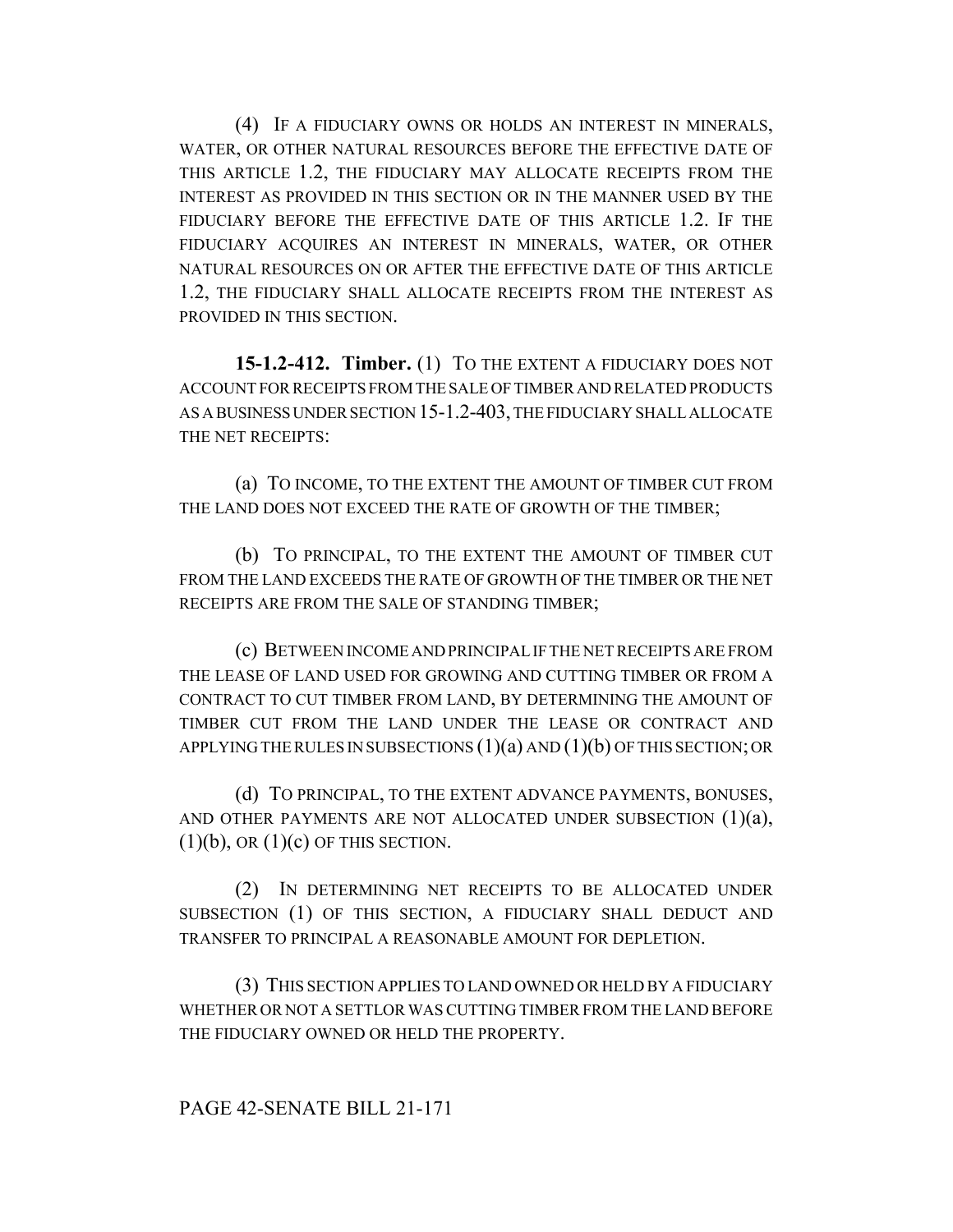(4) IF A FIDUCIARY OWNS OR HOLDS AN INTEREST IN MINERALS, WATER, OR OTHER NATURAL RESOURCES BEFORE THE EFFECTIVE DATE OF THIS ARTICLE 1.2, THE FIDUCIARY MAY ALLOCATE RECEIPTS FROM THE INTEREST AS PROVIDED IN THIS SECTION OR IN THE MANNER USED BY THE FIDUCIARY BEFORE THE EFFECTIVE DATE OF THIS ARTICLE 1.2. IF THE FIDUCIARY ACQUIRES AN INTEREST IN MINERALS, WATER, OR OTHER NATURAL RESOURCES ON OR AFTER THE EFFECTIVE DATE OF THIS ARTICLE 1.2, THE FIDUCIARY SHALL ALLOCATE RECEIPTS FROM THE INTEREST AS PROVIDED IN THIS SECTION.

**15-1.2-412. Timber.** (1) TO THE EXTENT A FIDUCIARY DOES NOT ACCOUNT FOR RECEIPTS FROM THE SALE OF TIMBER AND RELATED PRODUCTS AS A BUSINESS UNDER SECTION 15-1.2-403, THE FIDUCIARY SHALL ALLOCATE THE NET RECEIPTS:

(a) TO INCOME, TO THE EXTENT THE AMOUNT OF TIMBER CUT FROM THE LAND DOES NOT EXCEED THE RATE OF GROWTH OF THE TIMBER;

(b) TO PRINCIPAL, TO THE EXTENT THE AMOUNT OF TIMBER CUT FROM THE LAND EXCEEDS THE RATE OF GROWTH OF THE TIMBER OR THE NET RECEIPTS ARE FROM THE SALE OF STANDING TIMBER;

(c) BETWEEN INCOME AND PRINCIPAL IF THE NET RECEIPTS ARE FROM THE LEASE OF LAND USED FOR GROWING AND CUTTING TIMBER OR FROM A CONTRACT TO CUT TIMBER FROM LAND, BY DETERMINING THE AMOUNT OF TIMBER CUT FROM THE LAND UNDER THE LEASE OR CONTRACT AND APPLYING THE RULES IN SUBSECTIONS (1)(a) AND (1)(b) OF THIS SECTION; OR

(d) TO PRINCIPAL, TO THE EXTENT ADVANCE PAYMENTS, BONUSES, AND OTHER PAYMENTS ARE NOT ALLOCATED UNDER SUBSECTION (1)(a), (1)(b), OR (1)(c) OF THIS SECTION.

(2) IN DETERMINING NET RECEIPTS TO BE ALLOCATED UNDER SUBSECTION (1) OF THIS SECTION, A FIDUCIARY SHALL DEDUCT AND TRANSFER TO PRINCIPAL A REASONABLE AMOUNT FOR DEPLETION.

(3) THIS SECTION APPLIES TO LAND OWNED OR HELD BY A FIDUCIARY WHETHER OR NOT A SETTLOR WAS CUTTING TIMBER FROM THE LAND BEFORE THE FIDUCIARY OWNED OR HELD THE PROPERTY.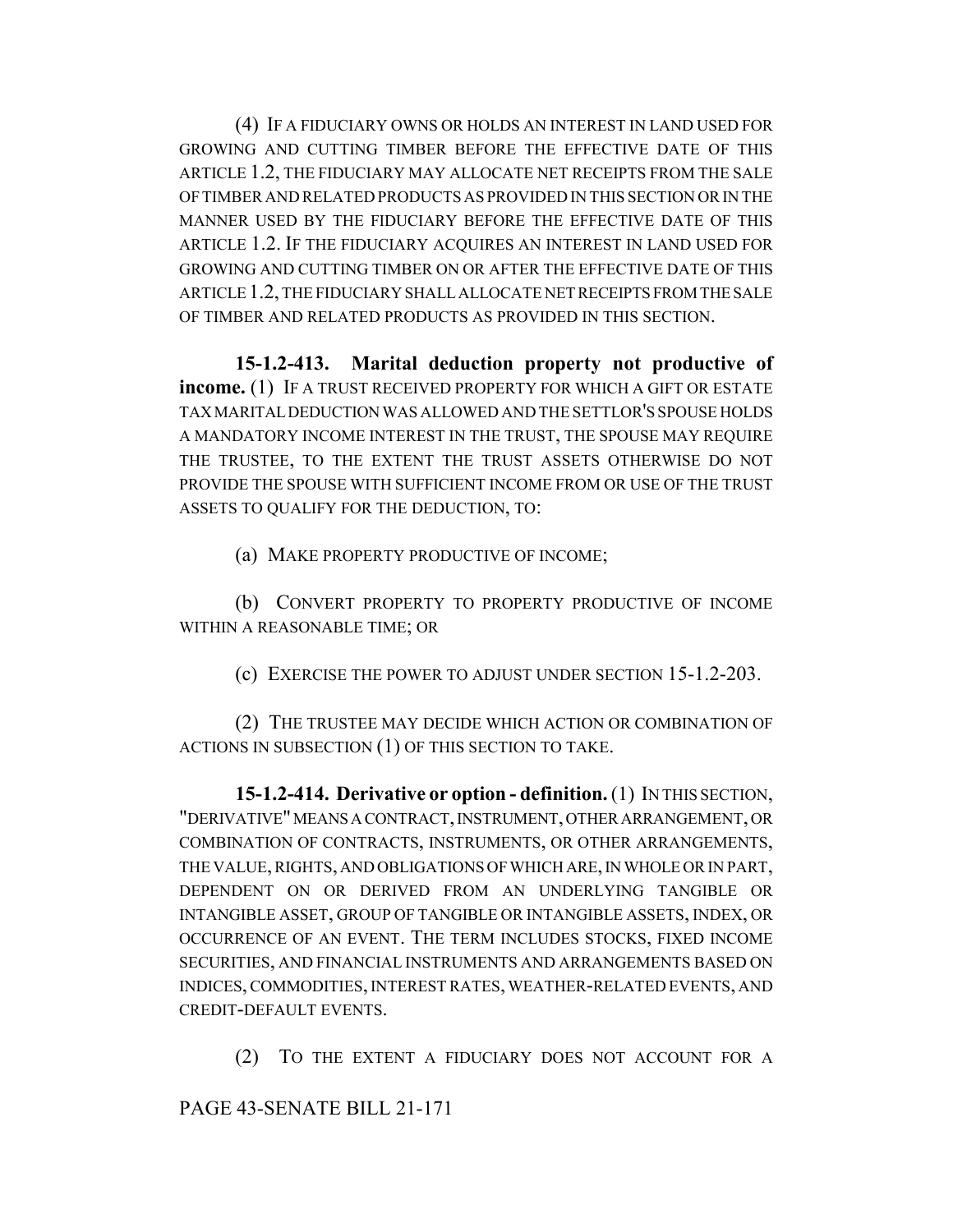(4) IF A FIDUCIARY OWNS OR HOLDS AN INTEREST IN LAND USED FOR GROWING AND CUTTING TIMBER BEFORE THE EFFECTIVE DATE OF THIS ARTICLE 1.2, THE FIDUCIARY MAY ALLOCATE NET RECEIPTS FROM THE SALE OF TIMBER AND RELATED PRODUCTS AS PROVIDED IN THIS SECTION OR IN THE MANNER USED BY THE FIDUCIARY BEFORE THE EFFECTIVE DATE OF THIS ARTICLE 1.2. IF THE FIDUCIARY ACQUIRES AN INTEREST IN LAND USED FOR GROWING AND CUTTING TIMBER ON OR AFTER THE EFFECTIVE DATE OF THIS ARTICLE 1.2, THE FIDUCIARY SHALL ALLOCATE NET RECEIPTS FROM THE SALE OF TIMBER AND RELATED PRODUCTS AS PROVIDED IN THIS SECTION.

**15-1.2-413. Marital deduction property not productive of income.** (1) IF A TRUST RECEIVED PROPERTY FOR WHICH A GIFT OR ESTATE TAX MARITAL DEDUCTION WAS ALLOWED AND THE SETTLOR'S SPOUSE HOLDS A MANDATORY INCOME INTEREST IN THE TRUST, THE SPOUSE MAY REQUIRE THE TRUSTEE, TO THE EXTENT THE TRUST ASSETS OTHERWISE DO NOT PROVIDE THE SPOUSE WITH SUFFICIENT INCOME FROM OR USE OF THE TRUST ASSETS TO QUALIFY FOR THE DEDUCTION, TO:

(a) MAKE PROPERTY PRODUCTIVE OF INCOME;

(b) CONVERT PROPERTY TO PROPERTY PRODUCTIVE OF INCOME WITHIN A REASONABLE TIME; OR

(c) EXERCISE THE POWER TO ADJUST UNDER SECTION 15-1.2-203.

(2) THE TRUSTEE MAY DECIDE WHICH ACTION OR COMBINATION OF ACTIONS IN SUBSECTION (1) OF THIS SECTION TO TAKE.

**15-1.2-414. Derivative or option - definition.** (1) IN THIS SECTION, "DERIVATIVE" MEANS A CONTRACT, INSTRUMENT, OTHER ARRANGEMENT, OR COMBINATION OF CONTRACTS, INSTRUMENTS, OR OTHER ARRANGEMENTS, THE VALUE, RIGHTS, AND OBLIGATIONS OF WHICH ARE, IN WHOLE OR IN PART, DEPENDENT ON OR DERIVED FROM AN UNDERLYING TANGIBLE OR INTANGIBLE ASSET, GROUP OF TANGIBLE OR INTANGIBLE ASSETS, INDEX, OR OCCURRENCE OF AN EVENT. THE TERM INCLUDES STOCKS, FIXED INCOME SECURITIES, AND FINANCIAL INSTRUMENTS AND ARRANGEMENTS BASED ON INDICES, COMMODITIES, INTEREST RATES, WEATHER-RELATED EVENTS, AND CREDIT-DEFAULT EVENTS.

(2) TO THE EXTENT A FIDUCIARY DOES NOT ACCOUNT FOR A

PAGE 43-SENATE BILL 21-171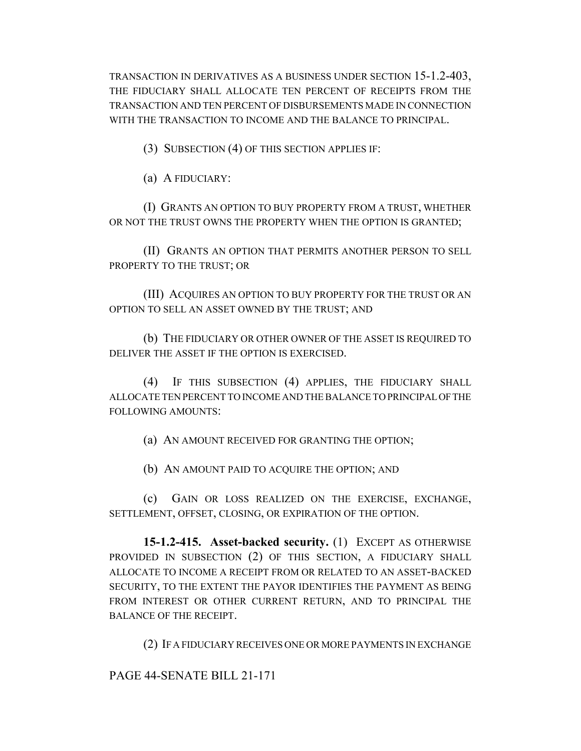TRANSACTION IN DERIVATIVES AS A BUSINESS UNDER SECTION 15-1.2-403, THE FIDUCIARY SHALL ALLOCATE TEN PERCENT OF RECEIPTS FROM THE TRANSACTION AND TEN PERCENT OF DISBURSEMENTS MADE IN CONNECTION WITH THE TRANSACTION TO INCOME AND THE BALANCE TO PRINCIPAL.

(3) SUBSECTION (4) OF THIS SECTION APPLIES IF:

(a) A FIDUCIARY:

(I) GRANTS AN OPTION TO BUY PROPERTY FROM A TRUST, WHETHER OR NOT THE TRUST OWNS THE PROPERTY WHEN THE OPTION IS GRANTED;

(II) GRANTS AN OPTION THAT PERMITS ANOTHER PERSON TO SELL PROPERTY TO THE TRUST; OR

(III) ACQUIRES AN OPTION TO BUY PROPERTY FOR THE TRUST OR AN OPTION TO SELL AN ASSET OWNED BY THE TRUST; AND

(b) THE FIDUCIARY OR OTHER OWNER OF THE ASSET IS REQUIRED TO DELIVER THE ASSET IF THE OPTION IS EXERCISED.

(4) IF THIS SUBSECTION (4) APPLIES, THE FIDUCIARY SHALL ALLOCATE TEN PERCENT TO INCOME AND THE BALANCE TO PRINCIPAL OF THE FOLLOWING AMOUNTS:

(a) AN AMOUNT RECEIVED FOR GRANTING THE OPTION;

(b) AN AMOUNT PAID TO ACQUIRE THE OPTION; AND

(c) GAIN OR LOSS REALIZED ON THE EXERCISE, EXCHANGE, SETTLEMENT, OFFSET, CLOSING, OR EXPIRATION OF THE OPTION.

**15-1.2-415. Asset-backed security.** (1) EXCEPT AS OTHERWISE PROVIDED IN SUBSECTION (2) OF THIS SECTION, A FIDUCIARY SHALL ALLOCATE TO INCOME A RECEIPT FROM OR RELATED TO AN ASSET-BACKED SECURITY, TO THE EXTENT THE PAYOR IDENTIFIES THE PAYMENT AS BEING FROM INTEREST OR OTHER CURRENT RETURN, AND TO PRINCIPAL THE BALANCE OF THE RECEIPT.

(2) IF A FIDUCIARY RECEIVES ONE OR MORE PAYMENTS IN EXCHANGE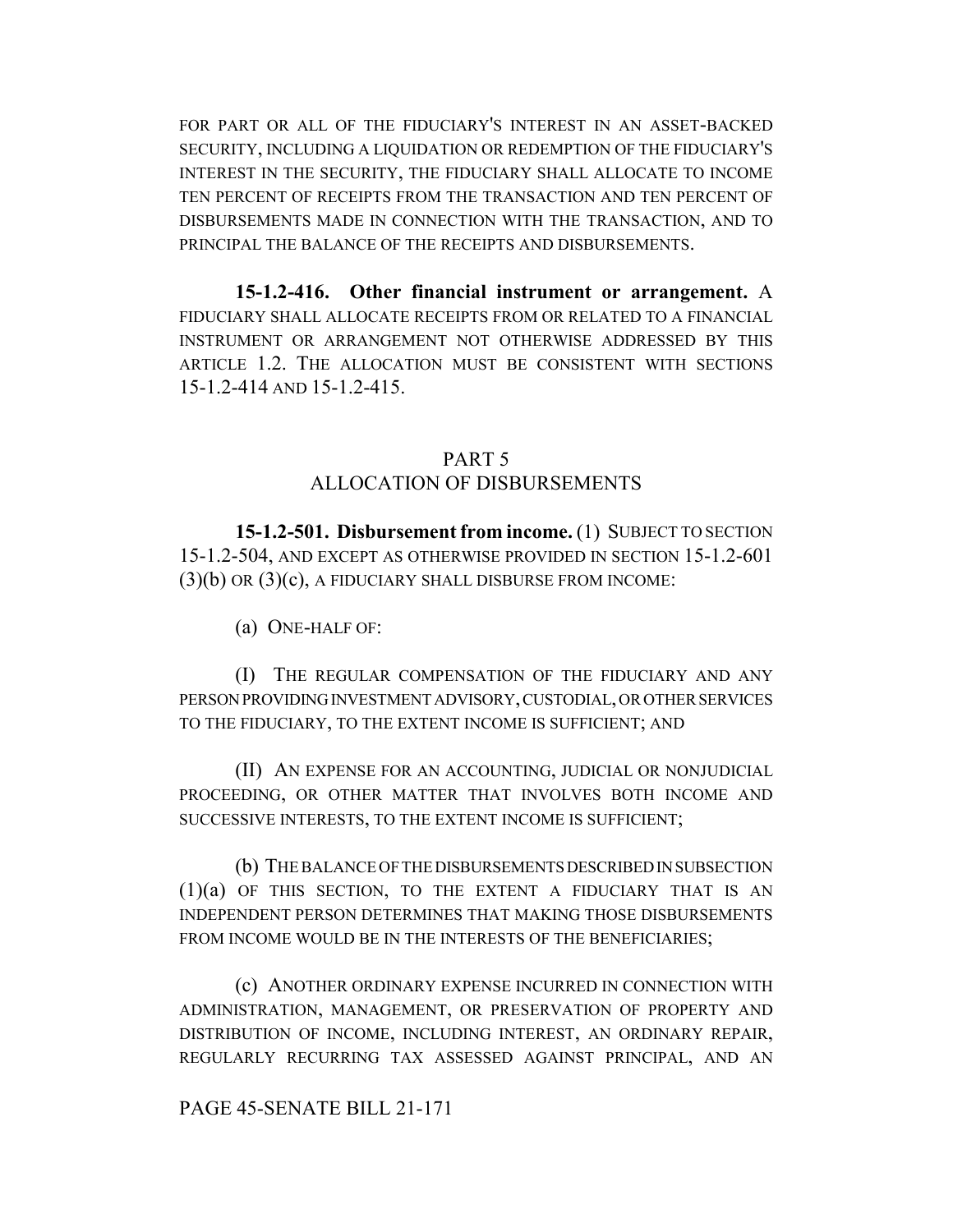FOR PART OR ALL OF THE FIDUCIARY'S INTEREST IN AN ASSET-BACKED SECURITY, INCLUDING A LIQUIDATION OR REDEMPTION OF THE FIDUCIARY'S INTEREST IN THE SECURITY, THE FIDUCIARY SHALL ALLOCATE TO INCOME TEN PERCENT OF RECEIPTS FROM THE TRANSACTION AND TEN PERCENT OF DISBURSEMENTS MADE IN CONNECTION WITH THE TRANSACTION, AND TO PRINCIPAL THE BALANCE OF THE RECEIPTS AND DISBURSEMENTS.

**15-1.2-416. Other financial instrument or arrangement.** A FIDUCIARY SHALL ALLOCATE RECEIPTS FROM OR RELATED TO A FINANCIAL INSTRUMENT OR ARRANGEMENT NOT OTHERWISE ADDRESSED BY THIS ARTICLE 1.2. THE ALLOCATION MUST BE CONSISTENT WITH SECTIONS 15-1.2-414 AND 15-1.2-415.

## PART 5
## ALLOCATION OF DISBURSEMENTS

**15-1.2-501. Disbursement from income.** (1) SUBJECT TO SECTION 15-1.2-504, AND EXCEPT AS OTHERWISE PROVIDED IN SECTION 15-1.2-601 (3)(b) OR (3)(c), A FIDUCIARY SHALL DISBURSE FROM INCOME:

(a) ONE-HALF OF:

(I) THE REGULAR COMPENSATION OF THE FIDUCIARY AND ANY PERSON PROVIDING INVESTMENT ADVISORY, CUSTODIAL, OR OTHER SERVICES TO THE FIDUCIARY, TO THE EXTENT INCOME IS SUFFICIENT; AND

(II) AN EXPENSE FOR AN ACCOUNTING, JUDICIAL OR NONJUDICIAL PROCEEDING, OR OTHER MATTER THAT INVOLVES BOTH INCOME AND SUCCESSIVE INTERESTS, TO THE EXTENT INCOME IS SUFFICIENT;

(b) THE BALANCE OF THE DISBURSEMENTS DESCRIBED IN SUBSECTION (1)(a) OF THIS SECTION, TO THE EXTENT A FIDUCIARY THAT IS AN INDEPENDENT PERSON DETERMINES THAT MAKING THOSE DISBURSEMENTS FROM INCOME WOULD BE IN THE INTERESTS OF THE BENEFICIARIES;

(c) ANOTHER ORDINARY EXPENSE INCURRED IN CONNECTION WITH ADMINISTRATION, MANAGEMENT, OR PRESERVATION OF PROPERTY AND DISTRIBUTION OF INCOME, INCLUDING INTEREST, AN ORDINARY REPAIR, REGULARLY RECURRING TAX ASSESSED AGAINST PRINCIPAL, AND AN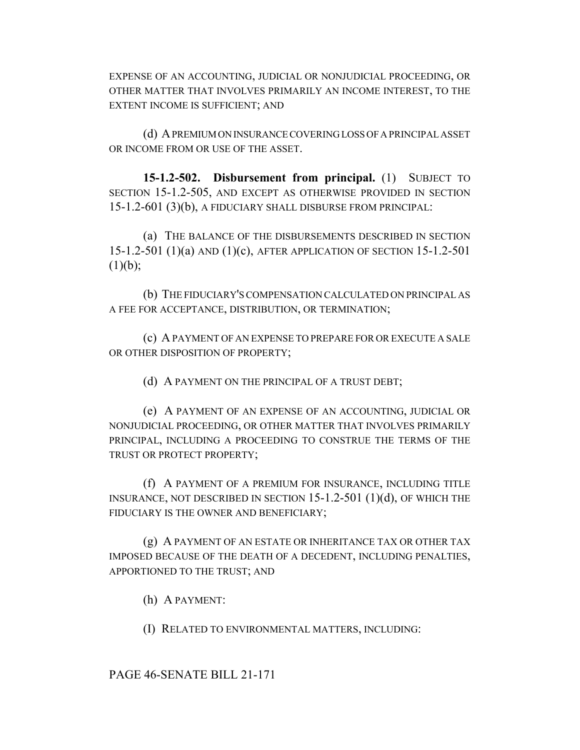EXPENSE OF AN ACCOUNTING, JUDICIAL OR NONJUDICIAL PROCEEDING, OR OTHER MATTER THAT INVOLVES PRIMARILY AN INCOME INTEREST, TO THE EXTENT INCOME IS SUFFICIENT; AND

(d) A PREMIUM ON INSURANCE COVERING LOSS OF A PRINCIPAL ASSET OR INCOME FROM OR USE OF THE ASSET.

**15-1.2-502. Disbursement from principal.** (1) SUBJECT TO SECTION 15-1.2-505, AND EXCEPT AS OTHERWISE PROVIDED IN SECTION 15-1.2-601 (3)(b), A FIDUCIARY SHALL DISBURSE FROM PRINCIPAL:

(a) THE BALANCE OF THE DISBURSEMENTS DESCRIBED IN SECTION 15-1.2-501 (1)(a) AND (1)(c), AFTER APPLICATION OF SECTION 15-1.2-501 (1)(b);

(b) THE FIDUCIARY'S COMPENSATION CALCULATED ON PRINCIPAL AS A FEE FOR ACCEPTANCE, DISTRIBUTION, OR TERMINATION;

(c) A PAYMENT OF AN EXPENSE TO PREPARE FOR OR EXECUTE A SALE OR OTHER DISPOSITION OF PROPERTY;

(d) A PAYMENT ON THE PRINCIPAL OF A TRUST DEBT;

(e) A PAYMENT OF AN EXPENSE OF AN ACCOUNTING, JUDICIAL OR NONJUDICIAL PROCEEDING, OR OTHER MATTER THAT INVOLVES PRIMARILY PRINCIPAL, INCLUDING A PROCEEDING TO CONSTRUE THE TERMS OF THE TRUST OR PROTECT PROPERTY;

(f) A PAYMENT OF A PREMIUM FOR INSURANCE, INCLUDING TITLE INSURANCE, NOT DESCRIBED IN SECTION 15-1.2-501 (1)(d), OF WHICH THE FIDUCIARY IS THE OWNER AND BENEFICIARY;

(g) A PAYMENT OF AN ESTATE OR INHERITANCE TAX OR OTHER TAX IMPOSED BECAUSE OF THE DEATH OF A DECEDENT, INCLUDING PENALTIES, APPORTIONED TO THE TRUST; AND

(h) A PAYMENT:

(I) RELATED TO ENVIRONMENTAL MATTERS, INCLUDING: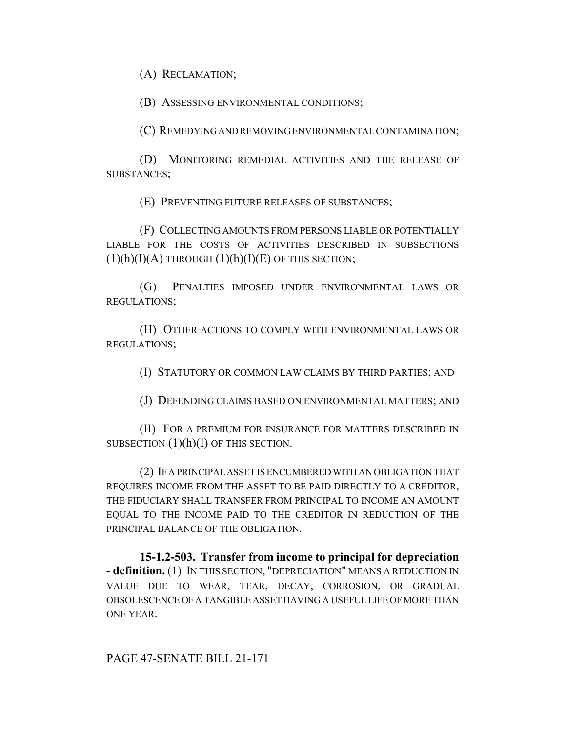(A) RECLAMATION;

(B) ASSESSING ENVIRONMENTAL CONDITIONS;

(C) REMEDYING AND REMOVING ENVIRONMENTAL CONTAMINATION;

(D) MONITORING REMEDIAL ACTIVITIES AND THE RELEASE OF SUBSTANCES;

(E) PREVENTING FUTURE RELEASES OF SUBSTANCES;

(F) COLLECTING AMOUNTS FROM PERSONS LIABLE OR POTENTIALLY LIABLE FOR THE COSTS OF ACTIVITIES DESCRIBED IN SUBSECTIONS (1)(h)(I)(A) THROUGH (1)(h)(I)(E) OF THIS SECTION;

(G) PENALTIES IMPOSED UNDER ENVIRONMENTAL LAWS OR REGULATIONS;

(H) OTHER ACTIONS TO COMPLY WITH ENVIRONMENTAL LAWS OR REGULATIONS;

(I) STATUTORY OR COMMON LAW CLAIMS BY THIRD PARTIES; AND

(J) DEFENDING CLAIMS BASED ON ENVIRONMENTAL MATTERS; AND

(II) FOR A PREMIUM FOR INSURANCE FOR MATTERS DESCRIBED IN SUBSECTION (1)(h)(I) OF THIS SECTION.

(2) IF A PRINCIPAL ASSET IS ENCUMBERED WITH AN OBLIGATION THAT REQUIRES INCOME FROM THE ASSET TO BE PAID DIRECTLY TO A CREDITOR, THE FIDUCIARY SHALL TRANSFER FROM PRINCIPAL TO INCOME AN AMOUNT EQUAL TO THE INCOME PAID TO THE CREDITOR IN REDUCTION OF THE PRINCIPAL BALANCE OF THE OBLIGATION.

**15-1.2-503. Transfer from income to principal for depreciation - definition.** (1) IN THIS SECTION, "DEPRECIATION" MEANS A REDUCTION IN VALUE DUE TO WEAR, TEAR, DECAY, CORROSION, OR GRADUAL OBSOLESCENCE OF A TANGIBLE ASSET HAVING A USEFUL LIFE OF MORE THAN ONE YEAR.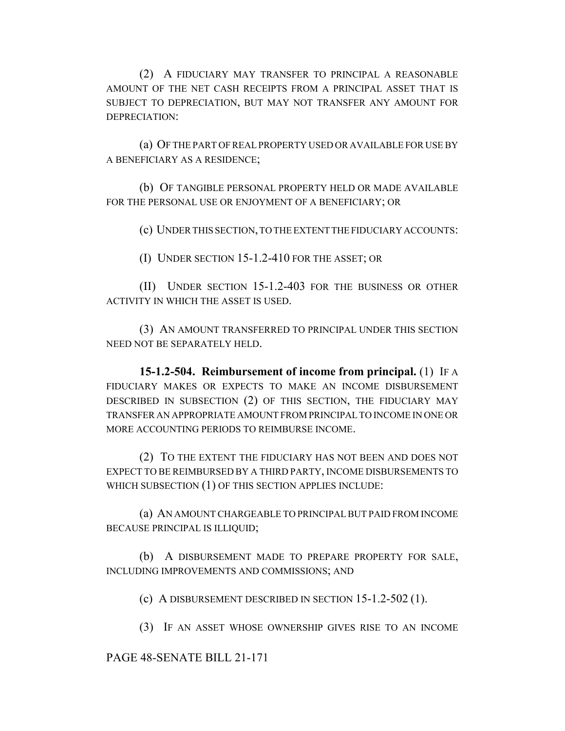(2) A FIDUCIARY MAY TRANSFER TO PRINCIPAL A REASONABLE AMOUNT OF THE NET CASH RECEIPTS FROM A PRINCIPAL ASSET THAT IS SUBJECT TO DEPRECIATION, BUT MAY NOT TRANSFER ANY AMOUNT FOR DEPRECIATION:

(a) OF THE PART OF REAL PROPERTY USED OR AVAILABLE FOR USE BY A BENEFICIARY AS A RESIDENCE;

(b) OF TANGIBLE PERSONAL PROPERTY HELD OR MADE AVAILABLE FOR THE PERSONAL USE OR ENJOYMENT OF A BENEFICIARY; OR

(c) UNDER THIS SECTION, TO THE EXTENT THE FIDUCIARY ACCOUNTS:

(I) UNDER SECTION 15-1.2-410 FOR THE ASSET; OR

(II) UNDER SECTION 15-1.2-403 FOR THE BUSINESS OR OTHER ACTIVITY IN WHICH THE ASSET IS USED.

(3) AN AMOUNT TRANSFERRED TO PRINCIPAL UNDER THIS SECTION NEED NOT BE SEPARATELY HELD.

**15-1.2-504. Reimbursement of income from principal.** (1) IF A FIDUCIARY MAKES OR EXPECTS TO MAKE AN INCOME DISBURSEMENT DESCRIBED IN SUBSECTION (2) OF THIS SECTION, THE FIDUCIARY MAY TRANSFER AN APPROPRIATE AMOUNT FROM PRINCIPAL TO INCOME IN ONE OR MORE ACCOUNTING PERIODS TO REIMBURSE INCOME.

(2) TO THE EXTENT THE FIDUCIARY HAS NOT BEEN AND DOES NOT EXPECT TO BE REIMBURSED BY A THIRD PARTY, INCOME DISBURSEMENTS TO WHICH SUBSECTION (1) OF THIS SECTION APPLIES INCLUDE:

(a) AN AMOUNT CHARGEABLE TO PRINCIPAL BUT PAID FROM INCOME BECAUSE PRINCIPAL IS ILLIQUID;

(b) A DISBURSEMENT MADE TO PREPARE PROPERTY FOR SALE, INCLUDING IMPROVEMENTS AND COMMISSIONS; AND

(c) A DISBURSEMENT DESCRIBED IN SECTION 15-1.2-502 (1).

(3) IF AN ASSET WHOSE OWNERSHIP GIVES RISE TO AN INCOME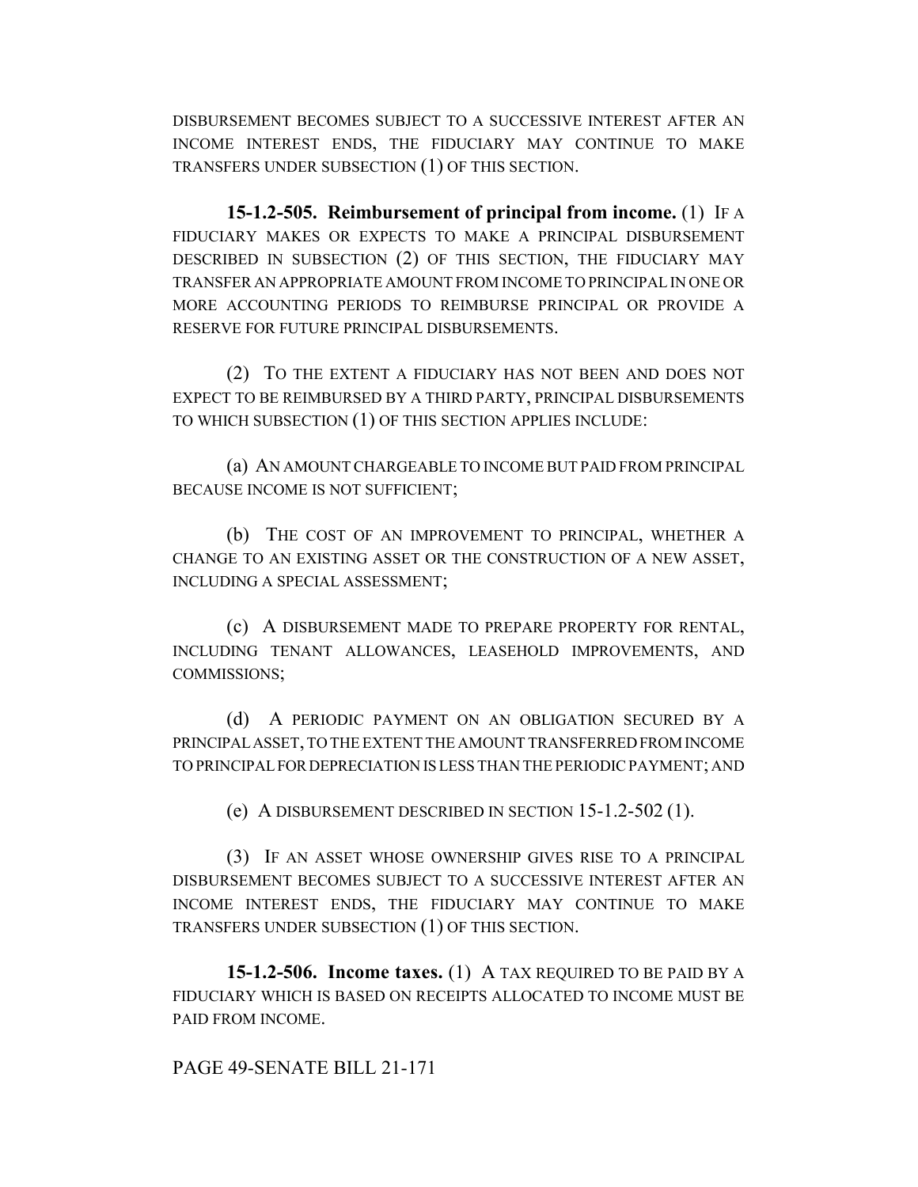DISBURSEMENT BECOMES SUBJECT TO A SUCCESSIVE INTEREST AFTER AN INCOME INTEREST ENDS, THE FIDUCIARY MAY CONTINUE TO MAKE TRANSFERS UNDER SUBSECTION (1) OF THIS SECTION.

**15-1.2-505. Reimbursement of principal from income.** (1) IF A FIDUCIARY MAKES OR EXPECTS TO MAKE A PRINCIPAL DISBURSEMENT DESCRIBED IN SUBSECTION (2) OF THIS SECTION, THE FIDUCIARY MAY TRANSFER AN APPROPRIATE AMOUNT FROM INCOME TO PRINCIPAL IN ONE OR MORE ACCOUNTING PERIODS TO REIMBURSE PRINCIPAL OR PROVIDE A RESERVE FOR FUTURE PRINCIPAL DISBURSEMENTS.

(2) TO THE EXTENT A FIDUCIARY HAS NOT BEEN AND DOES NOT EXPECT TO BE REIMBURSED BY A THIRD PARTY, PRINCIPAL DISBURSEMENTS TO WHICH SUBSECTION (1) OF THIS SECTION APPLIES INCLUDE:

(a) AN AMOUNT CHARGEABLE TO INCOME BUT PAID FROM PRINCIPAL BECAUSE INCOME IS NOT SUFFICIENT;

(b) THE COST OF AN IMPROVEMENT TO PRINCIPAL, WHETHER A CHANGE TO AN EXISTING ASSET OR THE CONSTRUCTION OF A NEW ASSET, INCLUDING A SPECIAL ASSESSMENT;

(c) A DISBURSEMENT MADE TO PREPARE PROPERTY FOR RENTAL, INCLUDING TENANT ALLOWANCES, LEASEHOLD IMPROVEMENTS, AND COMMISSIONS;

(d) A PERIODIC PAYMENT ON AN OBLIGATION SECURED BY A PRINCIPAL ASSET, TO THE EXTENT THE AMOUNT TRANSFERRED FROM INCOME TO PRINCIPAL FOR DEPRECIATION IS LESS THAN THE PERIODIC PAYMENT; AND

(e) A DISBURSEMENT DESCRIBED IN SECTION 15-1.2-502 (1).

(3) IF AN ASSET WHOSE OWNERSHIP GIVES RISE TO A PRINCIPAL DISBURSEMENT BECOMES SUBJECT TO A SUCCESSIVE INTEREST AFTER AN INCOME INTEREST ENDS, THE FIDUCIARY MAY CONTINUE TO MAKE TRANSFERS UNDER SUBSECTION (1) OF THIS SECTION.

**15-1.2-506. Income taxes.** (1) A TAX REQUIRED TO BE PAID BY A FIDUCIARY WHICH IS BASED ON RECEIPTS ALLOCATED TO INCOME MUST BE PAID FROM INCOME.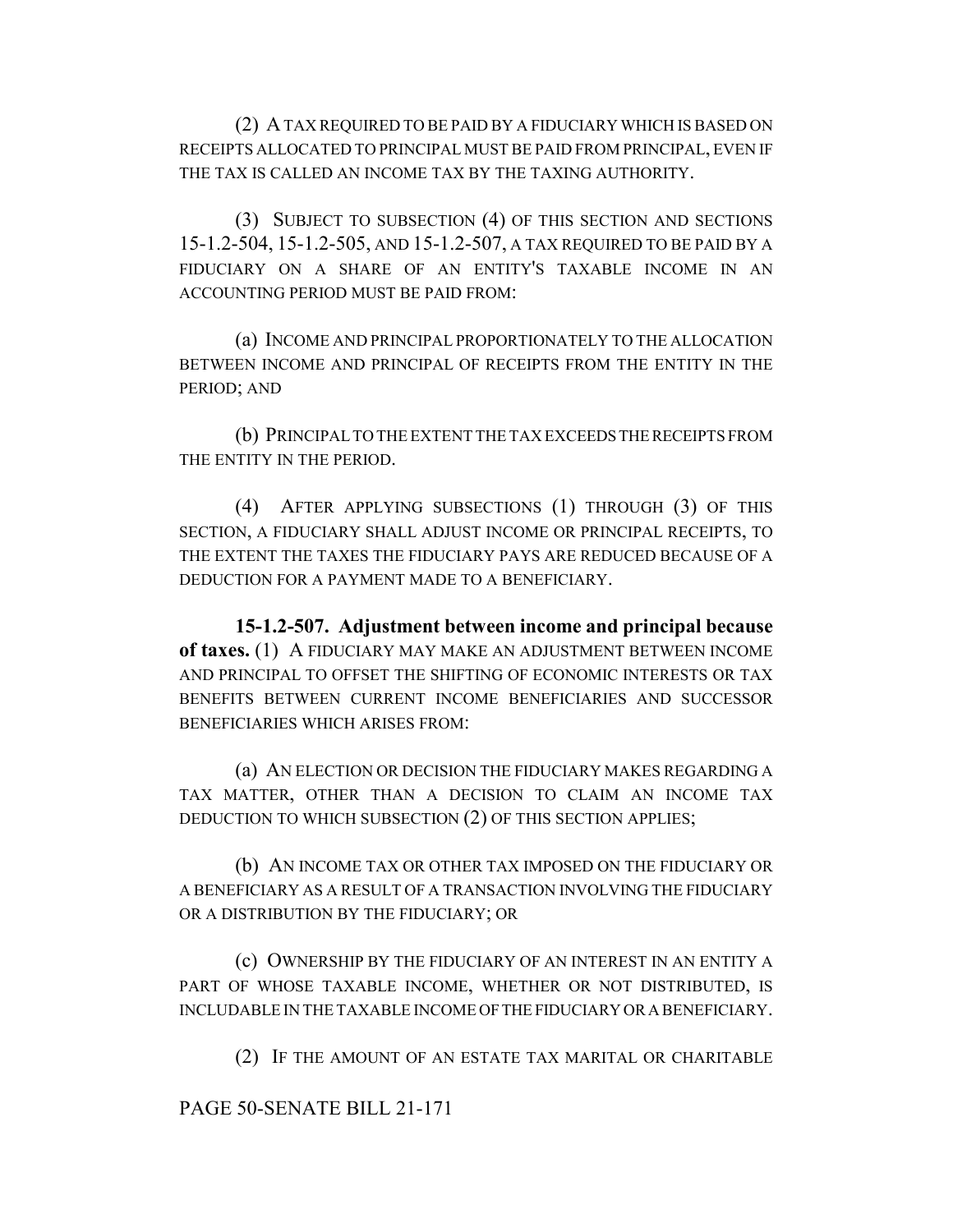(2) A TAX REQUIRED TO BE PAID BY A FIDUCIARY WHICH IS BASED ON RECEIPTS ALLOCATED TO PRINCIPAL MUST BE PAID FROM PRINCIPAL, EVEN IF THE TAX IS CALLED AN INCOME TAX BY THE TAXING AUTHORITY.

(3) SUBJECT TO SUBSECTION (4) OF THIS SECTION AND SECTIONS 15-1.2-504, 15-1.2-505, AND 15-1.2-507, A TAX REQUIRED TO BE PAID BY A FIDUCIARY ON A SHARE OF AN ENTITY'S TAXABLE INCOME IN AN ACCOUNTING PERIOD MUST BE PAID FROM:

(a) INCOME AND PRINCIPAL PROPORTIONATELY TO THE ALLOCATION BETWEEN INCOME AND PRINCIPAL OF RECEIPTS FROM THE ENTITY IN THE PERIOD; AND

(b) PRINCIPAL TO THE EXTENT THE TAX EXCEEDS THE RECEIPTS FROM THE ENTITY IN THE PERIOD.

(4) AFTER APPLYING SUBSECTIONS (1) THROUGH (3) OF THIS SECTION, A FIDUCIARY SHALL ADJUST INCOME OR PRINCIPAL RECEIPTS, TO THE EXTENT THE TAXES THE FIDUCIARY PAYS ARE REDUCED BECAUSE OF A DEDUCTION FOR A PAYMENT MADE TO A BENEFICIARY.

**15-1.2-507. Adjustment between income and principal because of taxes.** (1) A FIDUCIARY MAY MAKE AN ADJUSTMENT BETWEEN INCOME AND PRINCIPAL TO OFFSET THE SHIFTING OF ECONOMIC INTERESTS OR TAX BENEFITS BETWEEN CURRENT INCOME BENEFICIARIES AND SUCCESSOR BENEFICIARIES WHICH ARISES FROM:

(a) AN ELECTION OR DECISION THE FIDUCIARY MAKES REGARDING A TAX MATTER, OTHER THAN A DECISION TO CLAIM AN INCOME TAX DEDUCTION TO WHICH SUBSECTION (2) OF THIS SECTION APPLIES;

(b) AN INCOME TAX OR OTHER TAX IMPOSED ON THE FIDUCIARY OR A BENEFICIARY AS A RESULT OF A TRANSACTION INVOLVING THE FIDUCIARY OR A DISTRIBUTION BY THE FIDUCIARY; OR

(c) OWNERSHIP BY THE FIDUCIARY OF AN INTEREST IN AN ENTITY A PART OF WHOSE TAXABLE INCOME, WHETHER OR NOT DISTRIBUTED, IS INCLUDABLE IN THE TAXABLE INCOME OF THE FIDUCIARY OR A BENEFICIARY.

(2) IF THE AMOUNT OF AN ESTATE TAX MARITAL OR CHARITABLE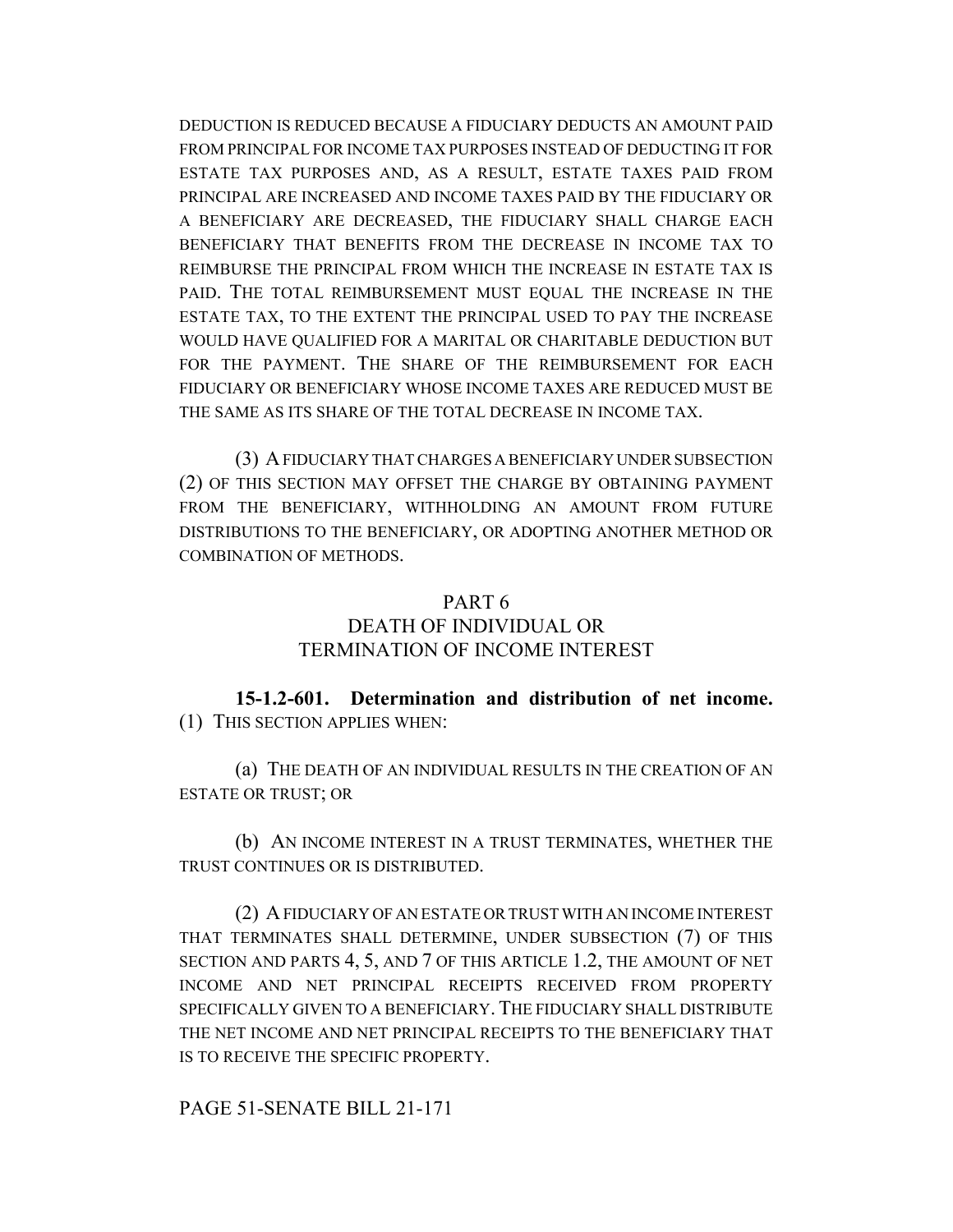DEDUCTION IS REDUCED BECAUSE A FIDUCIARY DEDUCTS AN AMOUNT PAID FROM PRINCIPAL FOR INCOME TAX PURPOSES INSTEAD OF DEDUCTING IT FOR ESTATE TAX PURPOSES AND, AS A RESULT, ESTATE TAXES PAID FROM PRINCIPAL ARE INCREASED AND INCOME TAXES PAID BY THE FIDUCIARY OR A BENEFICIARY ARE DECREASED, THE FIDUCIARY SHALL CHARGE EACH BENEFICIARY THAT BENEFITS FROM THE DECREASE IN INCOME TAX TO REIMBURSE THE PRINCIPAL FROM WHICH THE INCREASE IN ESTATE TAX IS PAID. THE TOTAL REIMBURSEMENT MUST EQUAL THE INCREASE IN THE ESTATE TAX, TO THE EXTENT THE PRINCIPAL USED TO PAY THE INCREASE WOULD HAVE QUALIFIED FOR A MARITAL OR CHARITABLE DEDUCTION BUT FOR THE PAYMENT. THE SHARE OF THE REIMBURSEMENT FOR EACH FIDUCIARY OR BENEFICIARY WHOSE INCOME TAXES ARE REDUCED MUST BE THE SAME AS ITS SHARE OF THE TOTAL DECREASE IN INCOME TAX.

(3) A FIDUCIARY THAT CHARGES A BENEFICIARY UNDER SUBSECTION (2) OF THIS SECTION MAY OFFSET THE CHARGE BY OBTAINING PAYMENT FROM THE BENEFICIARY, WITHHOLDING AN AMOUNT FROM FUTURE DISTRIBUTIONS TO THE BENEFICIARY, OR ADOPTING ANOTHER METHOD OR COMBINATION OF METHODS.

## PART 6
## DEATH OF INDIVIDUAL OR TERMINATION OF INCOME INTEREST

**15-1.2-601. Determination and distribution of net income.** (1) THIS SECTION APPLIES WHEN:

(a) THE DEATH OF AN INDIVIDUAL RESULTS IN THE CREATION OF AN ESTATE OR TRUST; OR

(b) AN INCOME INTEREST IN A TRUST TERMINATES, WHETHER THE TRUST CONTINUES OR IS DISTRIBUTED.

(2) A FIDUCIARY OF AN ESTATE OR TRUST WITH AN INCOME INTEREST THAT TERMINATES SHALL DETERMINE, UNDER SUBSECTION (7) OF THIS SECTION AND PARTS 4, 5, AND 7 OF THIS ARTICLE 1.2, THE AMOUNT OF NET INCOME AND NET PRINCIPAL RECEIPTS RECEIVED FROM PROPERTY SPECIFICALLY GIVEN TO A BENEFICIARY. THE FIDUCIARY SHALL DISTRIBUTE THE NET INCOME AND NET PRINCIPAL RECEIPTS TO THE BENEFICIARY THAT IS TO RECEIVE THE SPECIFIC PROPERTY.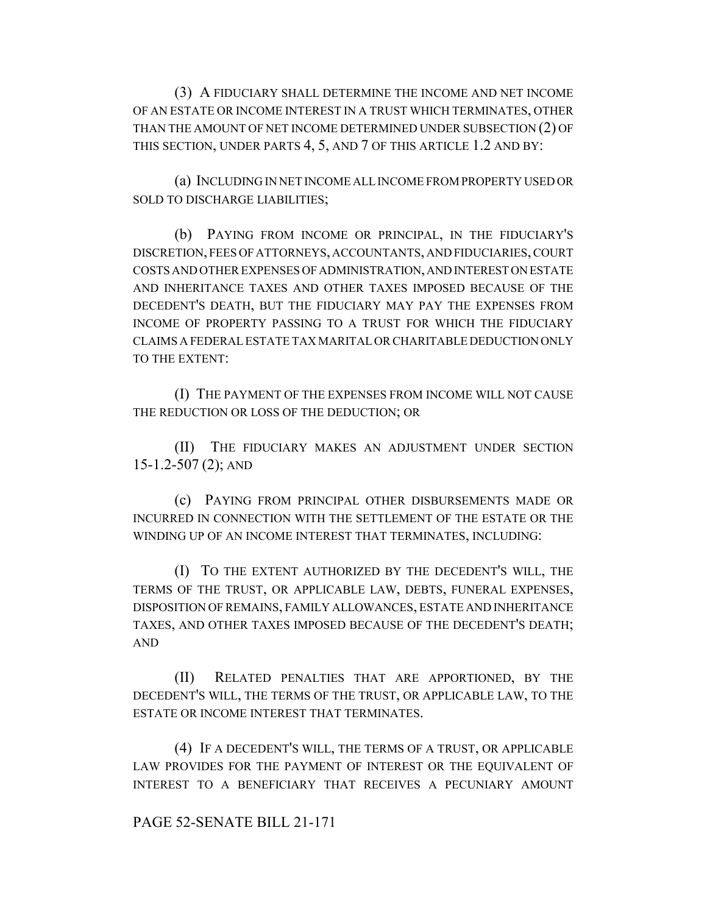(3) A FIDUCIARY SHALL DETERMINE THE INCOME AND NET INCOME OF AN ESTATE OR INCOME INTEREST IN A TRUST WHICH TERMINATES, OTHER THAN THE AMOUNT OF NET INCOME DETERMINED UNDER SUBSECTION (2) OF THIS SECTION, UNDER PARTS 4, 5, AND 7 OF THIS ARTICLE 1.2 AND BY:

(a) INCLUDING IN NET INCOME ALL INCOME FROM PROPERTY USED OR SOLD TO DISCHARGE LIABILITIES;

(b) PAYING FROM INCOME OR PRINCIPAL, IN THE FIDUCIARY'S DISCRETION, FEES OF ATTORNEYS, ACCOUNTANTS, AND FIDUCIARIES, COURT COSTS AND OTHER EXPENSES OF ADMINISTRATION, AND INTEREST ON ESTATE AND INHERITANCE TAXES AND OTHER TAXES IMPOSED BECAUSE OF THE DECEDENT'S DEATH, BUT THE FIDUCIARY MAY PAY THE EXPENSES FROM INCOME OF PROPERTY PASSING TO A TRUST FOR WHICH THE FIDUCIARY CLAIMS A FEDERAL ESTATE TAX MARITAL OR CHARITABLE DEDUCTION ONLY TO THE EXTENT:

(I) THE PAYMENT OF THE EXPENSES FROM INCOME WILL NOT CAUSE THE REDUCTION OR LOSS OF THE DEDUCTION; OR

(II) THE FIDUCIARY MAKES AN ADJUSTMENT UNDER SECTION 15-1.2-507 (2); AND

(c) PAYING FROM PRINCIPAL OTHER DISBURSEMENTS MADE OR INCURRED IN CONNECTION WITH THE SETTLEMENT OF THE ESTATE OR THE WINDING UP OF AN INCOME INTEREST THAT TERMINATES, INCLUDING:

(I) TO THE EXTENT AUTHORIZED BY THE DECEDENT'S WILL, THE TERMS OF THE TRUST, OR APPLICABLE LAW, DEBTS, FUNERAL EXPENSES, DISPOSITION OF REMAINS, FAMILY ALLOWANCES, ESTATE AND INHERITANCE TAXES, AND OTHER TAXES IMPOSED BECAUSE OF THE DECEDENT'S DEATH; AND

(II) RELATED PENALTIES THAT ARE APPORTIONED, BY THE DECEDENT'S WILL, THE TERMS OF THE TRUST, OR APPLICABLE LAW, TO THE ESTATE OR INCOME INTEREST THAT TERMINATES.

(4) IF A DECEDENT'S WILL, THE TERMS OF A TRUST, OR APPLICABLE LAW PROVIDES FOR THE PAYMENT OF INTEREST OR THE EQUIVALENT OF INTEREST TO A BENEFICIARY THAT RECEIVES A PECUNIARY AMOUNT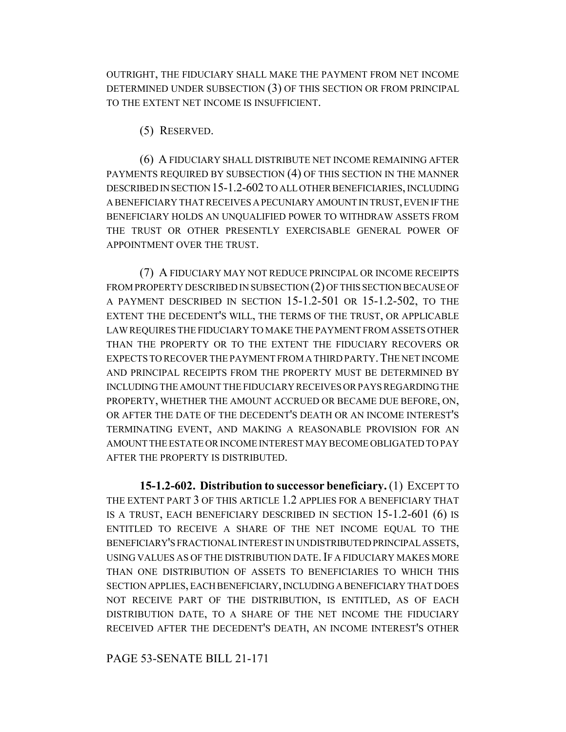OUTRIGHT, THE FIDUCIARY SHALL MAKE THE PAYMENT FROM NET INCOME DETERMINED UNDER SUBSECTION (3) OF THIS SECTION OR FROM PRINCIPAL TO THE EXTENT NET INCOME IS INSUFFICIENT.

(5) RESERVED.

(6) A FIDUCIARY SHALL DISTRIBUTE NET INCOME REMAINING AFTER PAYMENTS REQUIRED BY SUBSECTION (4) OF THIS SECTION IN THE MANNER DESCRIBED IN SECTION 15-1.2-602 TO ALL OTHER BENEFICIARIES, INCLUDING A BENEFICIARY THAT RECEIVES A PECUNIARY AMOUNT IN TRUST, EVEN IF THE BENEFICIARY HOLDS AN UNQUALIFIED POWER TO WITHDRAW ASSETS FROM THE TRUST OR OTHER PRESENTLY EXERCISABLE GENERAL POWER OF APPOINTMENT OVER THE TRUST.

(7) A FIDUCIARY MAY NOT REDUCE PRINCIPAL OR INCOME RECEIPTS FROM PROPERTY DESCRIBED IN SUBSECTION (2) OF THIS SECTION BECAUSE OF A PAYMENT DESCRIBED IN SECTION 15-1.2-501 OR 15-1.2-502, TO THE EXTENT THE DECEDENT'S WILL, THE TERMS OF THE TRUST, OR APPLICABLE LAW REQUIRES THE FIDUCIARY TO MAKE THE PAYMENT FROM ASSETS OTHER THAN THE PROPERTY OR TO THE EXTENT THE FIDUCIARY RECOVERS OR EXPECTS TO RECOVER THE PAYMENT FROM A THIRD PARTY. THE NET INCOME AND PRINCIPAL RECEIPTS FROM THE PROPERTY MUST BE DETERMINED BY INCLUDING THE AMOUNT THE FIDUCIARY RECEIVES OR PAYS REGARDING THE PROPERTY, WHETHER THE AMOUNT ACCRUED OR BECAME DUE BEFORE, ON, OR AFTER THE DATE OF THE DECEDENT'S DEATH OR AN INCOME INTEREST'S TERMINATING EVENT, AND MAKING A REASONABLE PROVISION FOR AN AMOUNT THE ESTATE OR INCOME INTEREST MAY BECOME OBLIGATED TO PAY AFTER THE PROPERTY IS DISTRIBUTED.

**15-1.2-602. Distribution to successor beneficiary.** (1) EXCEPT TO THE EXTENT PART 3 OF THIS ARTICLE 1.2 APPLIES FOR A BENEFICIARY THAT IS A TRUST, EACH BENEFICIARY DESCRIBED IN SECTION 15-1.2-601 (6) IS ENTITLED TO RECEIVE A SHARE OF THE NET INCOME EQUAL TO THE BENEFICIARY'S FRACTIONAL INTEREST IN UNDISTRIBUTED PRINCIPAL ASSETS, USING VALUES AS OF THE DISTRIBUTION DATE. IF A FIDUCIARY MAKES MORE THAN ONE DISTRIBUTION OF ASSETS TO BENEFICIARIES TO WHICH THIS SECTION APPLIES, EACH BENEFICIARY, INCLUDING A BENEFICIARY THAT DOES NOT RECEIVE PART OF THE DISTRIBUTION, IS ENTITLED, AS OF EACH DISTRIBUTION DATE, TO A SHARE OF THE NET INCOME THE FIDUCIARY RECEIVED AFTER THE DECEDENT'S DEATH, AN INCOME INTEREST'S OTHER

PAGE 53-SENATE BILL 21-171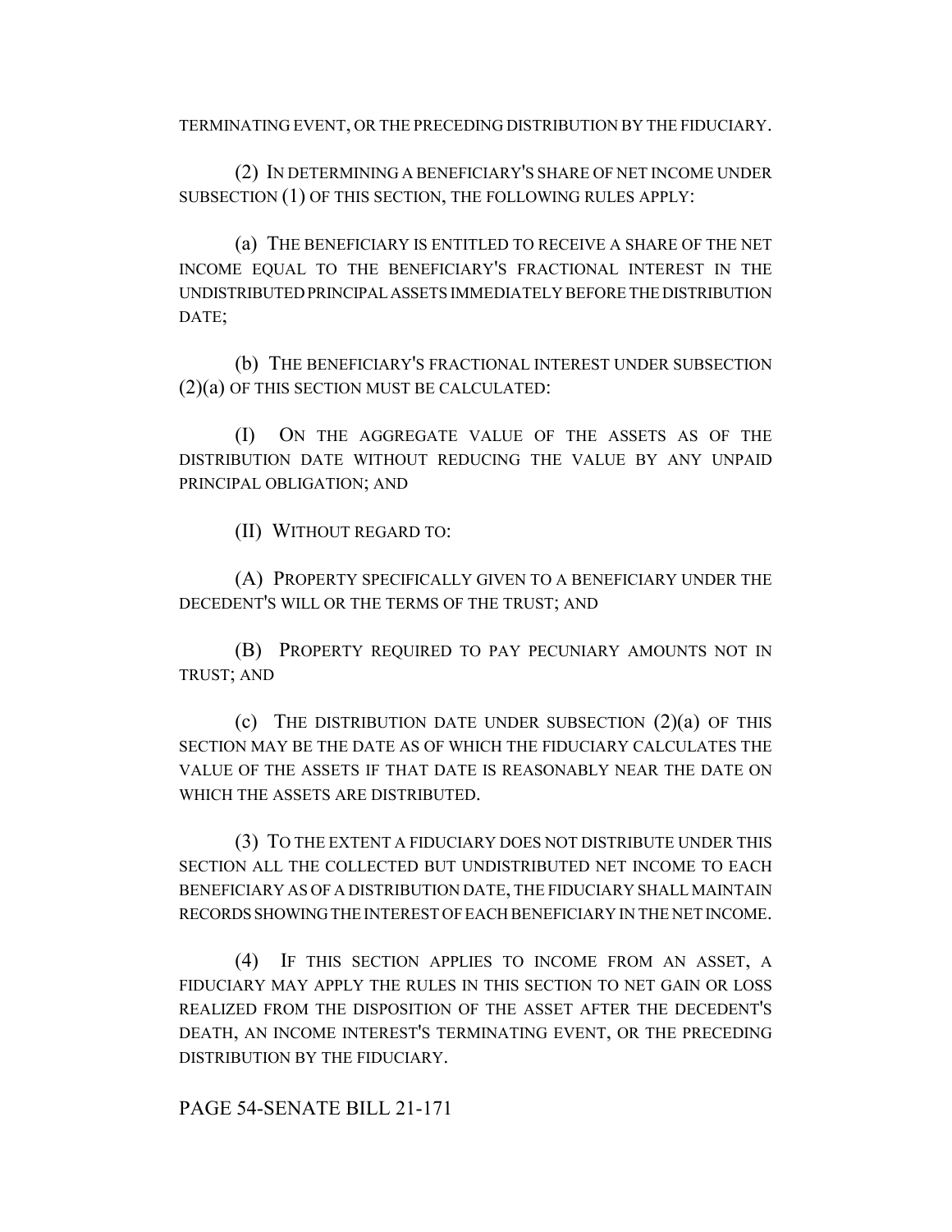TERMINATING EVENT, OR THE PRECEDING DISTRIBUTION BY THE FIDUCIARY.

(2) IN DETERMINING A BENEFICIARY'S SHARE OF NET INCOME UNDER SUBSECTION (1) OF THIS SECTION, THE FOLLOWING RULES APPLY:

(a) THE BENEFICIARY IS ENTITLED TO RECEIVE A SHARE OF THE NET INCOME EQUAL TO THE BENEFICIARY'S FRACTIONAL INTEREST IN THE UNDISTRIBUTED PRINCIPAL ASSETS IMMEDIATELY BEFORE THE DISTRIBUTION DATE;

(b) THE BENEFICIARY'S FRACTIONAL INTEREST UNDER SUBSECTION (2)(a) OF THIS SECTION MUST BE CALCULATED:

(I) ON THE AGGREGATE VALUE OF THE ASSETS AS OF THE DISTRIBUTION DATE WITHOUT REDUCING THE VALUE BY ANY UNPAID PRINCIPAL OBLIGATION; AND

(II) WITHOUT REGARD TO:

(A) PROPERTY SPECIFICALLY GIVEN TO A BENEFICIARY UNDER THE DECEDENT'S WILL OR THE TERMS OF THE TRUST; AND

(B) PROPERTY REQUIRED TO PAY PECUNIARY AMOUNTS NOT IN TRUST; AND

(c) THE DISTRIBUTION DATE UNDER SUBSECTION (2)(a) OF THIS SECTION MAY BE THE DATE AS OF WHICH THE FIDUCIARY CALCULATES THE VALUE OF THE ASSETS IF THAT DATE IS REASONABLY NEAR THE DATE ON WHICH THE ASSETS ARE DISTRIBUTED.

(3) TO THE EXTENT A FIDUCIARY DOES NOT DISTRIBUTE UNDER THIS SECTION ALL THE COLLECTED BUT UNDISTRIBUTED NET INCOME TO EACH BENEFICIARY AS OF A DISTRIBUTION DATE, THE FIDUCIARY SHALL MAINTAIN RECORDS SHOWING THE INTEREST OF EACH BENEFICIARY IN THE NET INCOME.

(4) IF THIS SECTION APPLIES TO INCOME FROM AN ASSET, A FIDUCIARY MAY APPLY THE RULES IN THIS SECTION TO NET GAIN OR LOSS REALIZED FROM THE DISPOSITION OF THE ASSET AFTER THE DECEDENT'S DEATH, AN INCOME INTEREST'S TERMINATING EVENT, OR THE PRECEDING DISTRIBUTION BY THE FIDUCIARY.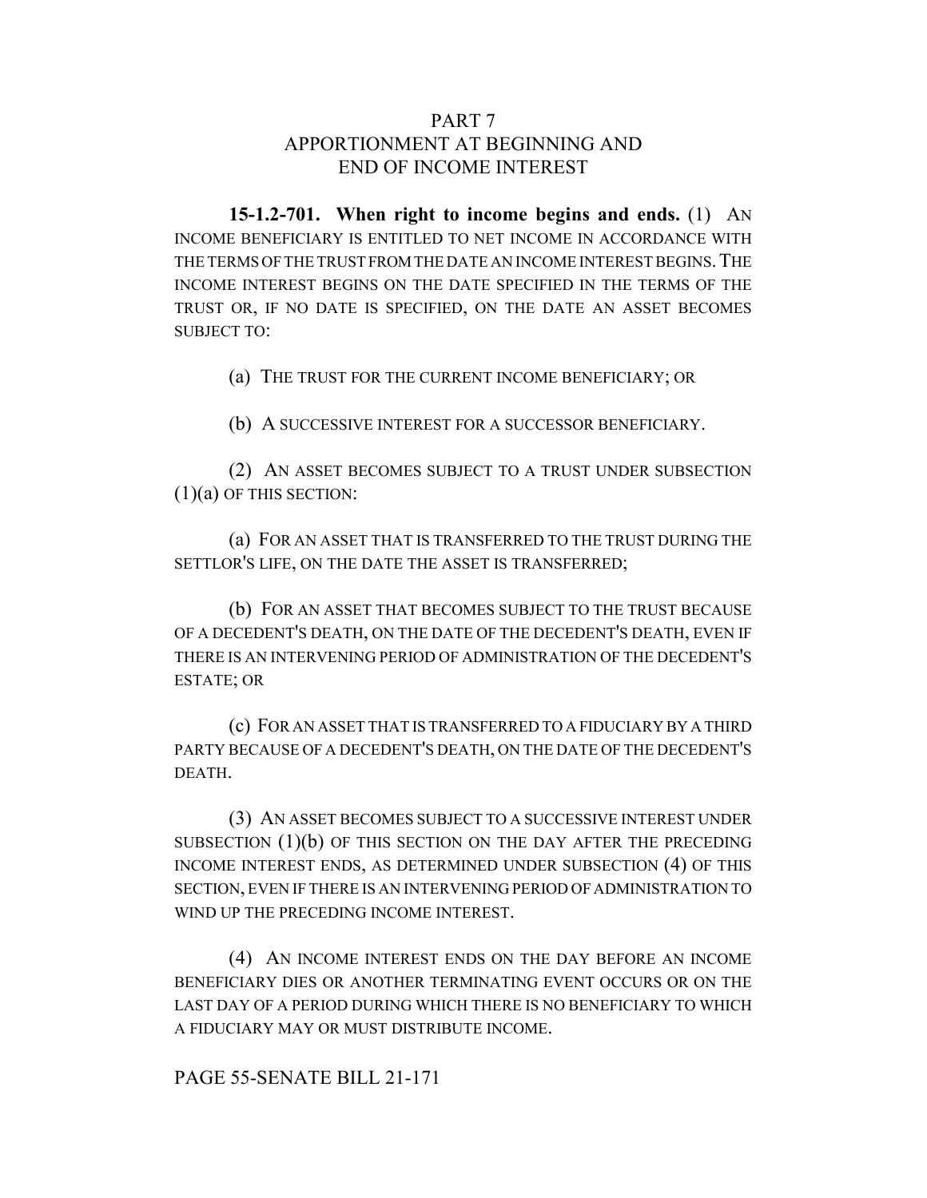## PART 7
## APPORTIONMENT AT BEGINNING AND END OF INCOME INTEREST

**15-1.2-701. When right to income begins and ends.** (1) AN INCOME BENEFICIARY IS ENTITLED TO NET INCOME IN ACCORDANCE WITH THE TERMS OF THE TRUST FROM THE DATE AN INCOME INTEREST BEGINS. THE INCOME INTEREST BEGINS ON THE DATE SPECIFIED IN THE TERMS OF THE TRUST OR, IF NO DATE IS SPECIFIED, ON THE DATE AN ASSET BECOMES SUBJECT TO:

(a) THE TRUST FOR THE CURRENT INCOME BENEFICIARY; OR

(b) A SUCCESSIVE INTEREST FOR A SUCCESSOR BENEFICIARY.

(2) AN ASSET BECOMES SUBJECT TO A TRUST UNDER SUBSECTION (1)(a) OF THIS SECTION:

(a) FOR AN ASSET THAT IS TRANSFERRED TO THE TRUST DURING THE SETTLOR'S LIFE, ON THE DATE THE ASSET IS TRANSFERRED;

(b) FOR AN ASSET THAT BECOMES SUBJECT TO THE TRUST BECAUSE OF A DECEDENT'S DEATH, ON THE DATE OF THE DECEDENT'S DEATH, EVEN IF THERE IS AN INTERVENING PERIOD OF ADMINISTRATION OF THE DECEDENT'S ESTATE; OR

(c) FOR AN ASSET THAT IS TRANSFERRED TO A FIDUCIARY BY A THIRD PARTY BECAUSE OF A DECEDENT'S DEATH, ON THE DATE OF THE DECEDENT'S DEATH.

(3) AN ASSET BECOMES SUBJECT TO A SUCCESSIVE INTEREST UNDER SUBSECTION (1)(b) OF THIS SECTION ON THE DAY AFTER THE PRECEDING INCOME INTEREST ENDS, AS DETERMINED UNDER SUBSECTION (4) OF THIS SECTION, EVEN IF THERE IS AN INTERVENING PERIOD OF ADMINISTRATION TO WIND UP THE PRECEDING INCOME INTEREST.

(4) AN INCOME INTEREST ENDS ON THE DAY BEFORE AN INCOME BENEFICIARY DIES OR ANOTHER TERMINATING EVENT OCCURS OR ON THE LAST DAY OF A PERIOD DURING WHICH THERE IS NO BENEFICIARY TO WHICH A FIDUCIARY MAY OR MUST DISTRIBUTE INCOME.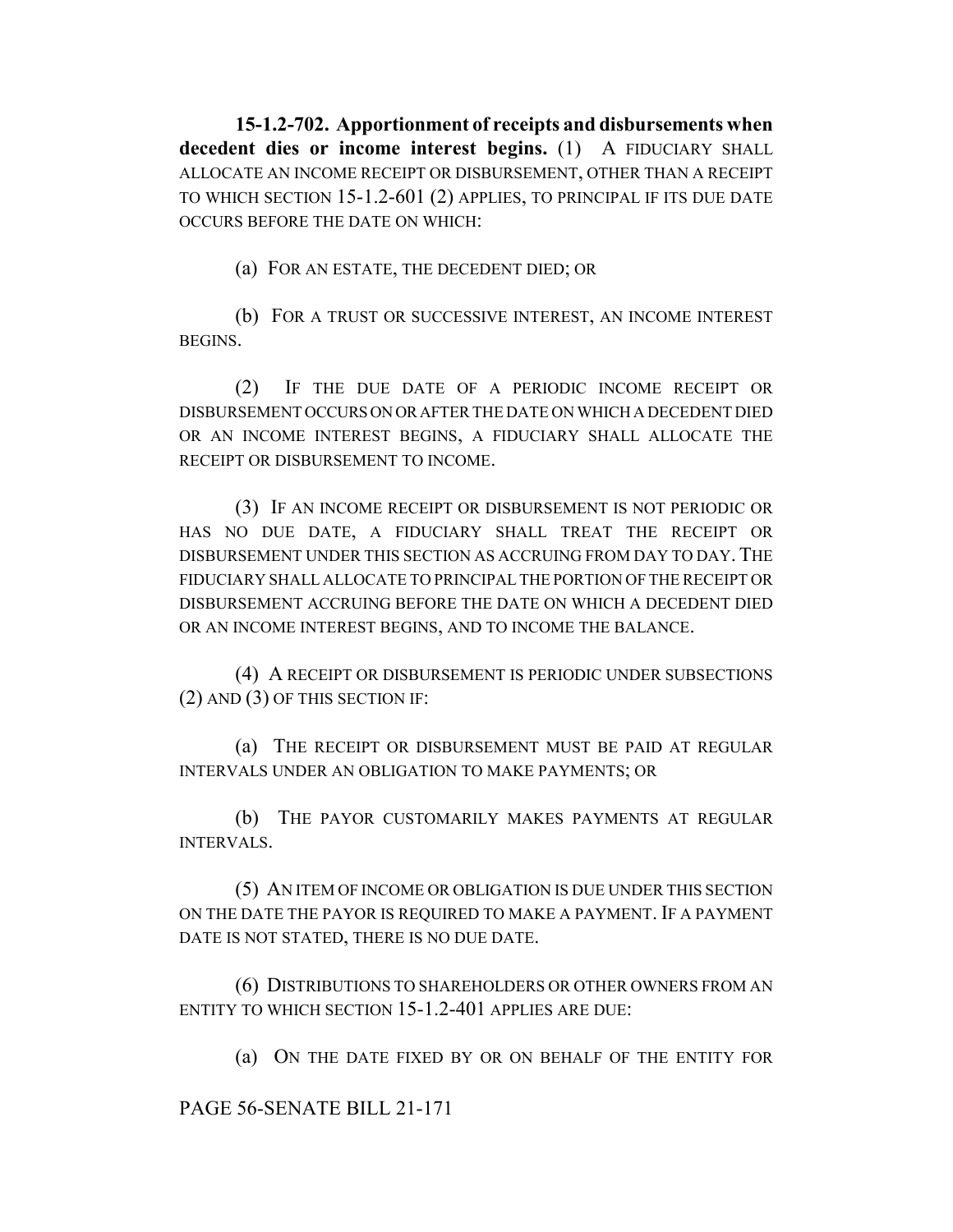**15-1.2-702. Apportionment of receipts and disbursements when decedent dies or income interest begins.** (1) A FIDUCIARY SHALL ALLOCATE AN INCOME RECEIPT OR DISBURSEMENT, OTHER THAN A RECEIPT TO WHICH SECTION 15-1.2-601 (2) APPLIES, TO PRINCIPAL IF ITS DUE DATE OCCURS BEFORE THE DATE ON WHICH:

(a) FOR AN ESTATE, THE DECEDENT DIED; OR

(b) FOR A TRUST OR SUCCESSIVE INTEREST, AN INCOME INTEREST BEGINS.

(2) IF THE DUE DATE OF A PERIODIC INCOME RECEIPT OR DISBURSEMENT OCCURS ON OR AFTER THE DATE ON WHICH A DECEDENT DIED OR AN INCOME INTEREST BEGINS, A FIDUCIARY SHALL ALLOCATE THE RECEIPT OR DISBURSEMENT TO INCOME.

(3) IF AN INCOME RECEIPT OR DISBURSEMENT IS NOT PERIODIC OR HAS NO DUE DATE, A FIDUCIARY SHALL TREAT THE RECEIPT OR DISBURSEMENT UNDER THIS SECTION AS ACCRUING FROM DAY TO DAY. THE FIDUCIARY SHALL ALLOCATE TO PRINCIPAL THE PORTION OF THE RECEIPT OR DISBURSEMENT ACCRUING BEFORE THE DATE ON WHICH A DECEDENT DIED OR AN INCOME INTEREST BEGINS, AND TO INCOME THE BALANCE.

(4) A RECEIPT OR DISBURSEMENT IS PERIODIC UNDER SUBSECTIONS (2) AND (3) OF THIS SECTION IF:

(a) THE RECEIPT OR DISBURSEMENT MUST BE PAID AT REGULAR INTERVALS UNDER AN OBLIGATION TO MAKE PAYMENTS; OR

(b) THE PAYOR CUSTOMARILY MAKES PAYMENTS AT REGULAR INTERVALS.

(5) AN ITEM OF INCOME OR OBLIGATION IS DUE UNDER THIS SECTION ON THE DATE THE PAYOR IS REQUIRED TO MAKE A PAYMENT. IF A PAYMENT DATE IS NOT STATED, THERE IS NO DUE DATE.

(6) DISTRIBUTIONS TO SHAREHOLDERS OR OTHER OWNERS FROM AN ENTITY TO WHICH SECTION 15-1.2-401 APPLIES ARE DUE:

(a) ON THE DATE FIXED BY OR ON BEHALF OF THE ENTITY FOR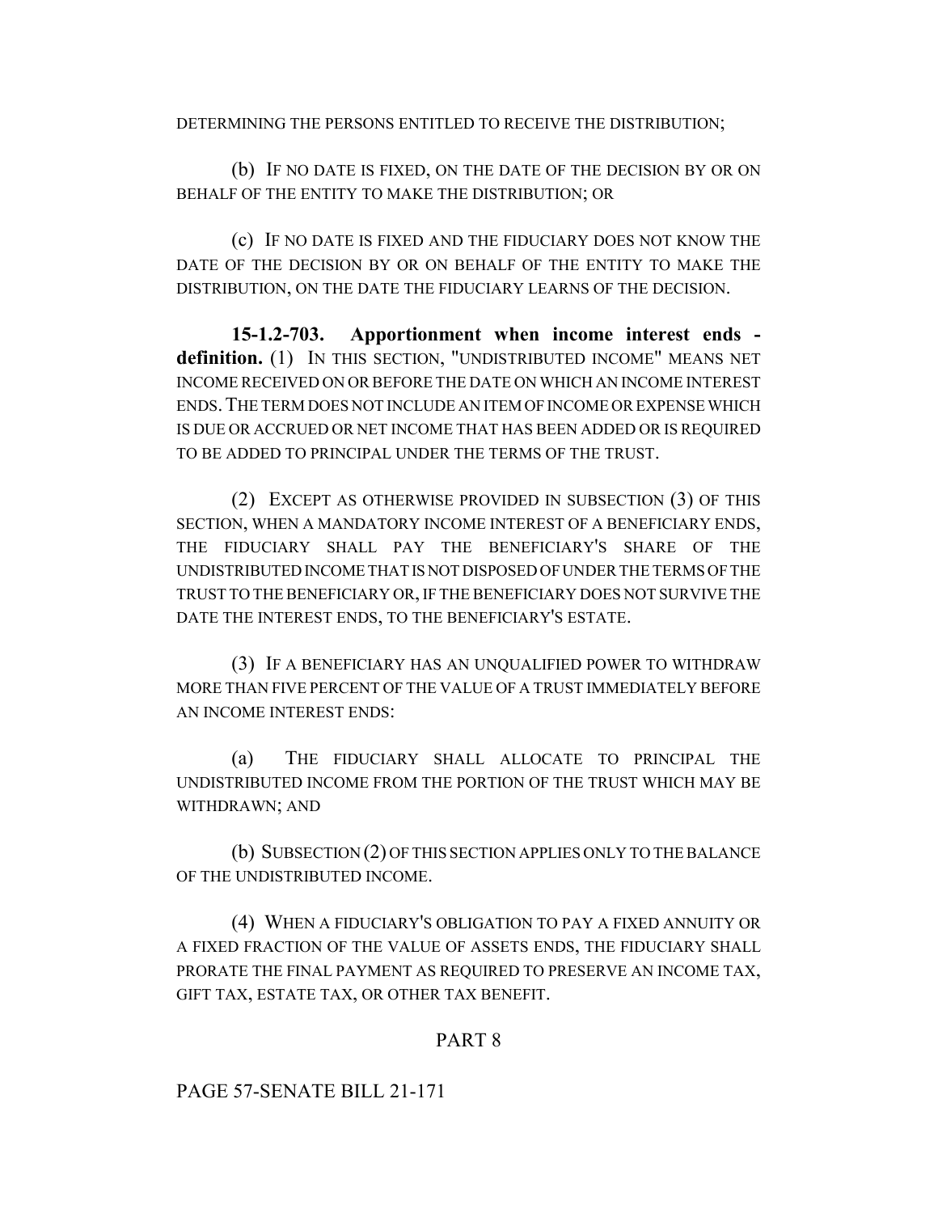DETERMINING THE PERSONS ENTITLED TO RECEIVE THE DISTRIBUTION;

(b) IF NO DATE IS FIXED, ON THE DATE OF THE DECISION BY OR ON BEHALF OF THE ENTITY TO MAKE THE DISTRIBUTION; OR

(c) IF NO DATE IS FIXED AND THE FIDUCIARY DOES NOT KNOW THE DATE OF THE DECISION BY OR ON BEHALF OF THE ENTITY TO MAKE THE DISTRIBUTION, ON THE DATE THE FIDUCIARY LEARNS OF THE DECISION.

**15-1.2-703. Apportionment when income interest ends - definition.** (1) IN THIS SECTION, "UNDISTRIBUTED INCOME" MEANS NET INCOME RECEIVED ON OR BEFORE THE DATE ON WHICH AN INCOME INTEREST ENDS. THE TERM DOES NOT INCLUDE AN ITEM OF INCOME OR EXPENSE WHICH IS DUE OR ACCRUED OR NET INCOME THAT HAS BEEN ADDED OR IS REQUIRED TO BE ADDED TO PRINCIPAL UNDER THE TERMS OF THE TRUST.

(2) EXCEPT AS OTHERWISE PROVIDED IN SUBSECTION (3) OF THIS SECTION, WHEN A MANDATORY INCOME INTEREST OF A BENEFICIARY ENDS, THE FIDUCIARY SHALL PAY THE BENEFICIARY'S SHARE OF THE UNDISTRIBUTED INCOME THAT IS NOT DISPOSED OF UNDER THE TERMS OF THE TRUST TO THE BENEFICIARY OR, IF THE BENEFICIARY DOES NOT SURVIVE THE DATE THE INTEREST ENDS, TO THE BENEFICIARY'S ESTATE.

(3) IF A BENEFICIARY HAS AN UNQUALIFIED POWER TO WITHDRAW MORE THAN FIVE PERCENT OF THE VALUE OF A TRUST IMMEDIATELY BEFORE AN INCOME INTEREST ENDS:

(a) THE FIDUCIARY SHALL ALLOCATE TO PRINCIPAL THE UNDISTRIBUTED INCOME FROM THE PORTION OF THE TRUST WHICH MAY BE WITHDRAWN; AND

(b) SUBSECTION (2) OF THIS SECTION APPLIES ONLY TO THE BALANCE OF THE UNDISTRIBUTED INCOME.

(4) WHEN A FIDUCIARY'S OBLIGATION TO PAY A FIXED ANNUITY OR A FIXED FRACTION OF THE VALUE OF ASSETS ENDS, THE FIDUCIARY SHALL PRORATE THE FINAL PAYMENT AS REQUIRED TO PRESERVE AN INCOME TAX, GIFT TAX, ESTATE TAX, OR OTHER TAX BENEFIT.

PART 8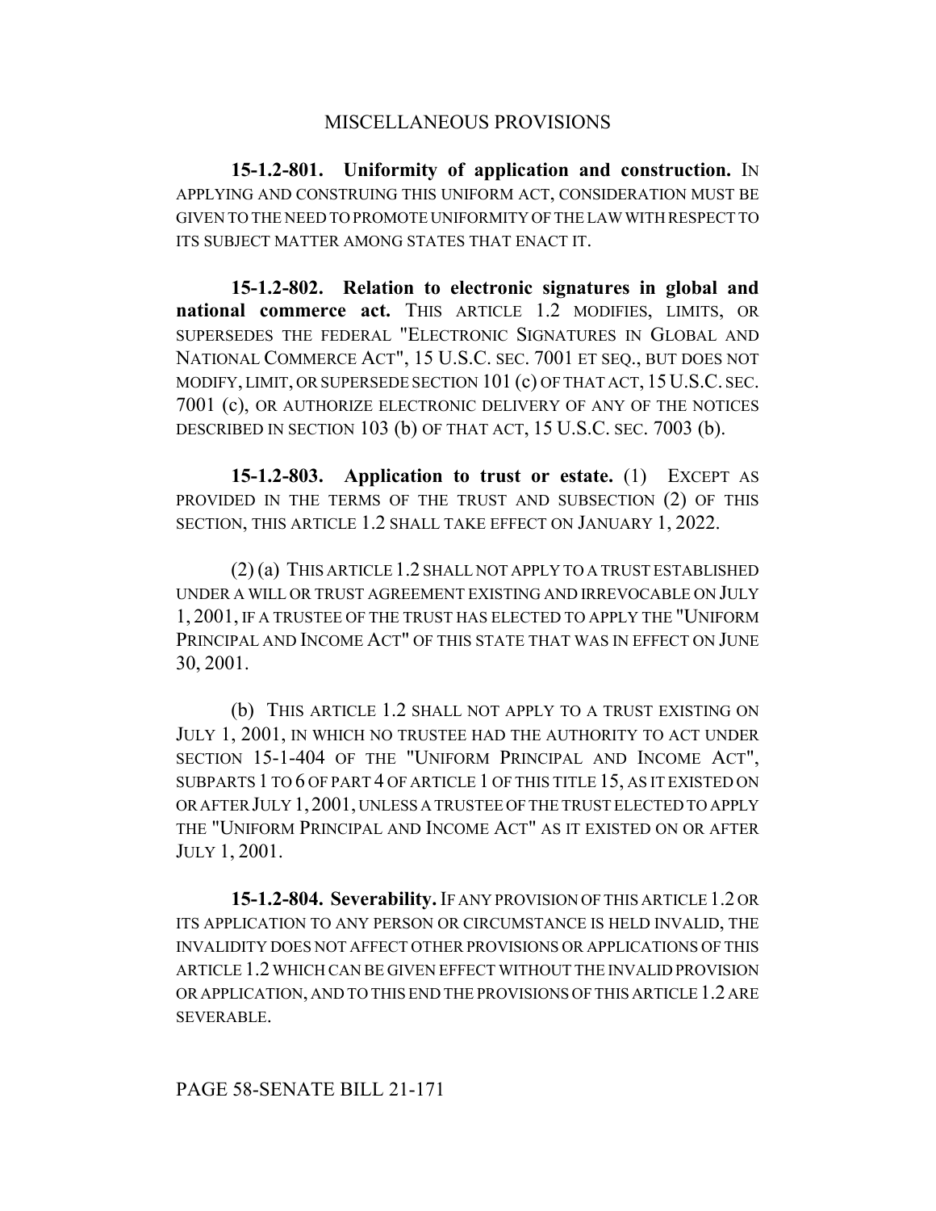## MISCELLANEOUS PROVISIONS

**15-1.2-801. Uniformity of application and construction.** IN APPLYING AND CONSTRUING THIS UNIFORM ACT, CONSIDERATION MUST BE GIVEN TO THE NEED TO PROMOTE UNIFORMITY OF THE LAW WITH RESPECT TO ITS SUBJECT MATTER AMONG STATES THAT ENACT IT.

**15-1.2-802. Relation to electronic signatures in global and national commerce act.** THIS ARTICLE 1.2 MODIFIES, LIMITS, OR SUPERSEDES THE FEDERAL "ELECTRONIC SIGNATURES IN GLOBAL AND NATIONAL COMMERCE ACT", 15 U.S.C. SEC. 7001 ET SEQ., BUT DOES NOT MODIFY, LIMIT, OR SUPERSEDE SECTION 101 (c) OF THAT ACT, 15 U.S.C. SEC. 7001 (c), OR AUTHORIZE ELECTRONIC DELIVERY OF ANY OF THE NOTICES DESCRIBED IN SECTION 103 (b) OF THAT ACT, 15 U.S.C. SEC. 7003 (b).

**15-1.2-803. Application to trust or estate.** (1) EXCEPT AS PROVIDED IN THE TERMS OF THE TRUST AND SUBSECTION (2) OF THIS SECTION, THIS ARTICLE 1.2 SHALL TAKE EFFECT ON JANUARY 1, 2022.

(2) (a) THIS ARTICLE 1.2 SHALL NOT APPLY TO A TRUST ESTABLISHED UNDER A WILL OR TRUST AGREEMENT EXISTING AND IRREVOCABLE ON JULY 1, 2001, IF A TRUSTEE OF THE TRUST HAS ELECTED TO APPLY THE "UNIFORM PRINCIPAL AND INCOME ACT" OF THIS STATE THAT WAS IN EFFECT ON JUNE 30, 2001.

(b) THIS ARTICLE 1.2 SHALL NOT APPLY TO A TRUST EXISTING ON JULY 1, 2001, IN WHICH NO TRUSTEE HAD THE AUTHORITY TO ACT UNDER SECTION 15-1-404 OF THE "UNIFORM PRINCIPAL AND INCOME ACT", SUBPARTS 1 TO 6 OF PART 4 OF ARTICLE 1 OF THIS TITLE 15, AS IT EXISTED ON OR AFTER JULY 1, 2001, UNLESS A TRUSTEE OF THE TRUST ELECTED TO APPLY THE "UNIFORM PRINCIPAL AND INCOME ACT" AS IT EXISTED ON OR AFTER JULY 1, 2001.

**15-1.2-804. Severability.** IF ANY PROVISION OF THIS ARTICLE 1.2 OR ITS APPLICATION TO ANY PERSON OR CIRCUMSTANCE IS HELD INVALID, THE INVALIDITY DOES NOT AFFECT OTHER PROVISIONS OR APPLICATIONS OF THIS ARTICLE 1.2 WHICH CAN BE GIVEN EFFECT WITHOUT THE INVALID PROVISION OR APPLICATION, AND TO THIS END THE PROVISIONS OF THIS ARTICLE 1.2 ARE SEVERABLE.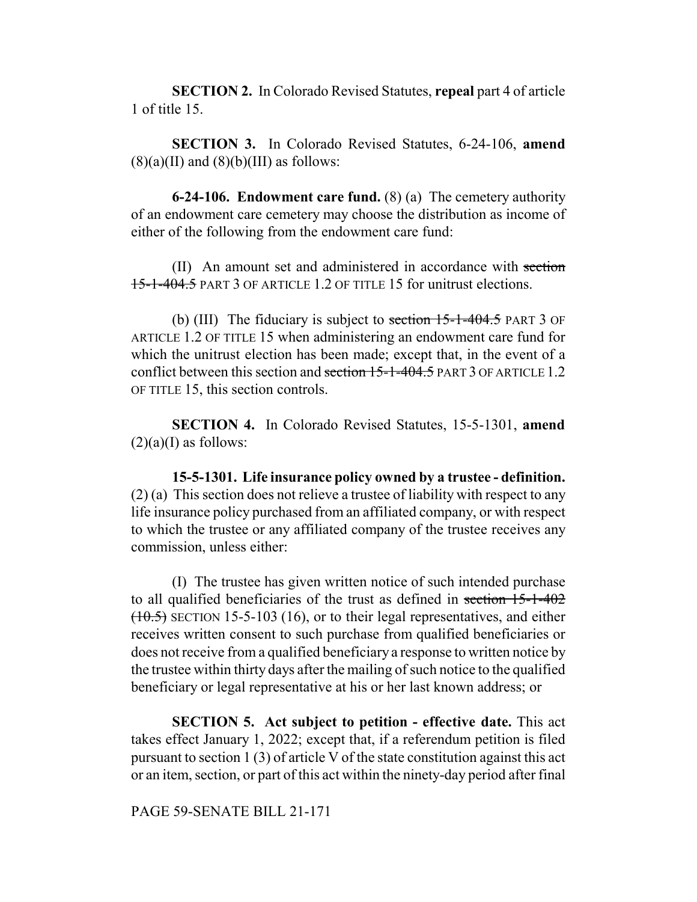**SECTION 2.** In Colorado Revised Statutes, **repeal** part 4 of article 1 of title 15.

**SECTION 3.** In Colorado Revised Statutes, 6-24-106, **amend** (8)(a)(II) and (8)(b)(III) as follows:

**6-24-106. Endowment care fund.** (8) (a) The cemetery authority of an endowment care cemetery may choose the distribution as income of either of the following from the endowment care fund:

(II) An amount set and administered in accordance with ~~section 15-1-404.5~~ PART 3 OF ARTICLE 1.2 OF TITLE 15 for unitrust elections.

(b) (III) The fiduciary is subject to ~~section 15-1-404.5~~ PART 3 OF ARTICLE 1.2 OF TITLE 15 when administering an endowment care fund for which the unitrust election has been made; except that, in the event of a conflict between this section and ~~section 15-1-404.5~~ PART 3 OF ARTICLE 1.2 OF TITLE 15, this section controls.

**SECTION 4.** In Colorado Revised Statutes, 15-5-1301, **amend** (2)(a)(I) as follows:

**15-5-1301. Life insurance policy owned by a trustee - definition.** (2) (a) This section does not relieve a trustee of liability with respect to any life insurance policy purchased from an affiliated company, or with respect to which the trustee or any affiliated company of the trustee receives any commission, unless either:

(I) The trustee has given written notice of such intended purchase to all qualified beneficiaries of the trust as defined in ~~section 15-1-402 (10.5)~~ SECTION 15-5-103 (16), or to their legal representatives, and either receives written consent to such purchase from qualified beneficiaries or does not receive from a qualified beneficiary a response to written notice by the trustee within thirty days after the mailing of such notice to the qualified beneficiary or legal representative at his or her last known address; or

**SECTION 5. Act subject to petition - effective date.** This act takes effect January 1, 2022; except that, if a referendum petition is filed pursuant to section 1 (3) of article V of the state constitution against this act or an item, section, or part of this act within the ninety-day period after final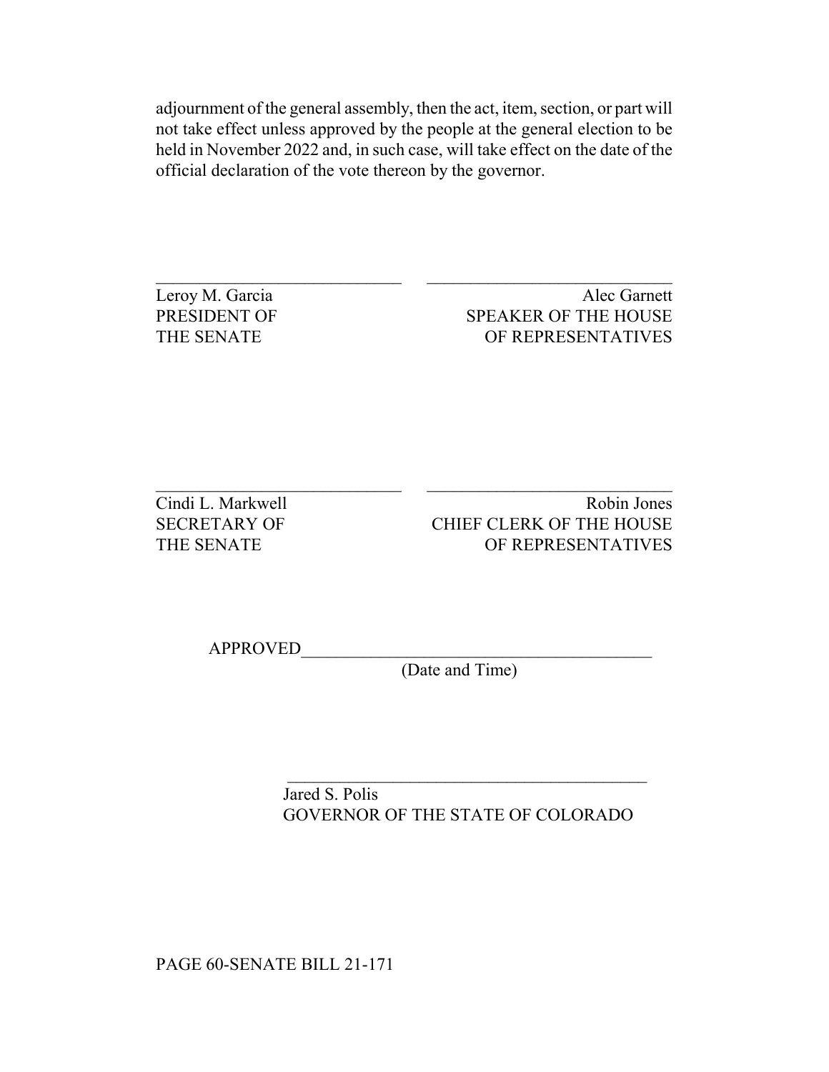adjournment of the general assembly, then the act, item, section, or part will not take effect unless approved by the people at the general election to be held in November 2022 and, in such case, will take effect on the date of the official declaration of the vote thereon by the governor.

____________________________ ____________________________
Leroy M. Garcia
PRESIDENT OF
THE SENATE

Alec Garnett
SPEAKER OF THE HOUSE
OF REPRESENTATIVES

____________________________ ____________________________
Cindi L. Markwell
SECRETARY OF
THE SENATE

Robin Jones
CHIEF CLERK OF THE HOUSE
OF REPRESENTATIVES

APPROVED________________________________________
(Date and Time)

_________________________________________
Jared S. Polis
GOVERNOR OF THE STATE OF COLORADO

PAGE 60-SENATE BILL 21-171